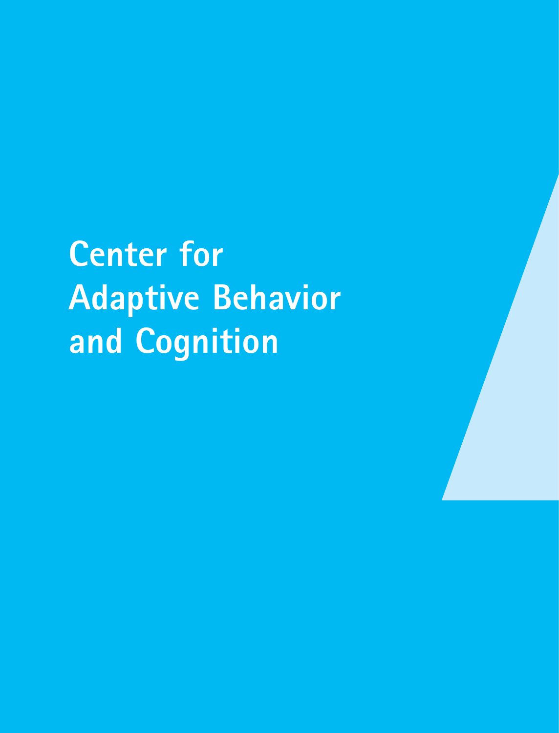# Center for Adaptive Behavior and Cognition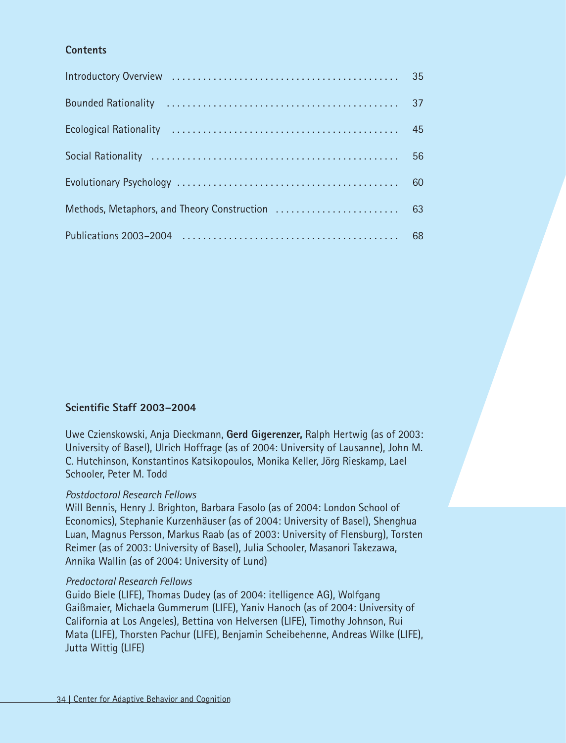## Contents

| | |
|---|---|
| Introductory Overview | 35 |
| Bounded Rationality | 37 |
| Ecological Rationality | 45 |
| Social Rationality | 56 |
| Evolutionary Psychology | 60 |
| Methods, Metaphors, and Theory Construction | 63 |
| Publications 2003–2004 | 68 |

## Scientific Staff 2003–2004

Uwe Czienskowski, Anja Dieckmann, **Gerd Gigerenzer,** Ralph Hertwig (as of 2003: University of Basel), Ulrich Hoffrage (as of 2004: University of Lausanne), John M. C. Hutchinson, Konstantinos Katsikopoulos, Monika Keller, Jörg Rieskamp, Lael Schooler, Peter M. Todd

*Postdoctoral Research Fellows*

Will Bennis, Henry J. Brighton, Barbara Fasolo (as of 2004: London School of Economics), Stephanie Kurzenhäuser (as of 2004: University of Basel), Shenghua Luan, Magnus Persson, Markus Raab (as of 2003: University of Flensburg), Torsten Reimer (as of 2003: University of Basel), Julia Schooler, Masanori Takezawa, Annika Wallin (as of 2004: University of Lund)

*Predoctoral Research Fellows*

Guido Biele (LIFE), Thomas Dudey (as of 2004: itelligence AG), Wolfgang Gaißmaier, Michaela Gummerum (LIFE), Yaniv Hanoch (as of 2004: University of California at Los Angeles), Bettina von Helversen (LIFE), Timothy Johnson, Rui Mata (LIFE), Thorsten Pachur (LIFE), Benjamin Scheibehenne, Andreas Wilke (LIFE), Jutta Wittig (LIFE)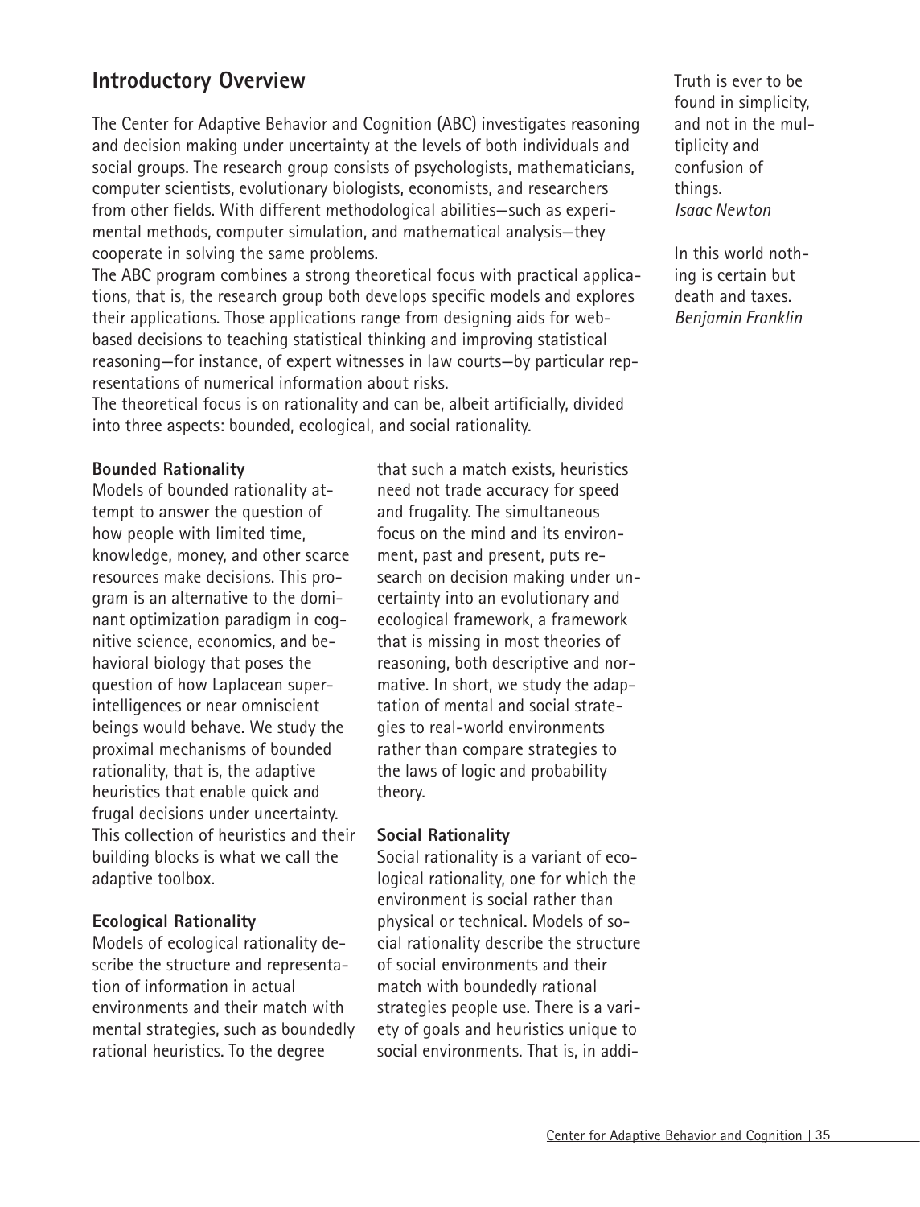## Introductory Overview

The Center for Adaptive Behavior and Cognition (ABC) investigates reasoning and decision making under uncertainty at the levels of both individuals and social groups. The research group consists of psychologists, mathematicians, computer scientists, evolutionary biologists, economists, and researchers from other fields. With different methodological abilities—such as experimental methods, computer simulation, and mathematical analysis—they cooperate in solving the same problems.

The ABC program combines a strong theoretical focus with practical applications, that is, the research group both develops specific models and explores their applications. Those applications range from designing aids for web-based decisions to teaching statistical thinking and improving statistical reasoning—for instance, of expert witnesses in law courts—by particular representations of numerical information about risks.

The theoretical focus is on rationality and can be, albeit artificially, divided into three aspects: bounded, ecological, and social rationality.

> Truth is ever to be found in simplicity, and not in the multiplicity and confusion of things.
> *Isaac Newton*

> In this world nothing is certain but death and taxes.
> *Benjamin Franklin*

### Bounded Rationality

Models of bounded rationality attempt to answer the question of how people with limited time, knowledge, money, and other scarce resources make decisions. This program is an alternative to the dominant optimization paradigm in cognitive science, economics, and behavioral biology that poses the question of how Laplacean superintelligences or near omniscient beings would behave. We study the proximal mechanisms of bounded rationality, that is, the adaptive heuristics that enable quick and frugal decisions under uncertainty. This collection of heuristics and their building blocks is what we call the adaptive toolbox.

### Ecological Rationality

Models of ecological rationality describe the structure and representation of information in actual environments and their match with mental strategies, such as boundedly rational heuristics. To the degree that such a match exists, heuristics need not trade accuracy for speed and frugality. The simultaneous focus on the mind and its environment, past and present, puts research on decision making under uncertainty into an evolutionary and ecological framework, a framework that is missing in most theories of reasoning, both descriptive and normative. In short, we study the adaptation of mental and social strategies to real-world environments rather than compare strategies to the laws of logic and probability theory.

### Social Rationality

Social rationality is a variant of ecological rationality, one for which the environment is social rather than physical or technical. Models of social rationality describe the structure of social environments and their match with boundedly rational strategies people use. There is a variety of goals and heuristics unique to social environments. That is, in addi-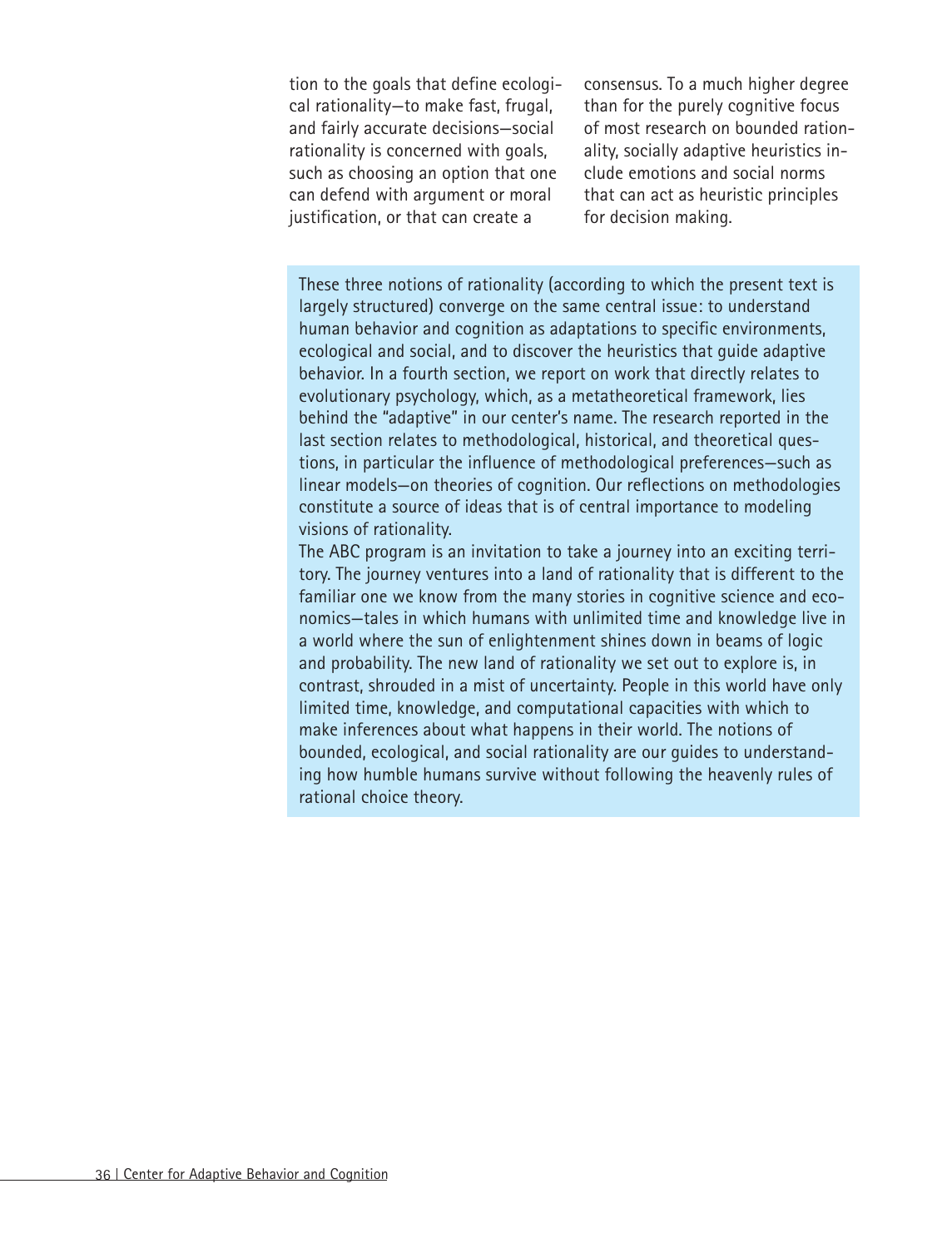tion to the goals that define ecological rationality—to make fast, frugal, and fairly accurate decisions—social rationality is concerned with goals, such as choosing an option that one can defend with argument or moral justification, or that can create a consensus. To a much higher degree than for the purely cognitive focus of most research on bounded rationality, socially adaptive heuristics include emotions and social norms that can act as heuristic principles for decision making.

These three notions of rationality (according to which the present text is largely structured) converge on the same central issue: to understand human behavior and cognition as adaptations to specific environments, ecological and social, and to discover the heuristics that guide adaptive behavior. In a fourth section, we report on work that directly relates to evolutionary psychology, which, as a metatheoretical framework, lies behind the "adaptive" in our center's name. The research reported in the last section relates to methodological, historical, and theoretical questions, in particular the influence of methodological preferences—such as linear models—on theories of cognition. Our reflections on methodologies constitute a source of ideas that is of central importance to modeling visions of rationality.

The ABC program is an invitation to take a journey into an exciting territory. The journey ventures into a land of rationality that is different to the familiar one we know from the many stories in cognitive science and economics—tales in which humans with unlimited time and knowledge live in a world where the sun of enlightenment shines down in beams of logic and probability. The new land of rationality we set out to explore is, in contrast, shrouded in a mist of uncertainty. People in this world have only limited time, knowledge, and computational capacities with which to make inferences about what happens in their world. The notions of bounded, ecological, and social rationality are our guides to understanding how humble humans survive without following the heavenly rules of rational choice theory.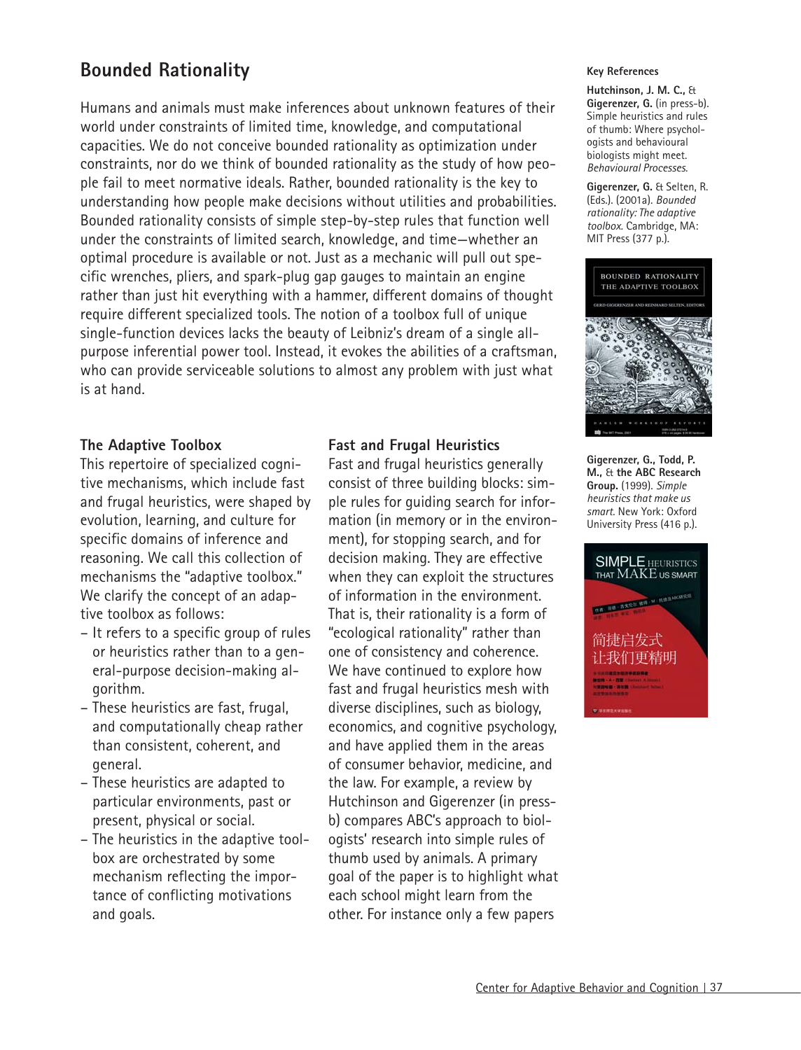## Bounded Rationality

Humans and animals must make inferences about unknown features of their world under constraints of limited time, knowledge, and computational capacities. We do not conceive bounded rationality as optimization under constraints, nor do we think of bounded rationality as the study of how people fail to meet normative ideals. Rather, bounded rationality is the key to understanding how people make decisions without utilities and probabilities. Bounded rationality consists of simple step-by-step rules that function well under the constraints of limited search, knowledge, and time—whether an optimal procedure is available or not. Just as a mechanic will pull out specific wrenches, pliers, and spark-plug gap gauges to maintain an engine rather than just hit everything with a hammer, different domains of thought require different specialized tools. The notion of a toolbox full of unique single-function devices lacks the beauty of Leibniz's dream of a single all-purpose inferential power tool. Instead, it evokes the abilities of a craftsman, who can provide serviceable solutions to almost any problem with just what is at hand.

### The Adaptive Toolbox

This repertoire of specialized cognitive mechanisms, which include fast and frugal heuristics, were shaped by evolution, learning, and culture for specific domains of inference and reasoning. We call this collection of mechanisms the "adaptive toolbox." We clarify the concept of an adaptive toolbox as follows:

- It refers to a specific group of rules or heuristics rather than to a general-purpose decision-making algorithm.
- These heuristics are fast, frugal, and computationally cheap rather than consistent, coherent, and general.
- These heuristics are adapted to particular environments, past or present, physical or social.
- The heuristics in the adaptive toolbox are orchestrated by some mechanism reflecting the importance of conflicting motivations and goals.

### Fast and Frugal Heuristics

Fast and frugal heuristics generally consist of three building blocks: simple rules for guiding search for information (in memory or in the environment), for stopping search, and for decision making. They are effective when they can exploit the structures of information in the environment. That is, their rationality is a form of "ecological rationality" rather than one of consistency and coherence. We have continued to explore how fast and frugal heuristics mesh with diverse disciplines, such as biology, economics, and cognitive psychology, and have applied them in the areas of consumer behavior, medicine, and the law. For example, a review by Hutchinson and Gigerenzer (in press-b) compares ABC's approach to biologists' research into simple rules of thumb used by animals. A primary goal of the paper is to highlight what each school might learn from the other. For instance only a few papers

**Key References**

**Hutchinson, J. M. C.,** & **Gigerenzer, G.** (in press-b). Simple heuristics and rules of thumb: Where psychologists and behavioural biologists might meet. *Behavioural Processes.*

**Gigerenzer, G.** & Selten, R. (Eds.). (2001a). *Bounded rationality: The adaptive toolbox.* Cambridge, MA: MIT Press (377 p.).

**Gigerenzer, G., Todd, P. M.,** & **the ABC Research Group.** (1999). *Simple heuristics that make us smart.* New York: Oxford University Press (416 p.).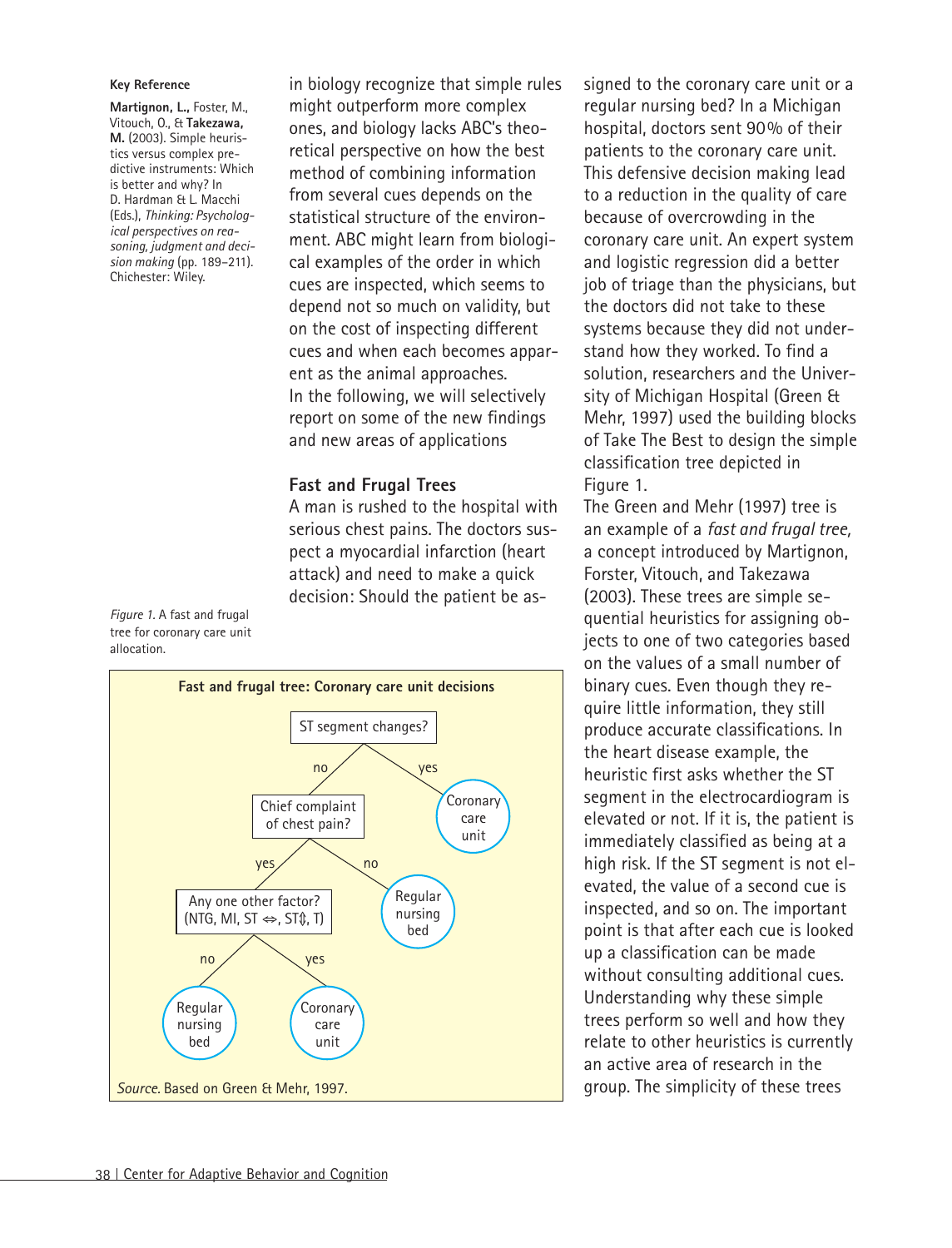**Key Reference**

**Martignon, L.,** Foster, M., Vitouch, O., & **Takezawa, M.** (2003). Simple heuristics versus complex predictive instruments: Which is better and why? In D. Hardman & L. Macchi (Eds.), *Thinking: Psychological perspectives on reasoning, judgment and decision making* (pp. 189–211). Chichester: Wiley.

in biology recognize that simple rules might outperform more complex ones, and biology lacks ABC's theoretical perspective on how the best method of combining information from several cues depends on the statistical structure of the environment. ABC might learn from biological examples of the order in which cues are inspected, which seems to depend not so much on validity, but on the cost of inspecting different cues and when each becomes apparent as the animal approaches.

In the following, we will selectively report on some of the new findings and new areas of applications

### Fast and Frugal Trees

A man is rushed to the hospital with serious chest pains. The doctors suspect a myocardial infarction (heart attack) and need to make a quick decision: Should the patient be assigned to the coronary care unit or a regular nursing bed? In a Michigan hospital, doctors sent 90% of their patients to the coronary care unit. This defensive decision making lead to a reduction in the quality of care because of overcrowding in the coronary care unit. An expert system and logistic regression did a better job of triage than the physicians, but the doctors did not take to these systems because they did not understand how they worked. To find a solution, researchers and the University of Michigan Hospital (Green & Mehr, 1997) used the building blocks of Take The Best to design the simple classification tree depicted in Figure 1.

*Figure 1.* A fast and frugal tree for coronary care unit allocation.

**Fast and frugal tree: Coronary care unit decisions**

- ST segment changes?
  - yes → Coronary care unit
  - no → Chief complaint of chest pain?
    - no → Regular nursing bed
    - yes → Any one other factor? (NTG, MI, ST ⇔, ST⇕, T)
      - no → Regular nursing bed
      - yes → Coronary care unit

*Source.* Based on Green & Mehr, 1997.

The Green and Mehr (1997) tree is an example of a *fast and frugal tree,* a concept introduced by Martignon, Forster, Vitouch, and Takezawa (2003). These trees are simple sequential heuristics for assigning objects to one of two categories based on the values of a small number of binary cues. Even though they require little information, they still produce accurate classifications. In the heart disease example, the heuristic first asks whether the ST segment in the electrocardiogram is elevated or not. If it is, the patient is immediately classified as being at a high risk. If the ST segment is not elevated, the value of a second cue is inspected, and so on. The important point is that after each cue is looked up a classification can be made without consulting additional cues. Understanding why these simple trees perform so well and how they relate to other heuristics is currently an active area of research in the group. The simplicity of these trees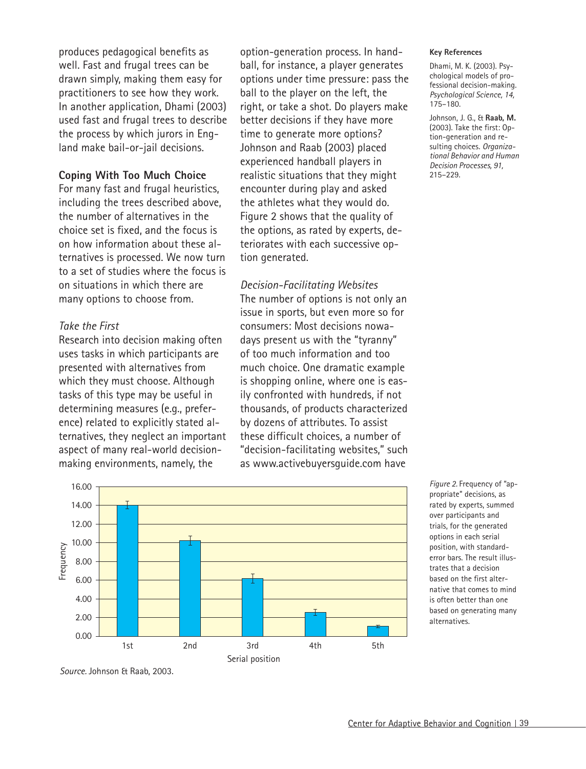produces pedagogical benefits as well. Fast and frugal trees can be drawn simply, making them easy for practitioners to see how they work. In another application, Dhami (2003) used fast and frugal trees to describe the process by which jurors in England make bail-or-jail decisions.

## Coping With Too Much Choice

For many fast and frugal heuristics, including the trees described above, the number of alternatives in the choice set is fixed, and the focus is on how information about these alternatives is processed. We now turn to a set of studies where the focus is on situations in which there are many options to choose from.

### *Take the First*

Research into decision making often uses tasks in which participants are presented with alternatives from which they must choose. Although tasks of this type may be useful in determining measures (e.g., preference) related to explicitly stated alternatives, they neglect an important aspect of many real-world decision-making environments, namely, the option-generation process. In handball, for instance, a player generates options under time pressure: pass the ball to the player on the left, the right, or take a shot. Do players make better decisions if they have more time to generate more options? Johnson and Raab (2003) placed experienced handball players in realistic situations that they might encounter during play and asked the athletes what they would do. Figure 2 shows that the quality of the options, as rated by experts, deteriorates with each successive option generated.

### *Decision-Facilitating Websites*

The number of options is not only an issue in sports, but even more so for consumers: Most decisions nowadays present us with the "tyranny" of too much information and too much choice. One dramatic example is shopping online, where one is easily confronted with hundreds, if not thousands, of products characterized by dozens of attributes. To assist these difficult choices, a number of "decision-facilitating websites," such as www.activebuyersguide.com have

**Key References**

Dhami, M. K. (2003). Psychological models of professional decision-making. *Psychological Science, 14,* 175–180.

Johnson, J. G., & **Raab, M.** (2003). Take the first: Option-generation and resulting choices. *Organizational Behavior and Human Decision Processes, 91,* 215–229.

| Serial position | 1st | 2nd | 3rd | 4th | 5th |
|---|---|---|---|---|---|
| Frequency | ~14.0 | ~10.2 | ~6.2 | ~2.6 | ~1.1 |

*Source.* Johnson & Raab, 2003.

*Figure 2.* Frequency of "appropriate" decisions, as rated by experts, summed over participants and trials, for the generated options in each serial position, with standard-error bars. The result illustrates that a decision based on the first alternative that comes to mind is often better than one based on generating many alternatives.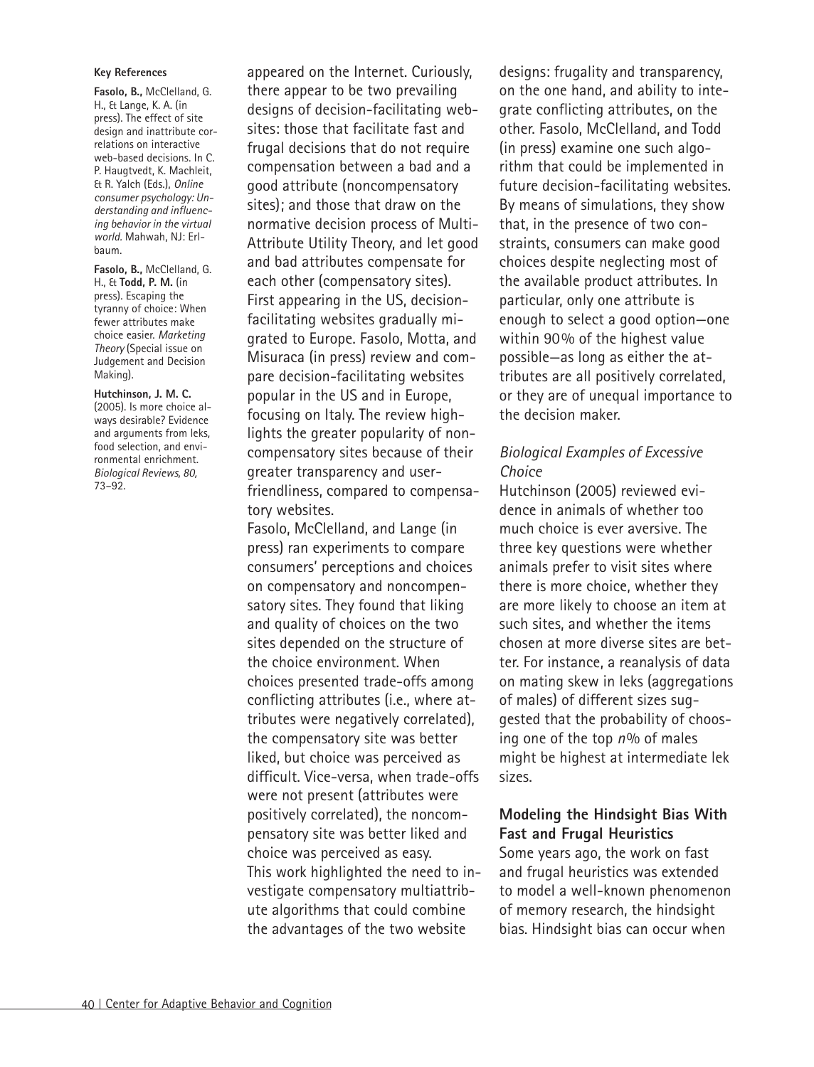**Key References**

**Fasolo, B.,** McClelland, G. H., & Lange, K. A. (in press). The effect of site design and inattribute correlations on interactive web-based decisions. In C. P. Haugtvedt, K. Machleit, & R. Yalch (Eds.), *Online consumer psychology: Understanding and influencing behavior in the virtual world*. Mahwah, NJ: Erlbaum.

**Fasolo, B.,** McClelland, G. H., & **Todd, P. M.** (in press). Escaping the tyranny of choice: When fewer attributes make choice easier. *Marketing Theory* (Special issue on Judgement and Decision Making).

**Hutchinson, J. M. C.** (2005). Is more choice always desirable? Evidence and arguments from leks, food selection, and environmental enrichment. *Biological Reviews, 80,* 73–92.

appeared on the Internet. Curiously, there appear to be two prevailing designs of decision-facilitating websites: those that facilitate fast and frugal decisions that do not require compensation between a bad and a good attribute (noncompensatory sites); and those that draw on the normative decision process of Multi-Attribute Utility Theory, and let good and bad attributes compensate for each other (compensatory sites). First appearing in the US, decision-facilitating websites gradually migrated to Europe. Fasolo, Motta, and Misuraca (in press) review and compare decision-facilitating websites popular in the US and in Europe, focusing on Italy. The review highlights the greater popularity of noncompensatory sites because of their greater transparency and user-friendliness, compared to compensatory websites.

Fasolo, McClelland, and Lange (in press) ran experiments to compare consumers' perceptions and choices on compensatory and noncompensatory sites. They found that liking and quality of choices on the two sites depended on the structure of the choice environment. When choices presented trade-offs among conflicting attributes (i.e., where attributes were negatively correlated), the compensatory site was better liked, but choice was perceived as difficult. Vice-versa, when trade-offs were not present (attributes were positively correlated), the noncompensatory site was better liked and choice was perceived as easy.

This work highlighted the need to investigate compensatory multiattribute algorithms that could combine the advantages of the two website designs: frugality and transparency, on the one hand, and ability to integrate conflicting attributes, on the other. Fasolo, McClelland, and Todd (in press) examine one such algorithm that could be implemented in future decision-facilitating websites. By means of simulations, they show that, in the presence of two constraints, consumers can make good choices despite neglecting most of the available product attributes. In particular, only one attribute is enough to select a good option—one within 90% of the highest value possible—as long as either the attributes are all positively correlated, or they are of unequal importance to the decision maker.

### *Biological Examples of Excessive Choice*

Hutchinson (2005) reviewed evidence in animals of whether too much choice is ever aversive. The three key questions were whether animals prefer to visit sites where there is more choice, whether they are more likely to choose an item at such sites, and whether the items chosen at more diverse sites are better. For instance, a reanalysis of data on mating skew in leks (aggregations of males) of different sizes suggested that the probability of choosing one of the top $n$% of males might be highest at intermediate lek sizes.

## **Modeling the Hindsight Bias With Fast and Frugal Heuristics**

Some years ago, the work on fast and frugal heuristics was extended to model a well-known phenomenon of memory research, the hindsight bias. Hindsight bias can occur when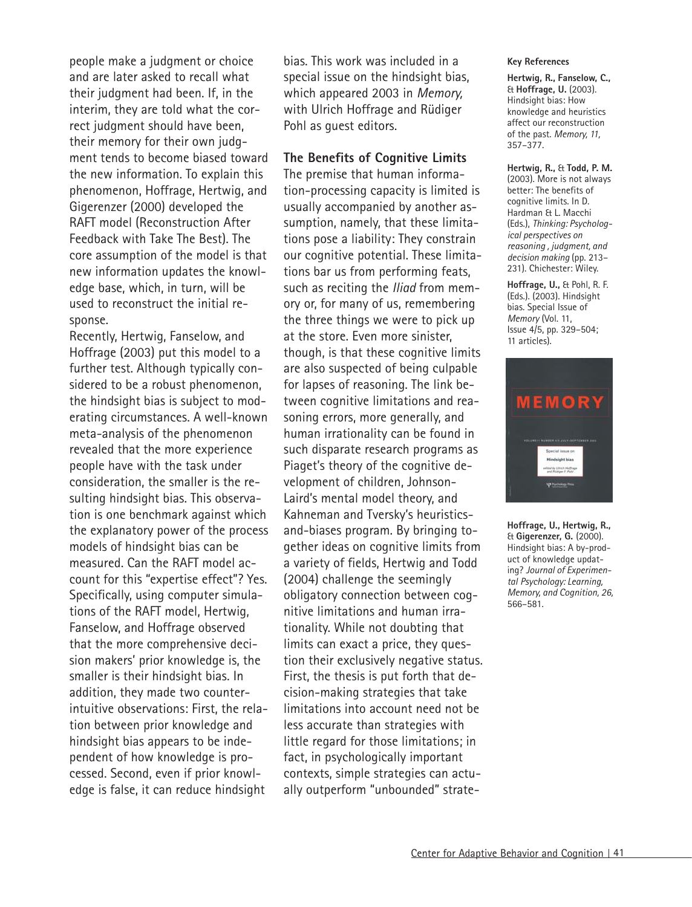people make a judgment or choice and are later asked to recall what their judgment had been. If, in the interim, they are told what the correct judgment should have been, their memory for their own judgment tends to become biased toward the new information. To explain this phenomenon, Hoffrage, Hertwig, and Gigerenzer (2000) developed the RAFT model (Reconstruction After Feedback with Take The Best). The core assumption of the model is that new information updates the knowledge base, which, in turn, will be used to reconstruct the initial response.

Recently, Hertwig, Fanselow, and Hoffrage (2003) put this model to a further test. Although typically considered to be a robust phenomenon, the hindsight bias is subject to moderating circumstances. A well-known meta-analysis of the phenomenon revealed that the more experience people have with the task under consideration, the smaller is the resulting hindsight bias. This observation is one benchmark against which the explanatory power of the process models of hindsight bias can be measured. Can the RAFT model account for this "expertise effect"? Yes. Specifically, using computer simulations of the RAFT model, Hertwig, Fanselow, and Hoffrage observed that the more comprehensive decision makers' prior knowledge is, the smaller is their hindsight bias. In addition, they made two counterintuitive observations: First, the relation between prior knowledge and hindsight bias appears to be independent of how knowledge is processed. Second, even if prior knowledge is false, it can reduce hindsight bias. This work was included in a special issue on the hindsight bias, which appeared 2003 in *Memory,* with Ulrich Hoffrage and Rüdiger Pohl as guest editors.

**The Benefits of Cognitive Limits**

The premise that human information-processing capacity is limited is usually accompanied by another assumption, namely, that these limitations pose a liability: They constrain our cognitive potential. These limitations bar us from performing feats, such as reciting the *Iliad* from memory or, for many of us, remembering the three things we were to pick up at the store. Even more sinister, though, is that these cognitive limits are also suspected of being culpable for lapses of reasoning. The link between cognitive limitations and reasoning errors, more generally, and human irrationality can be found in such disparate research programs as Piaget's theory of the cognitive development of children, Johnson-Laird's mental model theory, and Kahneman and Tversky's heuristics-and-biases program. By bringing together ideas on cognitive limits from a variety of fields, Hertwig and Todd (2004) challenge the seemingly obligatory connection between cognitive limitations and human irrationality. While not doubting that limits can exact a price, they question their exclusively negative status. First, the thesis is put forth that decision-making strategies that take limitations into account need not be less accurate than strategies with little regard for those limitations; in fact, in psychologically important contexts, simple strategies can actually outperform "unbounded" strate-

**Key References**

**Hertwig, R., Fanselow, C.,** & **Hoffrage, U.** (2003). Hindsight bias: How knowledge and heuristics affect our reconstruction of the past. *Memory, 11,* 357–377.

**Hertwig, R.,** & **Todd, P. M.** (2003). More is not always better: The benefits of cognitive limits. In D. Hardman & L. Macchi (Eds.), *Thinking: Psychological perspectives on reasoning , judgment, and decision making* (pp. 213–231). Chichester: Wiley.

**Hoffrage, U.,** & Pohl, R. F. (Eds.). (2003). Hindsight bias. Special Issue of *Memory* (Vol. 11, Issue 4/5, pp. 329–504; 11 articles).

**Hoffrage, U., Hertwig, R.,** & **Gigerenzer, G.** (2000). Hindsight bias: A by-product of knowledge updating? *Journal of Experimental Psychology: Learning, Memory, and Cognition, 26,* 566–581.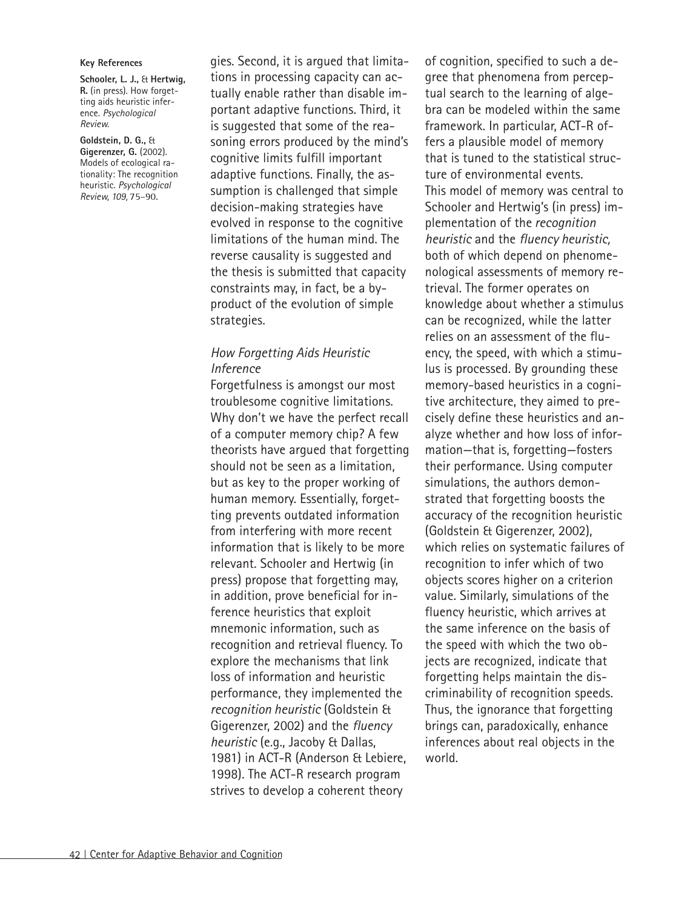**Key References**

**Schooler, L. J.,** & **Hertwig, R.** (in press). How forgetting aids heuristic inference. *Psychological Review.*

**Goldstein, D. G.,** & **Gigerenzer, G.** (2002). Models of ecological rationality: The recognition heuristic. *Psychological Review, 109,* 75–90.

gies. Second, it is argued that limitations in processing capacity can actually enable rather than disable important adaptive functions. Third, it is suggested that some of the reasoning errors produced by the mind's cognitive limits fulfill important adaptive functions. Finally, the assumption is challenged that simple decision-making strategies have evolved in response to the cognitive limitations of the human mind. The reverse causality is suggested and the thesis is submitted that capacity constraints may, in fact, be a byproduct of the evolution of simple strategies.

### *How Forgetting Aids Heuristic Inference*

Forgetfulness is amongst our most troublesome cognitive limitations. Why don't we have the perfect recall of a computer memory chip? A few theorists have argued that forgetting should not be seen as a limitation, but as key to the proper working of human memory. Essentially, forgetting prevents outdated information from interfering with more recent information that is likely to be more relevant. Schooler and Hertwig (in press) propose that forgetting may, in addition, prove beneficial for inference heuristics that exploit mnemonic information, such as recognition and retrieval fluency. To explore the mechanisms that link loss of information and heuristic performance, they implemented the *recognition heuristic* (Goldstein & Gigerenzer, 2002) and the *fluency heuristic* (e.g., Jacoby & Dallas, 1981) in ACT-R (Anderson & Lebiere, 1998). The ACT-R research program strives to develop a coherent theory of cognition, specified to such a degree that phenomena from perceptual search to the learning of algebra can be modeled within the same framework. In particular, ACT-R offers a plausible model of memory that is tuned to the statistical structure of environmental events.

This model of memory was central to Schooler and Hertwig's (in press) implementation of the *recognition heuristic* and the *fluency heuristic,* both of which depend on phenomenological assessments of memory retrieval. The former operates on knowledge about whether a stimulus can be recognized, while the latter relies on an assessment of the fluency, the speed, with which a stimulus is processed. By grounding these memory-based heuristics in a cognitive architecture, they aimed to precisely define these heuristics and analyze whether and how loss of information—that is, forgetting—fosters their performance. Using computer simulations, the authors demonstrated that forgetting boosts the accuracy of the recognition heuristic (Goldstein & Gigerenzer, 2002), which relies on systematic failures of recognition to infer which of two objects scores higher on a criterion value. Similarly, simulations of the fluency heuristic, which arrives at the same inference on the basis of the speed with which the two objects are recognized, indicate that forgetting helps maintain the discriminability of recognition speeds. Thus, the ignorance that forgetting brings can, paradoxically, enhance inferences about real objects in the world.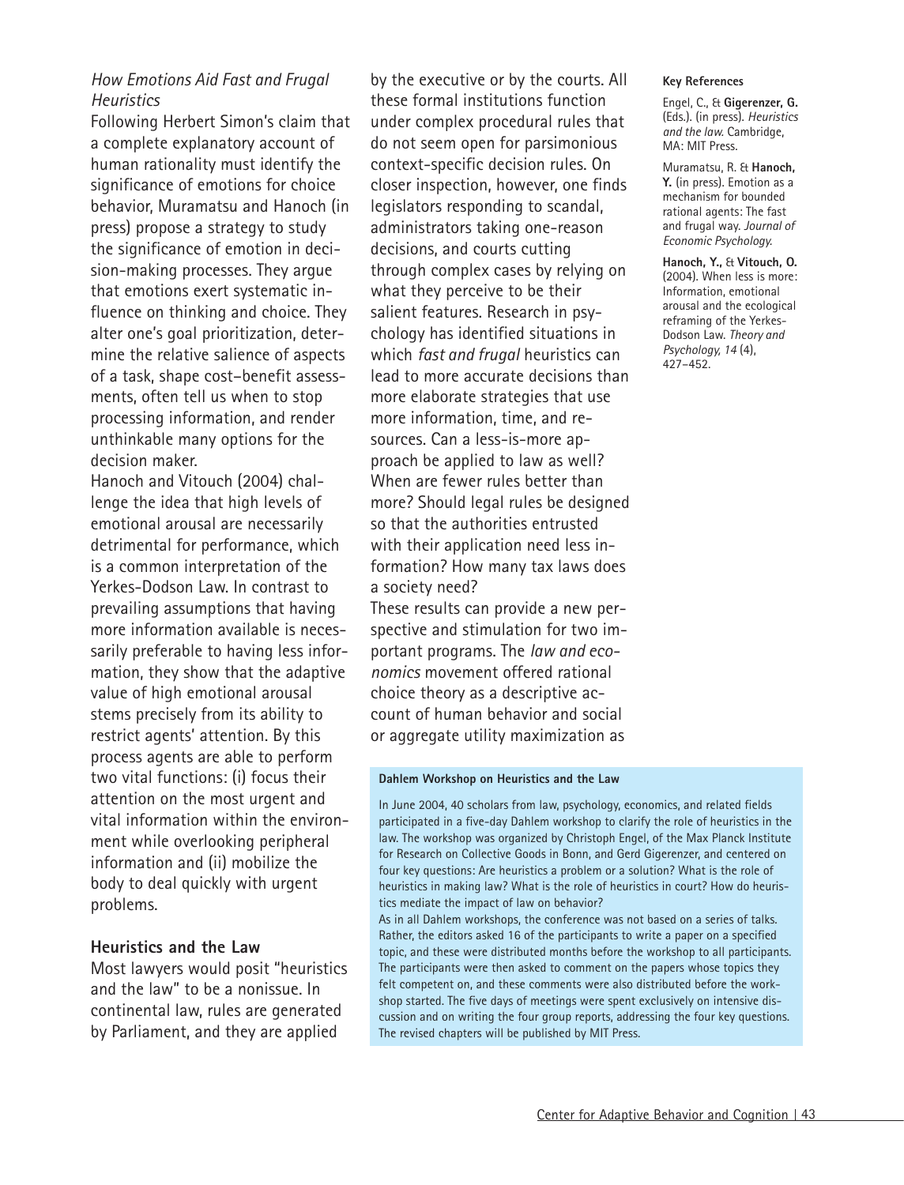### *How Emotions Aid Fast and Frugal Heuristics*

Following Herbert Simon's claim that a complete explanatory account of human rationality must identify the significance of emotions for choice behavior, Muramatsu and Hanoch (in press) propose a strategy to study the significance of emotion in decision-making processes. They argue that emotions exert systematic influence on thinking and choice. They alter one's goal prioritization, determine the relative salience of aspects of a task, shape cost–benefit assessments, often tell us when to stop processing information, and render unthinkable many options for the decision maker.

Hanoch and Vitouch (2004) challenge the idea that high levels of emotional arousal are necessarily detrimental for performance, which is a common interpretation of the Yerkes-Dodson Law. In contrast to prevailing assumptions that having more information available is necessarily preferable to having less information, they show that the adaptive value of high emotional arousal stems precisely from its ability to restrict agents' attention. By this process agents are able to perform two vital functions: (i) focus their attention on the most urgent and vital information within the environment while overlooking peripheral information and (ii) mobilize the body to deal quickly with urgent problems.

### Heuristics and the Law

Most lawyers would posit "heuristics and the law" to be a nonissue. In continental law, rules are generated by Parliament, and they are applied by the executive or by the courts. All these formal institutions function under complex procedural rules that do not seem open for parsimonious context-specific decision rules. On closer inspection, however, one finds legislators responding to scandal, administrators taking one-reason decisions, and courts cutting through complex cases by relying on what they perceive to be their salient features. Research in psychology has identified situations in which *fast and frugal* heuristics can lead to more accurate decisions than more elaborate strategies that use more information, time, and resources. Can a less-is-more approach be applied to law as well? When are fewer rules better than more? Should legal rules be designed so that the authorities entrusted with their application need less information? How many tax laws does a society need?

These results can provide a new perspective and stimulation for two important programs. The *law and economics* movement offered rational choice theory as a descriptive account of human behavior and social or aggregate utility maximization as

**Dahlem Workshop on Heuristics and the Law**

In June 2004, 40 scholars from law, psychology, economics, and related fields participated in a five-day Dahlem workshop to clarify the role of heuristics in the law. The workshop was organized by Christoph Engel, of the Max Planck Institute for Research on Collective Goods in Bonn, and Gerd Gigerenzer, and centered on four key questions: Are heuristics a problem or a solution? What is the role of heuristics in making law? What is the role of heuristics in court? How do heuristics mediate the impact of law on behavior?

As in all Dahlem workshops, the conference was not based on a series of talks. Rather, the editors asked 16 of the participants to write a paper on a specified topic, and these were distributed months before the workshop to all participants. The participants were then asked to comment on the papers whose topics they felt competent on, and these comments were also distributed before the workshop started. The five days of meetings were spent exclusively on intensive discussion and on writing the four group reports, addressing the four key questions. The revised chapters will be published by MIT Press.

**Key References**

Engel, C., & **Gigerenzer, G.** (Eds.). (in press). *Heuristics and the law.* Cambridge, MA: MIT Press.

Muramatsu, R. & **Hanoch, Y.** (in press). Emotion as a mechanism for bounded rational agents: The fast and frugal way. *Journal of Economic Psychology.*

**Hanoch, Y.,** & **Vitouch, O.** (2004). When less is more: Information, emotional arousal and the ecological reframing of the Yerkes-Dodson Law. *Theory and Psychology, 14* (4), 427–452.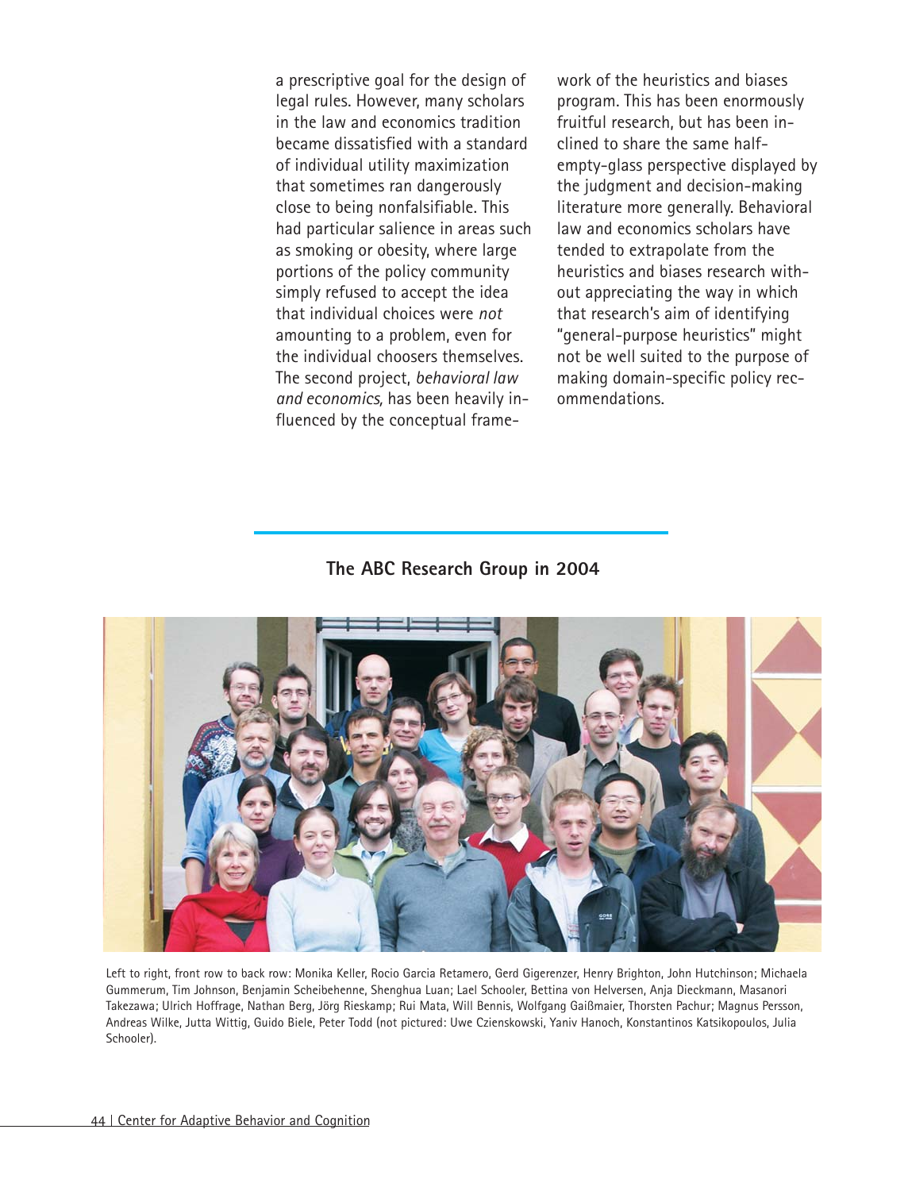a prescriptive goal for the design of legal rules. However, many scholars in the law and economics tradition became dissatisfied with a standard of individual utility maximization that sometimes ran dangerously close to being nonfalsifiable. This had particular salience in areas such as smoking or obesity, where large portions of the policy community simply refused to accept the idea that individual choices were *not* amounting to a problem, even for the individual choosers themselves. The second project, *behavioral law and economics,* has been heavily influenced by the conceptual framework of the heuristics and biases program. This has been enormously fruitful research, but has been inclined to share the same half-empty-glass perspective displayed by the judgment and decision-making literature more generally. Behavioral law and economics scholars have tended to extrapolate from the heuristics and biases research without appreciating the way in which that research's aim of identifying "general-purpose heuristics" might not be well suited to the purpose of making domain-specific policy recommendations.

## The ABC Research Group in 2004

Left to right, front row to back row: Monika Keller, Rocio Garcia Retamero, Gerd Gigerenzer, Henry Brighton, John Hutchinson; Michaela Gummerum, Tim Johnson, Benjamin Scheibehenne, Shenghua Luan; Lael Schooler, Bettina von Helversen, Anja Dieckmann, Masanori Takezawa; Ulrich Hoffrage, Nathan Berg, Jörg Rieskamp; Rui Mata, Will Bennis, Wolfgang Gaißmaier, Thorsten Pachur; Magnus Persson, Andreas Wilke, Jutta Wittig, Guido Biele, Peter Todd (not pictured: Uwe Czienskowski, Yaniv Hanoch, Konstantinos Katsikopoulos, Julia Schooler).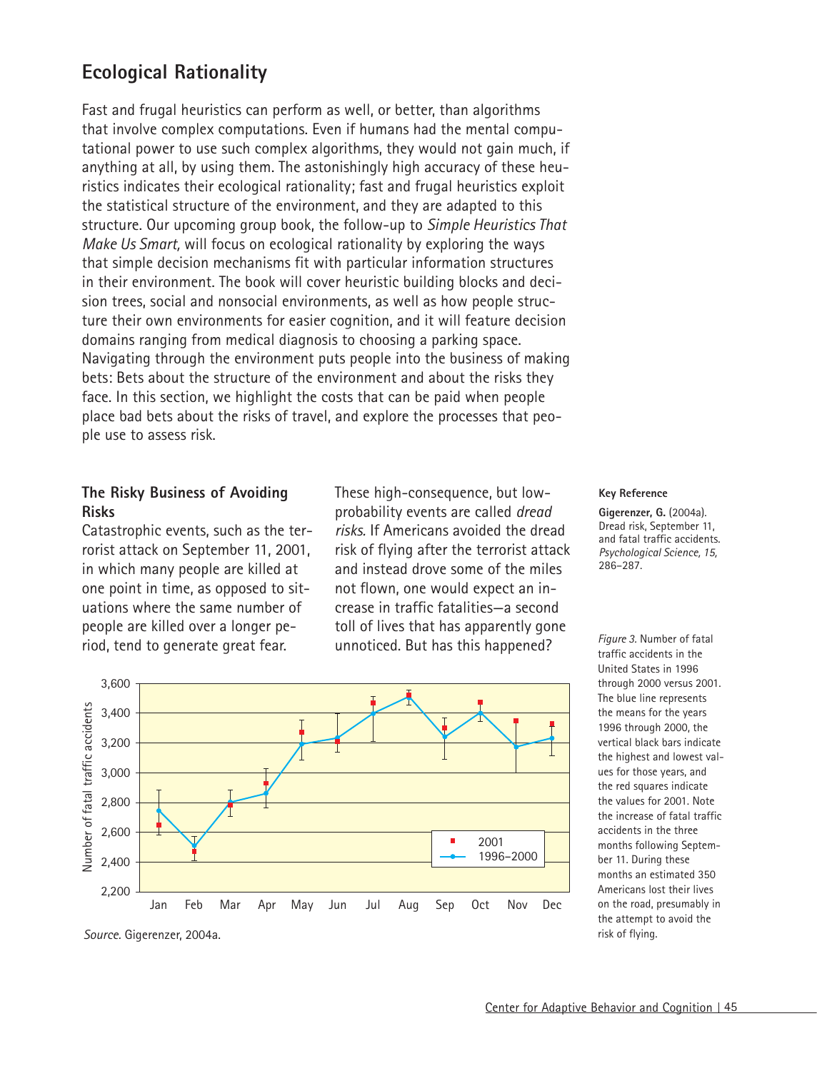## Ecological Rationality

Fast and frugal heuristics can perform as well, or better, than algorithms that involve complex computations. Even if humans had the mental computational power to use such complex algorithms, they would not gain much, if anything at all, by using them. The astonishingly high accuracy of these heuristics indicates their ecological rationality; fast and frugal heuristics exploit the statistical structure of the environment, and they are adapted to this structure. Our upcoming group book, the follow-up to *Simple Heuristics That Make Us Smart,* will focus on ecological rationality by exploring the ways that simple decision mechanisms fit with particular information structures in their environment. The book will cover heuristic building blocks and decision trees, social and nonsocial environments, as well as how people structure their own environments for easier cognition, and it will feature decision domains ranging from medical diagnosis to choosing a parking space. Navigating through the environment puts people into the business of making bets: Bets about the structure of the environment and about the risks they face. In this section, we highlight the costs that can be paid when people place bad bets about the risks of travel, and explore the processes that people use to assess risk.

### The Risky Business of Avoiding Risks

Catastrophic events, such as the terrorist attack on September 11, 2001, in which many people are killed at one point in time, as opposed to situations where the same number of people are killed over a longer period, tend to generate great fear. These high-consequence, but low-probability events are called *dread risks*. If Americans avoided the dread risk of flying after the terrorist attack and instead drove some of the miles not flown, one would expect an increase in traffic fatalities—a second toll of lives that has apparently gone unnoticed. But has this happened?

**Key Reference**

**Gigerenzer, G.** (2004a). Dread risk, September 11, and fatal traffic accidents. *Psychological Science, 15,* 286–287.

*Source.* Gigerenzer, 2004a.

*Figure 3.* Number of fatal traffic accidents in the United States in 1996 through 2000 versus 2001. The blue line represents the means for the years 1996 through 2000, the vertical black bars indicate the highest and lowest values for those years, and the red squares indicate the values for 2001. Note the increase of fatal traffic accidents in the three months following September 11. During these months an estimated 350 Americans lost their lives on the road, presumably in the attempt to avoid the risk of flying.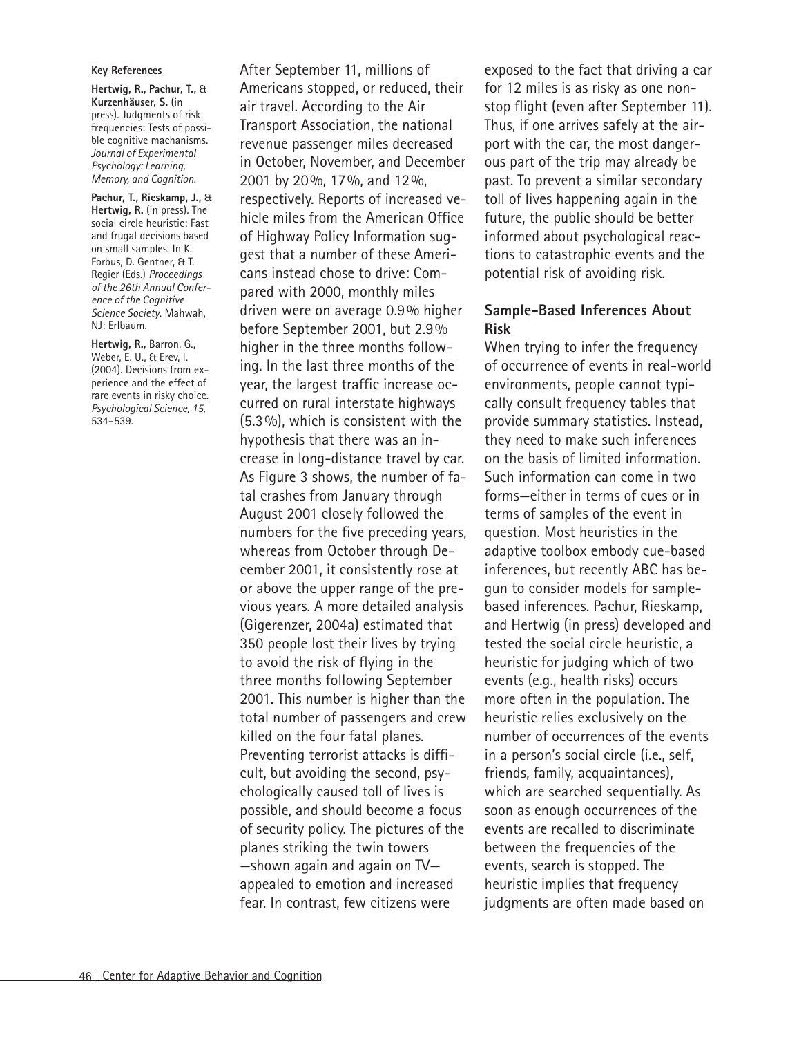**Key References**

**Hertwig, R., Pachur, T.,** & **Kurzenhäuser, S.** (in press). Judgments of risk frequencies: Tests of possible cognitive machanisms. *Journal of Experimental Psychology: Learning, Memory, and Cognition.*

**Pachur, T., Rieskamp, J.,** & **Hertwig, R.** (in press). The social circle heuristic: Fast and frugal decisions based on small samples. In K. Forbus, D. Gentner, & T. Regier (Eds.) *Proceedings of the 26th Annual Conference of the Cognitive Science Society.* Mahwah, NJ: Erlbaum.

**Hertwig, R.,** Barron, G., Weber, E. U., & Erev, I. (2004). Decisions from experience and the effect of rare events in risky choice. *Psychological Science, 15,* 534–539.

After September 11, millions of Americans stopped, or reduced, their air travel. According to the Air Transport Association, the national revenue passenger miles decreased in October, November, and December 2001 by 20%, 17%, and 12%, respectively. Reports of increased vehicle miles from the American Office of Highway Policy Information suggest that a number of these Americans instead chose to drive: Compared with 2000, monthly miles driven were on average 0.9% higher before September 2001, but 2.9% higher in the three months following. In the last three months of the year, the largest traffic increase occurred on rural interstate highways (5.3%), which is consistent with the hypothesis that there was an increase in long-distance travel by car. As Figure 3 shows, the number of fatal crashes from January through August 2001 closely followed the numbers for the five preceding years, whereas from October through December 2001, it consistently rose at or above the upper range of the previous years. A more detailed analysis (Gigerenzer, 2004a) estimated that 350 people lost their lives by trying to avoid the risk of flying in the three months following September 2001. This number is higher than the total number of passengers and crew killed on the four fatal planes. Preventing terrorist attacks is difficult, but avoiding the second, psychologically caused toll of lives is possible, and should become a focus of security policy. The pictures of the planes striking the twin towers —shown again and again on TV— appealed to emotion and increased fear. In contrast, few citizens were exposed to the fact that driving a car for 12 miles is as risky as one nonstop flight (even after September 11). Thus, if one arrives safely at the airport with the car, the most dangerous part of the trip may already be past. To prevent a similar secondary toll of lives happening again in the future, the public should be better informed about psychological reactions to catastrophic events and the potential risk of avoiding risk.

### Sample-Based Inferences About Risk

When trying to infer the frequency of occurrence of events in real-world environments, people cannot typically consult frequency tables that provide summary statistics. Instead, they need to make such inferences on the basis of limited information. Such information can come in two forms—either in terms of cues or in terms of samples of the event in question. Most heuristics in the adaptive toolbox embody cue-based inferences, but recently ABC has begun to consider models for sample-based inferences. Pachur, Rieskamp, and Hertwig (in press) developed and tested the social circle heuristic, a heuristic for judging which of two events (e.g., health risks) occurs more often in the population. The heuristic relies exclusively on the number of occurrences of the events in a person's social circle (i.e., self, friends, family, acquaintances), which are searched sequentially. As soon as enough occurrences of the events are recalled to discriminate between the frequencies of the events, search is stopped. The heuristic implies that frequency judgments are often made based on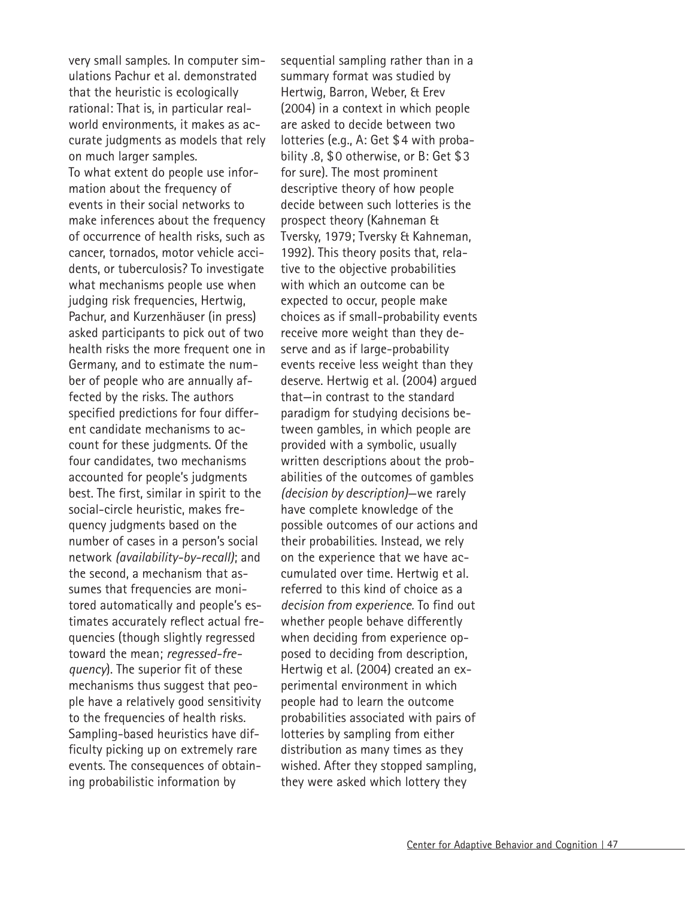very small samples. In computer simulations Pachur et al. demonstrated that the heuristic is ecologically rational: That is, in particular real-world environments, it makes as accurate judgments as models that rely on much larger samples.

To what extent do people use information about the frequency of events in their social networks to make inferences about the frequency of occurrence of health risks, such as cancer, tornados, motor vehicle accidents, or tuberculosis? To investigate what mechanisms people use when judging risk frequencies, Hertwig, Pachur, and Kurzenhäuser (in press) asked participants to pick out of two health risks the more frequent one in Germany, and to estimate the number of people who are annually affected by the risks. The authors specified predictions for four different candidate mechanisms to account for these judgments. Of the four candidates, two mechanisms accounted for people's judgments best. The first, similar in spirit to the social-circle heuristic, makes frequency judgments based on the number of cases in a person's social network *(availability-by-recall)*; and the second, a mechanism that assumes that frequencies are monitored automatically and people's estimates accurately reflect actual frequencies (though slightly regressed toward the mean; *regressed-frequency*). The superior fit of these mechanisms thus suggest that people have a relatively good sensitivity to the frequencies of health risks.

Sampling-based heuristics have difficulty picking up on extremely rare events. The consequences of obtaining probabilistic information by sequential sampling rather than in a summary format was studied by Hertwig, Barron, Weber, & Erev (2004) in a context in which people are asked to decide between two lotteries (e.g., A: Get $4 with probability .8, $0 otherwise, or B: Get $3 for sure). The most prominent descriptive theory of how people decide between such lotteries is the prospect theory (Kahneman & Tversky, 1979; Tversky & Kahneman, 1992). This theory posits that, relative to the objective probabilities with which an outcome can be expected to occur, people make choices as if small-probability events receive more weight than they deserve and as if large-probability events receive less weight than they deserve. Hertwig et al. (2004) argued that—in contrast to the standard paradigm for studying decisions between gambles, in which people are provided with a symbolic, usually written descriptions about the probabilities of the outcomes of gambles *(decision by description)*—we rarely have complete knowledge of the possible outcomes of our actions and their probabilities. Instead, we rely on the experience that we have accumulated over time. Hertwig et al. referred to this kind of choice as a *decision from experience.* To find out whether people behave differently when deciding from experience opposed to deciding from description, Hertwig et al. (2004) created an experimental environment in which people had to learn the outcome probabilities associated with pairs of lotteries by sampling from either distribution as many times as they wished. After they stopped sampling, they were asked which lottery they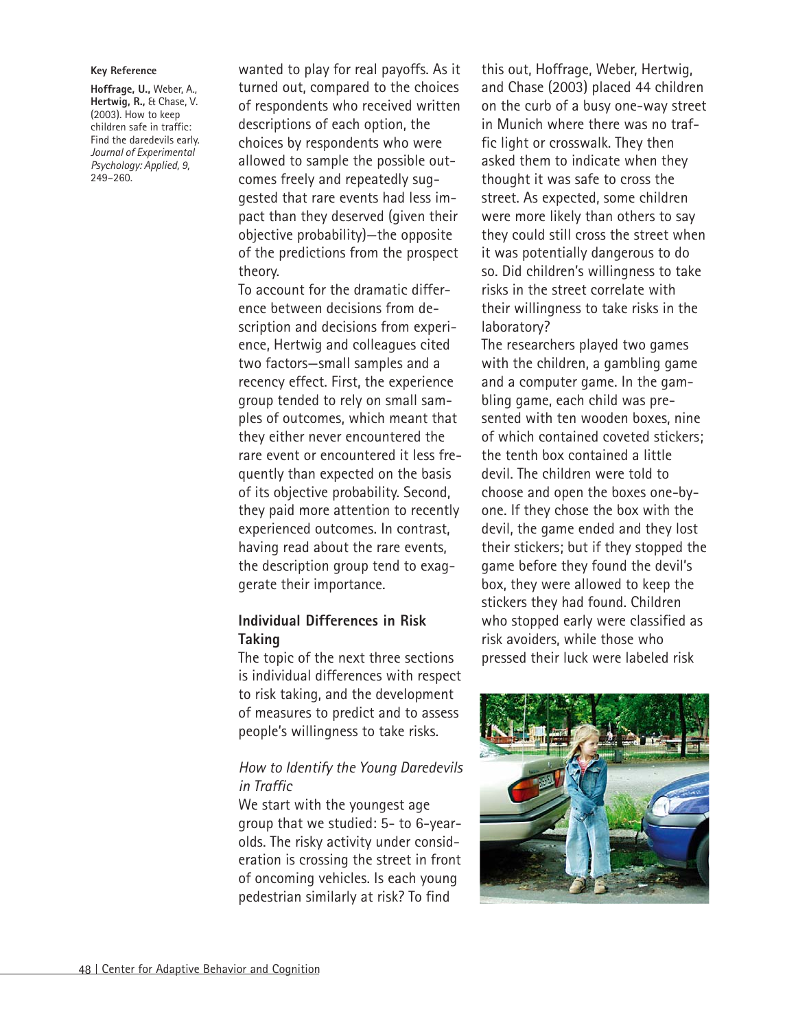**Key Reference**

**Hoffrage, U.,** Weber, A., **Hertwig, R.,** & Chase, V. (2003). How to keep children safe in traffic: Find the daredevils early. *Journal of Experimental Psychology: Applied, 9,* 249–260.

wanted to play for real payoffs. As it turned out, compared to the choices of respondents who received written descriptions of each option, the choices by respondents who were allowed to sample the possible outcomes freely and repeatedly suggested that rare events had less impact than they deserved (given their objective probability)—the opposite of the predictions from the prospect theory.

To account for the dramatic difference between decisions from description and decisions from experience, Hertwig and colleagues cited two factors—small samples and a recency effect. First, the experience group tended to rely on small samples of outcomes, which meant that they either never encountered the rare event or encountered it less frequently than expected on the basis of its objective probability. Second, they paid more attention to recently experienced outcomes. In contrast, having read about the rare events, the description group tend to exaggerate their importance.

### Individual Differences in Risk Taking

The topic of the next three sections is individual differences with respect to risk taking, and the development of measures to predict and to assess people's willingness to take risks.

#### *How to Identify the Young Daredevils in Traffic*

We start with the youngest age group that we studied: 5- to 6-year-olds. The risky activity under consideration is crossing the street in front of oncoming vehicles. Is each young pedestrian similarly at risk? To find this out, Hoffrage, Weber, Hertwig, and Chase (2003) placed 44 children on the curb of a busy one-way street in Munich where there was no traffic light or crosswalk. They then asked them to indicate when they thought it was safe to cross the street. As expected, some children were more likely than others to say they could still cross the street when it was potentially dangerous to do so. Did children's willingness to take risks in the street correlate with their willingness to take risks in the laboratory?

The researchers played two games with the children, a gambling game and a computer game. In the gambling game, each child was presented with ten wooden boxes, nine of which contained coveted stickers; the tenth box contained a little devil. The children were told to choose and open the boxes one-by-one. If they chose the box with the devil, the game ended and they lost their stickers; but if they stopped the game before they found the devil's box, they were allowed to keep the stickers they had found. Children who stopped early were classified as risk avoiders, while those who pressed their luck were labeled risk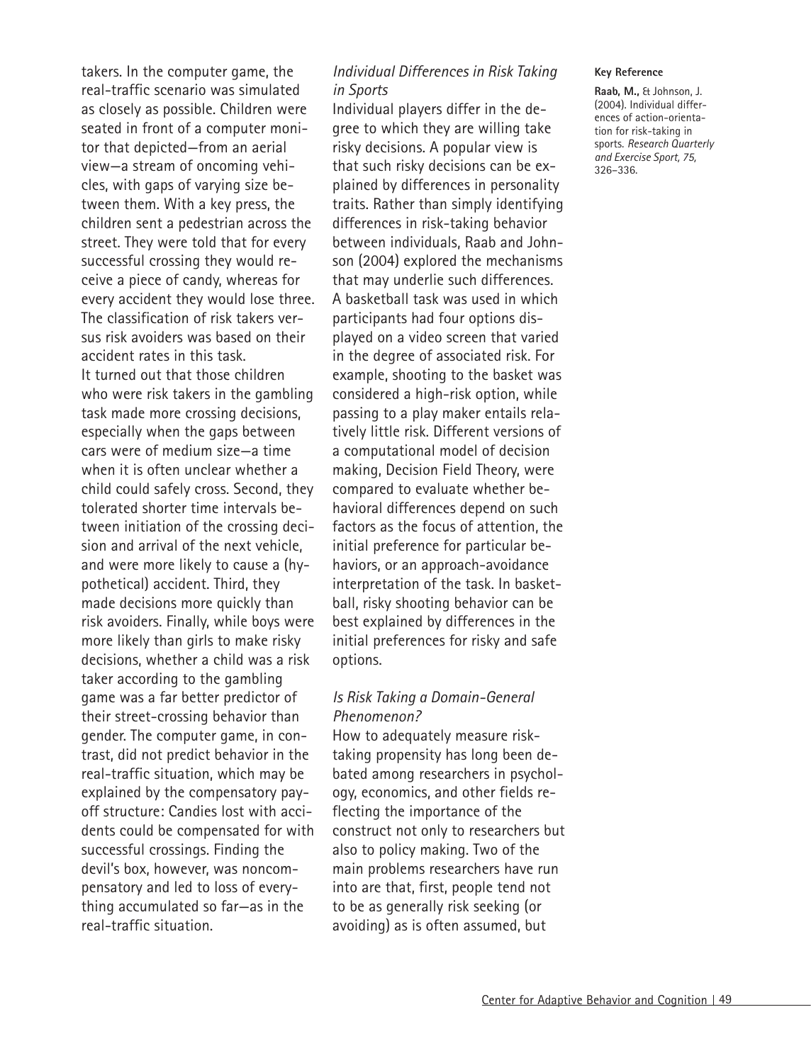takers. In the computer game, the real-traffic scenario was simulated as closely as possible. Children were seated in front of a computer monitor that depicted—from an aerial view—a stream of oncoming vehicles, with gaps of varying size between them. With a key press, the children sent a pedestrian across the street. They were told that for every successful crossing they would receive a piece of candy, whereas for every accident they would lose three. The classification of risk takers versus risk avoiders was based on their accident rates in this task.

It turned out that those children who were risk takers in the gambling task made more crossing decisions, especially when the gaps between cars were of medium size—a time when it is often unclear whether a child could safely cross. Second, they tolerated shorter time intervals between initiation of the crossing decision and arrival of the next vehicle, and were more likely to cause a (hypothetical) accident. Third, they made decisions more quickly than risk avoiders. Finally, while boys were more likely than girls to make risky decisions, whether a child was a risk taker according to the gambling game was a far better predictor of their street-crossing behavior than gender. The computer game, in contrast, did not predict behavior in the real-traffic situation, which may be explained by the compensatory payoff structure: Candies lost with accidents could be compensated for with successful crossings. Finding the devil's box, however, was noncompensatory and led to loss of everything accumulated so far—as in the real-traffic situation.

### *Individual Differences in Risk Taking in Sports*

Individual players differ in the degree to which they are willing take risky decisions. A popular view is that such risky decisions can be explained by differences in personality traits. Rather than simply identifying differences in risk-taking behavior between individuals, Raab and Johnson (2004) explored the mechanisms that may underlie such differences. A basketball task was used in which participants had four options displayed on a video screen that varied in the degree of associated risk. For example, shooting to the basket was considered a high-risk option, while passing to a play maker entails relatively little risk. Different versions of a computational model of decision making, Decision Field Theory, were compared to evaluate whether behavioral differences depend on such factors as the focus of attention, the initial preference for particular behaviors, or an approach-avoidance interpretation of the task. In basketball, risky shooting behavior can be best explained by differences in the initial preferences for risky and safe options.

**Key Reference**

**Raab, M.,** & Johnson, J. (2004). Individual differences of action-orientation for risk-taking in sports. *Research Quarterly and Exercise Sport, 75,* 326–336.

### *Is Risk Taking a Domain-General Phenomenon?*

How to adequately measure risk-taking propensity has long been debated among researchers in psychology, economics, and other fields reflecting the importance of the construct not only to researchers but also to policy making. Two of the main problems researchers have run into are that, first, people tend not to be as generally risk seeking (or avoiding) as is often assumed, but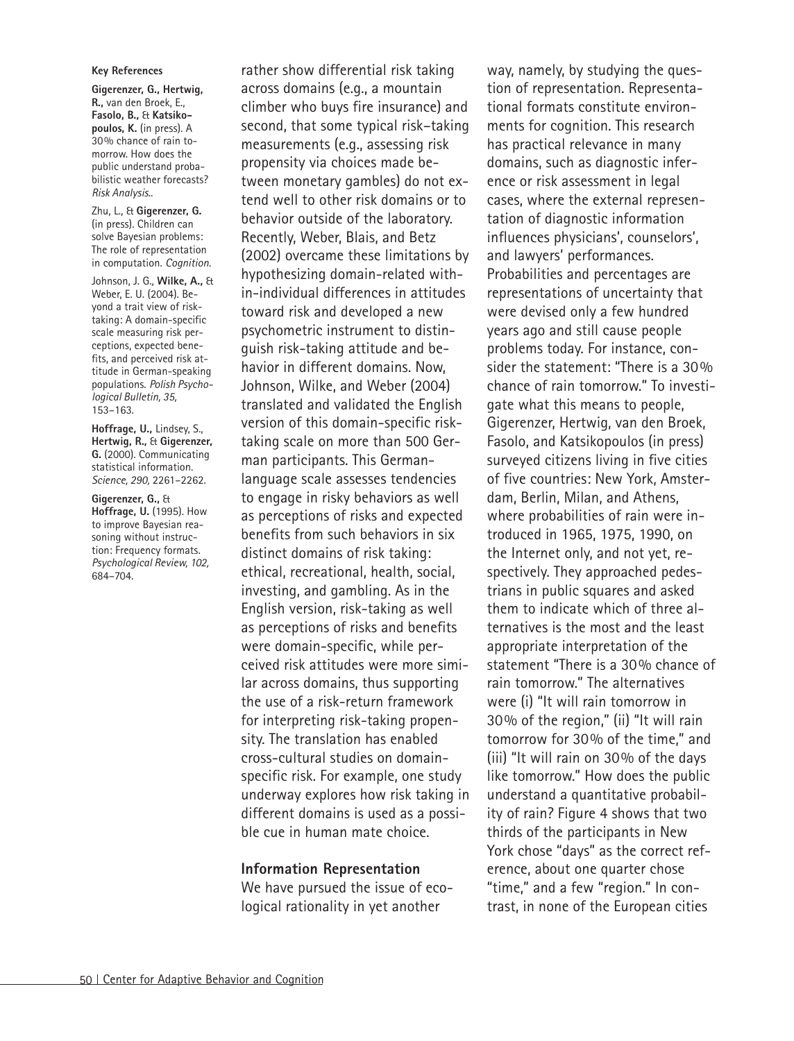**Key References**

**Gigerenzer, G., Hertwig, R.,** van den Broek, E., **Fasolo, B.,** & **Katsikopoulos, K.** (in press). A 30% chance of rain tomorrow. How does the public understand probabilistic weather forecasts? *Risk Analysis..*

Zhu, L., & **Gigerenzer, G.** (in press). Children can solve Bayesian problems: The role of representation in computation. *Cognition.*

Johnson, J. G., **Wilke, A.,** & Weber, E. U. (2004). Beyond a trait view of risk-taking: A domain-specific scale measuring risk perceptions, expected benefits, and perceived risk attitude in German-speaking populations. *Polish Psychological Bulletin, 35,* 153–163.

**Hoffrage, U.,** Lindsey, S., **Hertwig, R.,** & **Gigerenzer, G.** (2000). Communicating statistical information. *Science, 290,* 2261–2262.

**Gigerenzer, G.,** & **Hoffrage, U.** (1995). How to improve Bayesian reasoning without instruction: Frequency formats. *Psychological Review, 102,* 684–704.

rather show differential risk taking across domains (e.g., a mountain climber who buys fire insurance) and second, that some typical risk-taking measurements (e.g., assessing risk propensity via choices made between monetary gambles) do not extend well to other risk domains or to behavior outside of the laboratory. Recently, Weber, Blais, and Betz (2002) overcame these limitations by hypothesizing domain-related within-individual differences in attitudes toward risk and developed a new psychometric instrument to distinguish risk-taking attitude and behavior in different domains. Now, Johnson, Wilke, and Weber (2004) translated and validated the English version of this domain-specific risk-taking scale on more than 500 German participants. This German-language scale assesses tendencies to engage in risky behaviors as well as perceptions of risks and expected benefits from such behaviors in six distinct domains of risk taking: ethical, recreational, health, social, investing, and gambling. As in the English version, risk-taking as well as perceptions of risks and benefits were domain-specific, while perceived risk attitudes were more similar across domains, thus supporting the use of a risk-return framework for interpreting risk-taking propensity. The translation has enabled cross-cultural studies on domain-specific risk. For example, one study underway explores how risk taking in different domains is used as a possible cue in human mate choice.

### Information Representation

We have pursued the issue of ecological rationality in yet another way, namely, by studying the question of representation. Representational formats constitute environments for cognition. This research has practical relevance in many domains, such as diagnostic inference or risk assessment in legal cases, where the external representation of diagnostic information influences physicians', counselors', and lawyers' performances. Probabilities and percentages are representations of uncertainty that were devised only a few hundred years ago and still cause people problems today. For instance, consider the statement: "There is a 30% chance of rain tomorrow." To investigate what this means to people, Gigerenzer, Hertwig, van den Broek, Fasolo, and Katsikopoulos (in press) surveyed citizens living in five cities of five countries: New York, Amsterdam, Berlin, Milan, and Athens, where probabilities of rain were introduced in 1965, 1975, 1990, on the Internet only, and not yet, respectively. They approached pedestrians in public squares and asked them to indicate which of three alternatives is the most and the least appropriate interpretation of the statement "There is a 30% chance of rain tomorrow." The alternatives were (i) "It will rain tomorrow in 30% of the region," (ii) "It will rain tomorrow for 30% of the time," and (iii) "It will rain on 30% of the days like tomorrow." How does the public understand a quantitative probability of rain? Figure 4 shows that two thirds of the participants in New York chose "days" as the correct reference, about one quarter chose "time," and a few "region." In contrast, in none of the European cities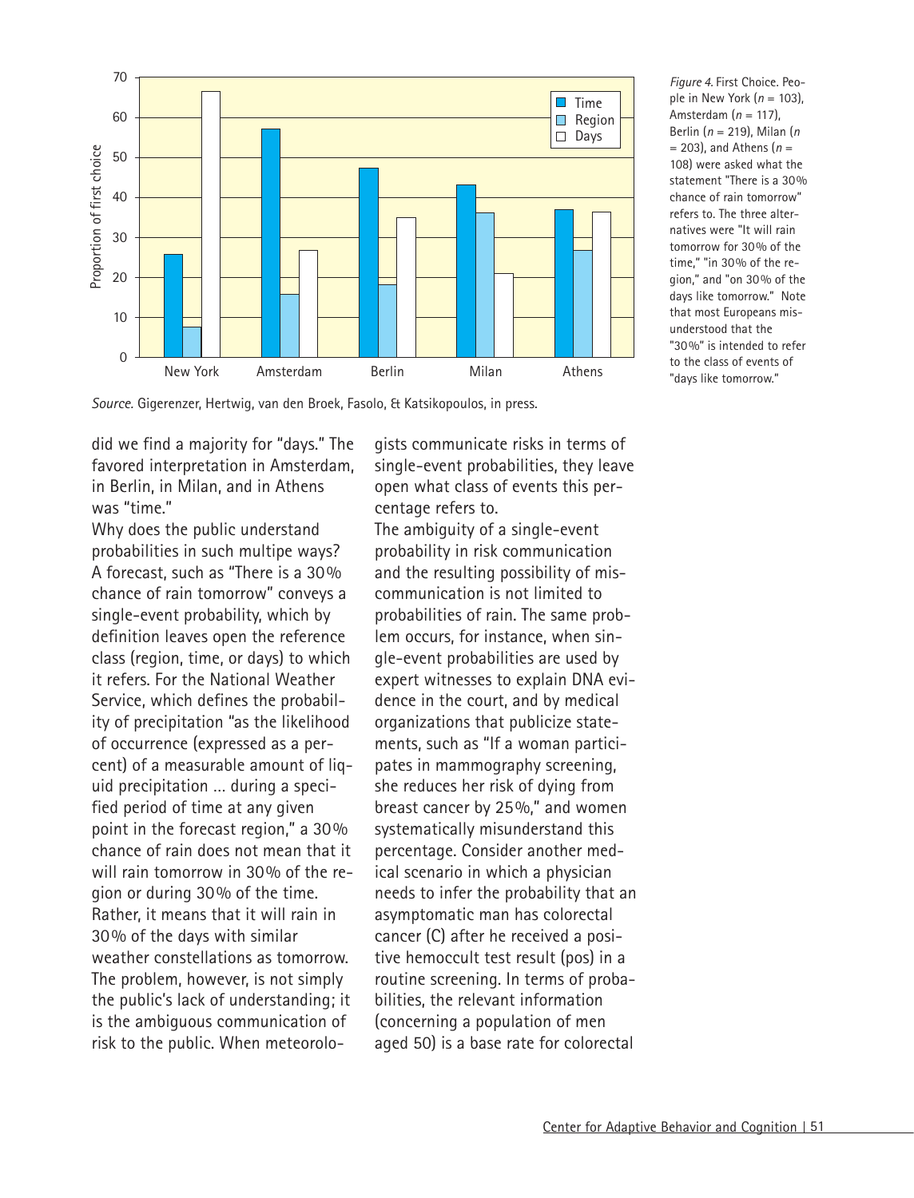*Figure 4.* First Choice. People in New York ($n$ = 103), Amsterdam ($n$ = 117), Berlin ($n$ = 219), Milan ($n$ = 203), and Athens ($n$ = 108) were asked what the statement "There is a 30% chance of rain tomorrow" refers to. The three alternatives were "It will rain tomorrow for 30% of the time," "in 30% of the region," and "on 30% of the days like tomorrow." Note that most Europeans misunderstood that the "30%" is intended to refer to the class of events of "days like tomorrow."

*Source.* Gigerenzer, Hertwig, van den Broek, Fasolo, & Katsikopoulos, in press.

did we find a majority for "days." The favored interpretation in Amsterdam, in Berlin, in Milan, and in Athens was "time."

Why does the public understand probabilities in such multipe ways? A forecast, such as "There is a 30% chance of rain tomorrow" conveys a single-event probability, which by definition leaves open the reference class (region, time, or days) to which it refers. For the National Weather Service, which defines the probability of precipitation "as the likelihood of occurrence (expressed as a percent) of a measurable amount of liquid precipitation … during a specified period of time at any given point in the forecast region," a 30% chance of rain does not mean that it will rain tomorrow in 30% of the region or during 30% of the time. Rather, it means that it will rain in 30% of the days with similar weather constellations as tomorrow. The problem, however, is not simply the public's lack of understanding; it is the ambiguous communication of risk to the public. When meteorologists communicate risks in terms of single-event probabilities, they leave open what class of events this percentage refers to.

The ambiguity of a single-event probability in risk communication and the resulting possibility of miscommunication is not limited to probabilities of rain. The same problem occurs, for instance, when single-event probabilities are used by expert witnesses to explain DNA evidence in the court, and by medical organizations that publicize statements, such as "If a woman participates in mammography screening, she reduces her risk of dying from breast cancer by 25%," and women systematically misunderstand this percentage. Consider another medical scenario in which a physician needs to infer the probability that an asymptomatic man has colorectal cancer (C) after he received a positive hemoccult test result (pos) in a routine screening. In terms of probabilities, the relevant information (concerning a population of men aged 50) is a base rate for colorectal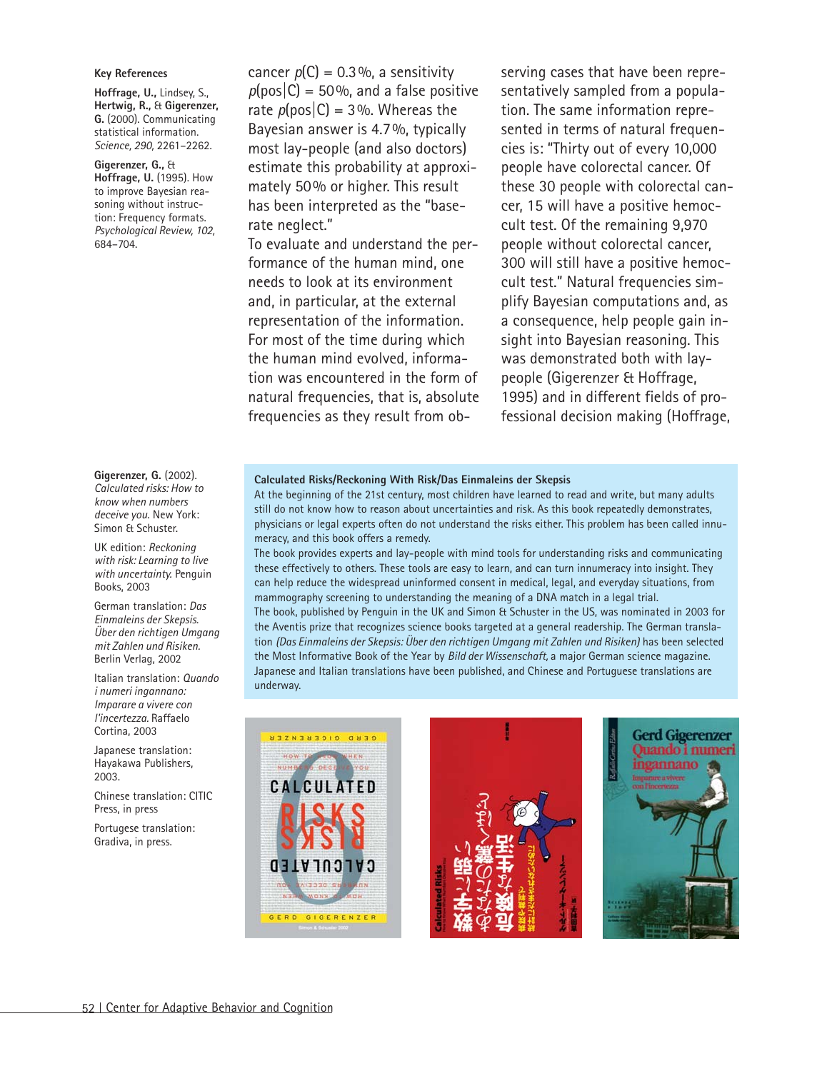**Key References**

**Hoffrage, U.,** Lindsey, S., **Hertwig, R.,** & **Gigerenzer, G.** (2000). Communicating statistical information. *Science, 290,* 2261–2262.

**Gigerenzer, G.,** & **Hoffrage, U.** (1995). How to improve Bayesian reasoning without instruction: Frequency formats. *Psychological Review, 102,* 684–704.

cancer $p(C) = 0.3\%$, a sensitivity $p(\text{pos}|C) = 50\%$, and a false positive rate $p(\text{pos}|\bar{C}) = 3\%$. Whereas the Bayesian answer is 4.7 %, typically most lay-people (and also doctors) estimate this probability at approximately 50 % or higher. This result has been interpreted as the "base-rate neglect."

To evaluate and understand the performance of the human mind, one needs to look at its environment and, in particular, at the external representation of the information. For most of the time during which the human mind evolved, information was encountered in the form of natural frequencies, that is, absolute frequencies as they result from observing cases that have been representatively sampled from a population. The same information represented in terms of natural frequencies is: "Thirty out of every 10,000 people have colorectal cancer. Of these 30 people with colorectal cancer, 15 will have a positive hemoccult test. Of the remaining 9,970 people without colorectal cancer, 300 will still have a positive hemoccult test." Natural frequencies simplify Bayesian computations and, as a consequence, help people gain insight into Bayesian reasoning. This was demonstrated both with lay-people (Gigerenzer & Hoffrage, 1995) and in different fields of professional decision making (Hoffrage,

**Gigerenzer, G.** (2002). *Calculated risks: How to know when numbers deceive you.* New York: Simon & Schuster.

UK edition: *Reckoning with risk: Learning to live with uncertainty.* Penguin Books, 2003

German translation: *Das Einmaleins der Skepsis. Über den richtigen Umgang mit Zahlen und Risiken.* Berlin Verlag, 2002

Italian translation: *Quando i numeri ingannano: Imparare a vivere con l'incertezza.* Raffaelo Cortina, 2003

Japanese translation: Hayakawa Publishers, 2003.

Chinese translation: CITIC Press, in press

Portugese translation: Gradiva, in press.

**Calculated Risks/Reckoning With Risk/Das Einmaleins der Skepsis**

At the beginning of the 21st century, most children have learned to read and write, but many adults still do not know how to reason about uncertainties and risk. As this book repeatedly demonstrates, physicians or legal experts often do not understand the risks either. This problem has been called innumeracy, and this book offers a remedy.

The book provides experts and lay-people with mind tools for understanding risks and communicating these effectively to others. These tools are easy to learn, and can turn innumeracy into insight. They can help reduce the widespread uninformed consent in medical, legal, and everyday situations, from mammography screening to understanding the meaning of a DNA match in a legal trial.

The book, published by Penguin in the UK and Simon & Schuster in the US, was nominated in 2003 for the Aventis prize that recognizes science books targeted at a general readership. The German translation *(Das Einmaleins der Skepsis: Über den richtigen Umgang mit Zahlen und Risiken)* has been selected the Most Informative Book of the Year by *Bild der Wissenschaft,* a major German science magazine. Japanese and Italian translations have been published, and Chinese and Portuguese translations are underway.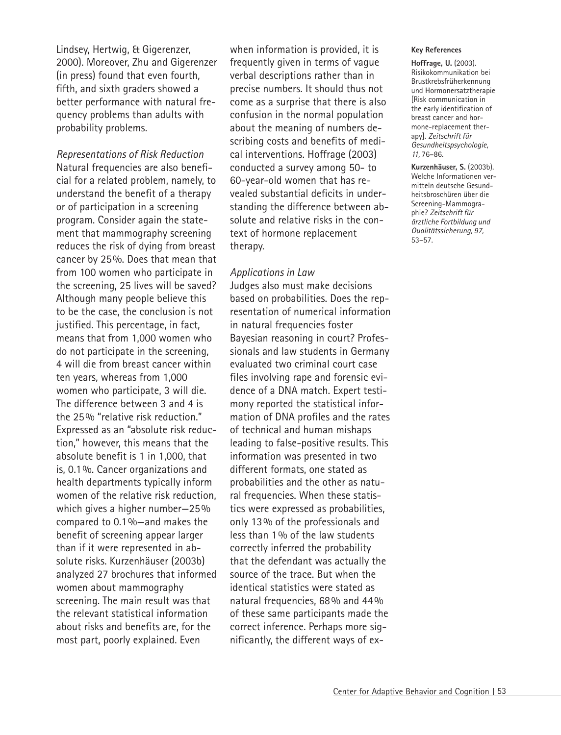Lindsey, Hertwig, & Gigerenzer, 2000). Moreover, Zhu and Gigerenzer (in press) found that even fourth, fifth, and sixth graders showed a better performance with natural frequency problems than adults with probability problems.

*Representations of Risk Reduction*

Natural frequencies are also beneficial for a related problem, namely, to understand the benefit of a therapy or of participation in a screening program. Consider again the statement that mammography screening reduces the risk of dying from breast cancer by 25%. Does that mean that from 100 women who participate in the screening, 25 lives will be saved? Although many people believe this to be the case, the conclusion is not justified. This percentage, in fact, means that from 1,000 women who do not participate in the screening, 4 will die from breast cancer within ten years, whereas from 1,000 women who participate, 3 will die. The difference between 3 and 4 is the 25% "relative risk reduction." Expressed as an "absolute risk reduction," however, this means that the absolute benefit is 1 in 1,000, that is, 0.1%. Cancer organizations and health departments typically inform women of the relative risk reduction, which gives a higher number—25% compared to 0.1%—and makes the benefit of screening appear larger than if it were represented in absolute risks. Kurzenhäuser (2003b) analyzed 27 brochures that informed women about mammography screening. The main result was that the relevant statistical information about risks and benefits are, for the most part, poorly explained. Even when information is provided, it is frequently given in terms of vague verbal descriptions rather than in precise numbers. It should thus not come as a surprise that there is also confusion in the normal population about the meaning of numbers describing costs and benefits of medical interventions. Hoffrage (2003) conducted a survey among 50- to 60-year-old women that has revealed substantial deficits in understanding the difference between absolute and relative risks in the context of hormone replacement therapy.

*Applications in Law*

Judges also must make decisions based on probabilities. Does the representation of numerical information in natural frequencies foster Bayesian reasoning in court? Professionals and law students in Germany evaluated two criminal court case files involving rape and forensic evidence of a DNA match. Expert testimony reported the statistical information of DNA profiles and the rates of technical and human mishaps leading to false-positive results. This information was presented in two different formats, one stated as probabilities and the other as natural frequencies. When these statistics were expressed as probabilities, only 13% of the professionals and less than 1% of the law students correctly inferred the probability that the defendant was actually the source of the trace. But when the identical statistics were stated as natural frequencies, 68% and 44% of these same participants made the correct inference. Perhaps more significantly, the different ways of ex-

**Key References**

**Hoffrage, U.** (2003). Risikokommunikation bei Brustkrebsfrüherkennung und Hormonersatztherapie [Risk communication in the early identification of breast cancer and hormone-replacement therapy]. *Zeitschrift für Gesundheitspsychologie, 11,* 76–86.

**Kurzenhäuser, S.** (2003b). Welche Informationen vermitteln deutsche Gesundheitsbroschüren über die Screening-Mammographie? *Zeitschrift für ärztliche Fortbildung und Qualitätssicherung, 97,* 53–57.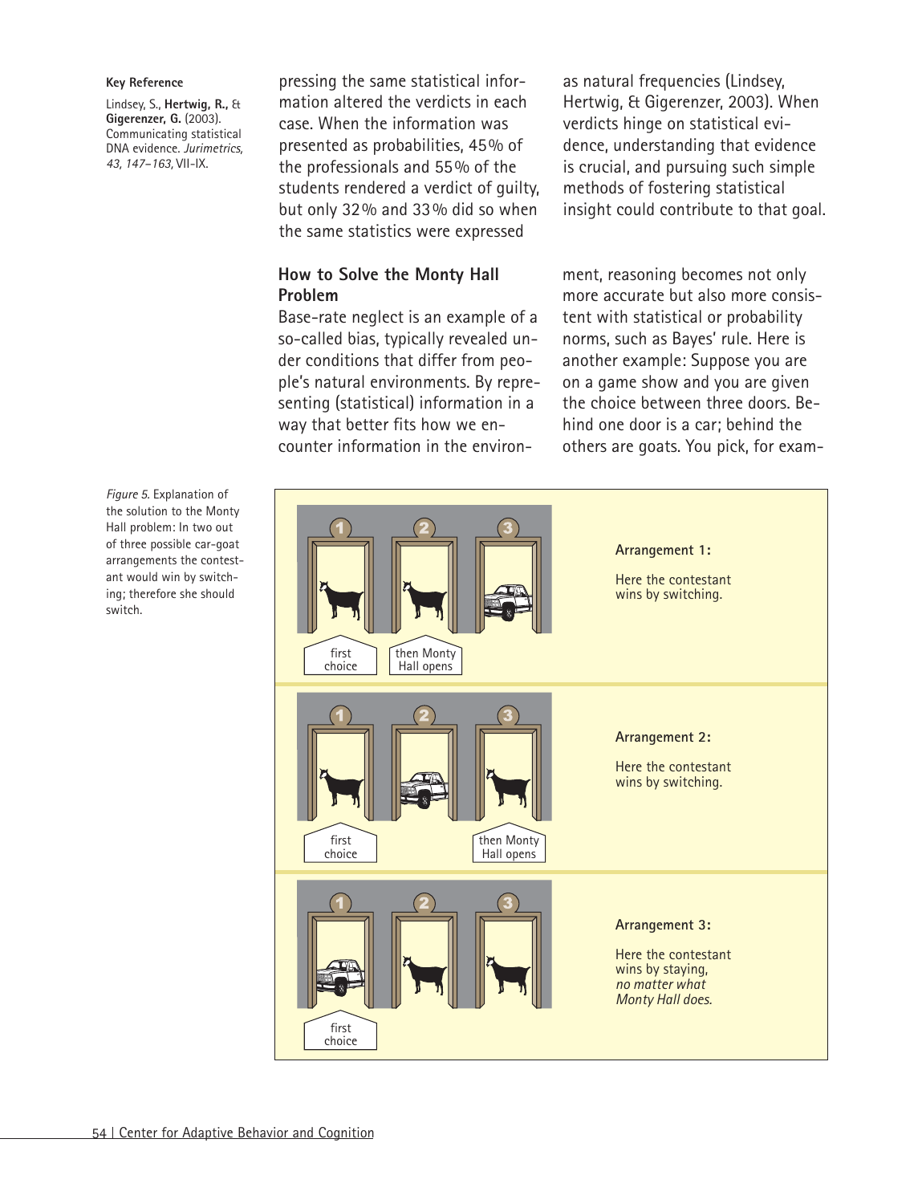**Key Reference**

Lindsey, S., **Hertwig, R.,** & **Gigerenzer, G.** (2003). Communicating statistical DNA evidence. *Jurimetrics, 43, 147–163,* VII-IX.

pressing the same statistical information altered the verdicts in each case. When the information was presented as probabilities, 45% of the professionals and 55% of the students rendered a verdict of guilty, but only 32% and 33% did so when the same statistics were expressed as natural frequencies (Lindsey, Hertwig, & Gigerenzer, 2003). When verdicts hinge on statistical evidence, understanding that evidence is crucial, and pursuing such simple methods of fostering statistical insight could contribute to that goal.

## How to Solve the Monty Hall Problem

Base-rate neglect is an example of a so-called bias, typically revealed under conditions that differ from people's natural environments. By representing (statistical) information in a way that better fits how we encounter information in the environment, reasoning becomes not only more accurate but also more consistent with statistical or probability norms, such as Bayes' rule. Here is another example: Suppose you are on a game show and you are given the choice between three doors. Behind one door is a car; behind the others are goats. You pick, for exam-

*Figure 5.* Explanation of the solution to the Monty Hall problem: In two out of three possible car-goat arrangements the contestant would win by switching; therefore she should switch.

1 2 3

first choice | then Monty Hall opens

**Arrangement 1:**

Here the contestant wins by switching.

1 2 3

first choice | then Monty Hall opens

**Arrangement 2:**

Here the contestant wins by switching.

1 2 3

first choice

**Arrangement 3:**

Here the contestant wins by staying, *no matter what Monty Hall does.*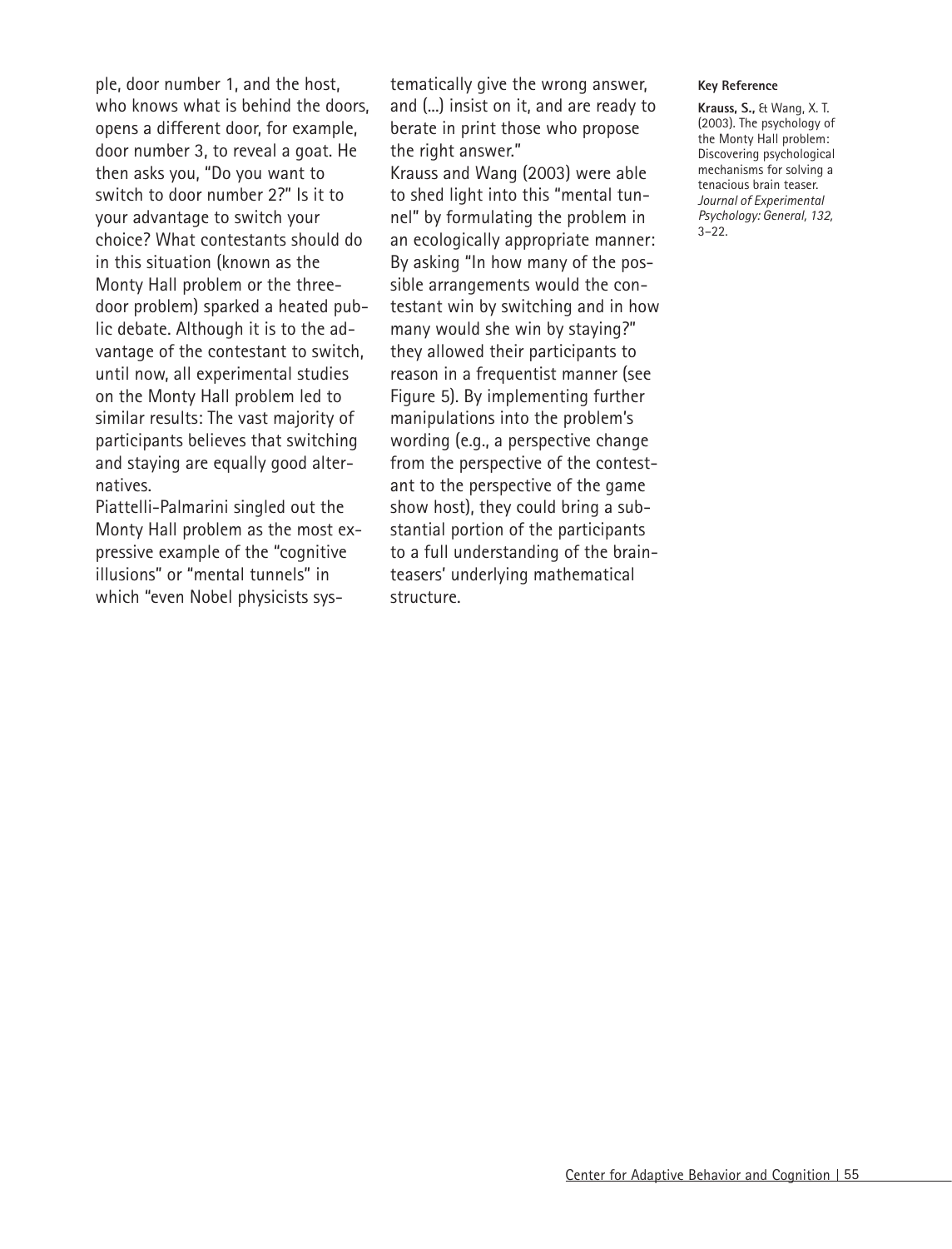ple, door number 1, and the host, who knows what is behind the doors, opens a different door, for example, door number 3, to reveal a goat. He then asks you, "Do you want to switch to door number 2?" Is it to your advantage to switch your choice? What contestants should do in this situation (known as the Monty Hall problem or the three-door problem) sparked a heated public debate. Although it is to the advantage of the contestant to switch, until now, all experimental studies on the Monty Hall problem led to similar results: The vast majority of participants believes that switching and staying are equally good alternatives.

Piattelli-Palmarini singled out the Monty Hall problem as the most expressive example of the "cognitive illusions" or "mental tunnels" in which "even Nobel physicists systematically give the wrong answer, and (...) insist on it, and are ready to berate in print those who propose the right answer."

Krauss and Wang (2003) were able to shed light into this "mental tunnel" by formulating the problem in an ecologically appropriate manner: By asking "In how many of the possible arrangements would the contestant win by switching and in how many would she win by staying?" they allowed their participants to reason in a frequentist manner (see Figure 5). By implementing further manipulations into the problem's wording (e.g., a perspective change from the perspective of the contestant to the perspective of the game show host), they could bring a substantial portion of the participants to a full understanding of the brainteasers' underlying mathematical structure.

**Key Reference**

**Krauss, S.,** & Wang, X. T. (2003). The psychology of the Monty Hall problem: Discovering psychological mechanisms for solving a tenacious brain teaser. *Journal of Experimental Psychology: General, 132,* 3–22.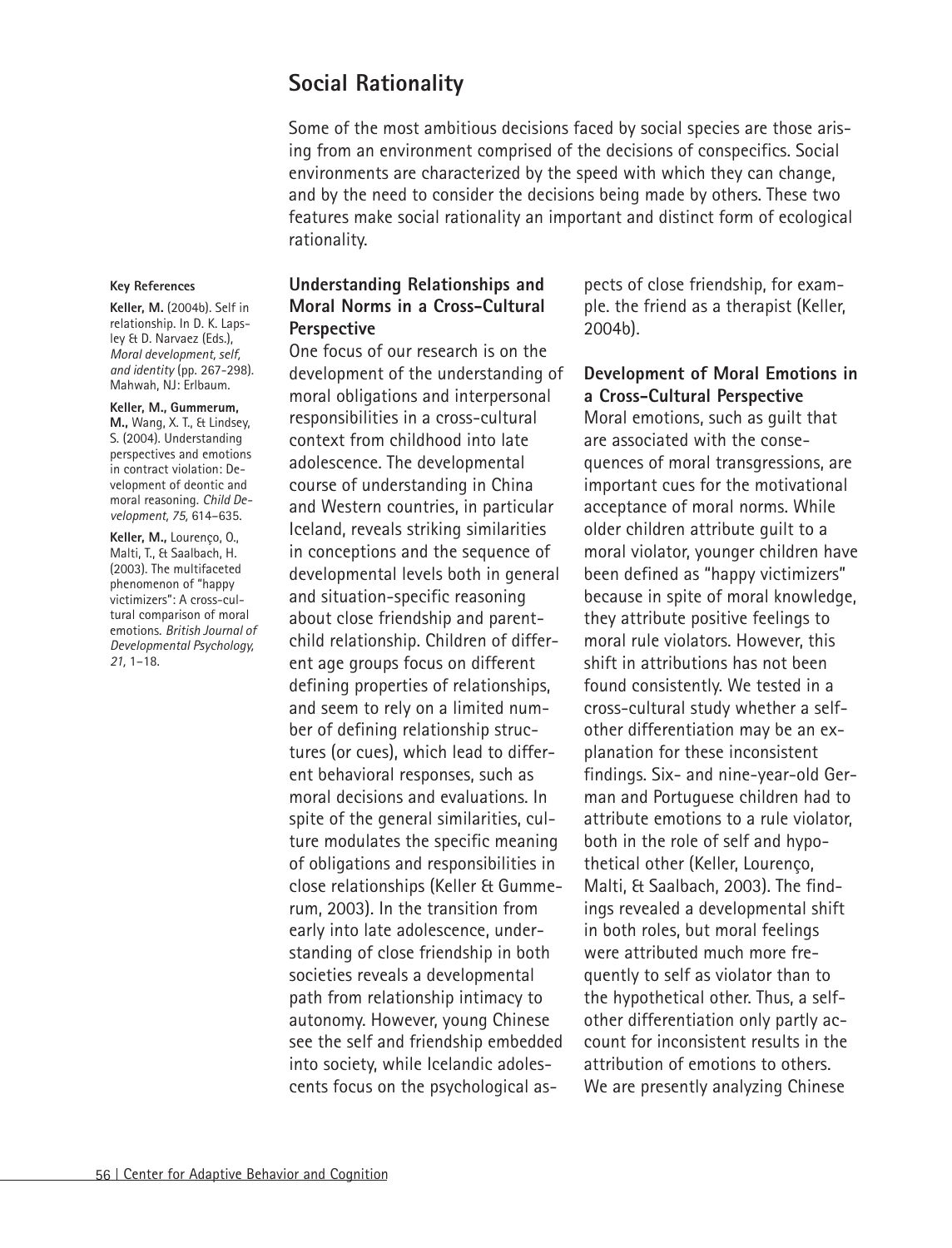## Social Rationality

Some of the most ambitious decisions faced by social species are those arising from an environment comprised of the decisions of conspecifics. Social environments are characterized by the speed with which they can change, and by the need to consider the decisions being made by others. These two features make social rationality an important and distinct form of ecological rationality.

### Understanding Relationships and Moral Norms in a Cross-Cultural Perspective

One focus of our research is on the development of the understanding of moral obligations and interpersonal responsibilities in a cross-cultural context from childhood into late adolescence. The developmental course of understanding in China and Western countries, in particular Iceland, reveals striking similarities in conceptions and the sequence of developmental levels both in general and situation-specific reasoning about close friendship and parent-child relationship. Children of different age groups focus on different defining properties of relationships, and seem to rely on a limited number of defining relationship structures (or cues), which lead to different behavioral responses, such as moral decisions and evaluations. In spite of the general similarities, culture modulates the specific meaning of obligations and responsibilities in close relationships (Keller & Gummerum, 2003). In the transition from early into late adolescence, understanding of close friendship in both societies reveals a developmental path from relationship intimacy to autonomy. However, young Chinese see the self and friendship embedded into society, while Icelandic adolescents focus on the psychological aspects of close friendship, for example. the friend as a therapist (Keller, 2004b).

### Development of Moral Emotions in a Cross-Cultural Perspective

Moral emotions, such as guilt that are associated with the consequences of moral transgressions, are important cues for the motivational acceptance of moral norms. While older children attribute guilt to a moral violator, younger children have been defined as "happy victimizers" because in spite of moral knowledge, they attribute positive feelings to moral rule violators. However, this shift in attributions has not been found consistently. We tested in a cross-cultural study whether a self-other differentiation may be an explanation for these inconsistent findings. Six- and nine-year-old German and Portuguese children had to attribute emotions to a rule violator, both in the role of self and hypothetical other (Keller, Lourenço, Malti, & Saalbach, 2003). The findings revealed a developmental shift in both roles, but moral feelings were attributed much more frequently to self as violator than to the hypothetical other. Thus, a self-other differentiation only partly account for inconsistent results in the attribution of emotions to others. We are presently analyzing Chinese

**Key References**

**Keller, M.** (2004b). Self in relationship. In D. K. Lapsley & D. Narvaez (Eds.), *Moral development, self, and identity* (pp. 267-298). Mahwah, NJ: Erlbaum.

**Keller, M., Gummerum, M.,** Wang, X. T., & Lindsey, S. (2004). Understanding perspectives and emotions in contract violation: Development of deontic and moral reasoning. *Child Development, 75,* 614–635.

**Keller, M.,** Lourenço, O., Malti, T., & Saalbach, H. (2003). The multifaceted phenomenon of "happy victimizers": A cross-cultural comparison of moral emotions. *British Journal of Developmental Psychology, 21,* 1–18.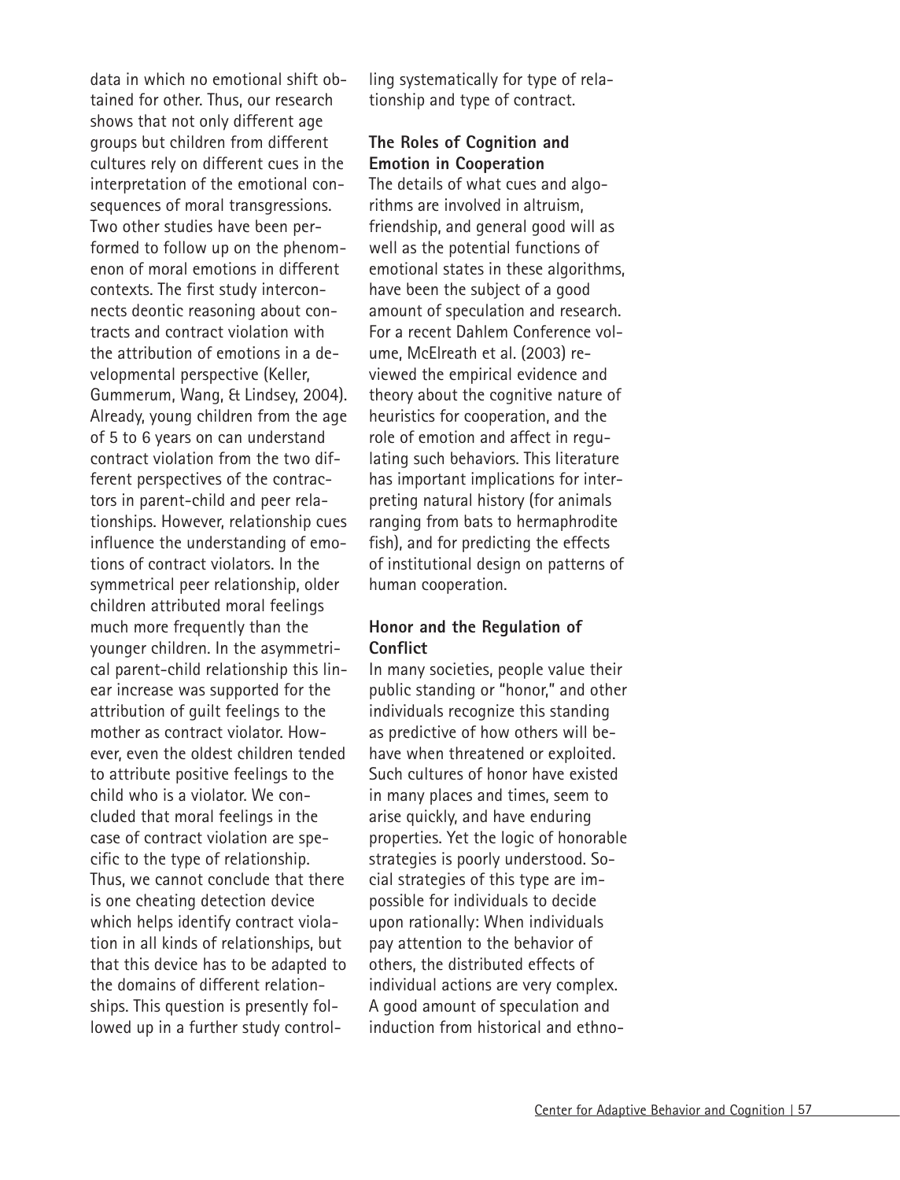data in which no emotional shift obtained for other. Thus, our research shows that not only different age groups but children from different cultures rely on different cues in the interpretation of the emotional consequences of moral transgressions. Two other studies have been performed to follow up on the phenomenon of moral emotions in different contexts. The first study interconnects deontic reasoning about contracts and contract violation with the attribution of emotions in a developmental perspective (Keller, Gummerum, Wang, & Lindsey, 2004). Already, young children from the age of 5 to 6 years on can understand contract violation from the two different perspectives of the contractors in parent-child and peer relationships. However, relationship cues influence the understanding of emotions of contract violators. In the symmetrical peer relationship, older children attributed moral feelings much more frequently than the younger children. In the asymmetrical parent-child relationship this linear increase was supported for the attribution of guilt feelings to the mother as contract violator. However, even the oldest children tended to attribute positive feelings to the child who is a violator. We concluded that moral feelings in the case of contract violation are specific to the type of relationship. Thus, we cannot conclude that there is one cheating detection device which helps identify contract violation in all kinds of relationships, but that this device has to be adapted to the domains of different relationships. This question is presently followed up in a further study controlling systematically for type of relationship and type of contract.

### The Roles of Cognition and Emotion in Cooperation

The details of what cues and algorithms are involved in altruism, friendship, and general good will as well as the potential functions of emotional states in these algorithms, have been the subject of a good amount of speculation and research. For a recent Dahlem Conference volume, McElreath et al. (2003) reviewed the empirical evidence and theory about the cognitive nature of heuristics for cooperation, and the role of emotion and affect in regulating such behaviors. This literature has important implications for interpreting natural history (for animals ranging from bats to hermaphrodite fish), and for predicting the effects of institutional design on patterns of human cooperation.

### Honor and the Regulation of Conflict

In many societies, people value their public standing or "honor," and other individuals recognize this standing as predictive of how others will behave when threatened or exploited. Such cultures of honor have existed in many places and times, seem to arise quickly, and have enduring properties. Yet the logic of honorable strategies is poorly understood. Social strategies of this type are impossible for individuals to decide upon rationally: When individuals pay attention to the behavior of others, the distributed effects of individual actions are very complex. A good amount of speculation and induction from historical and ethno-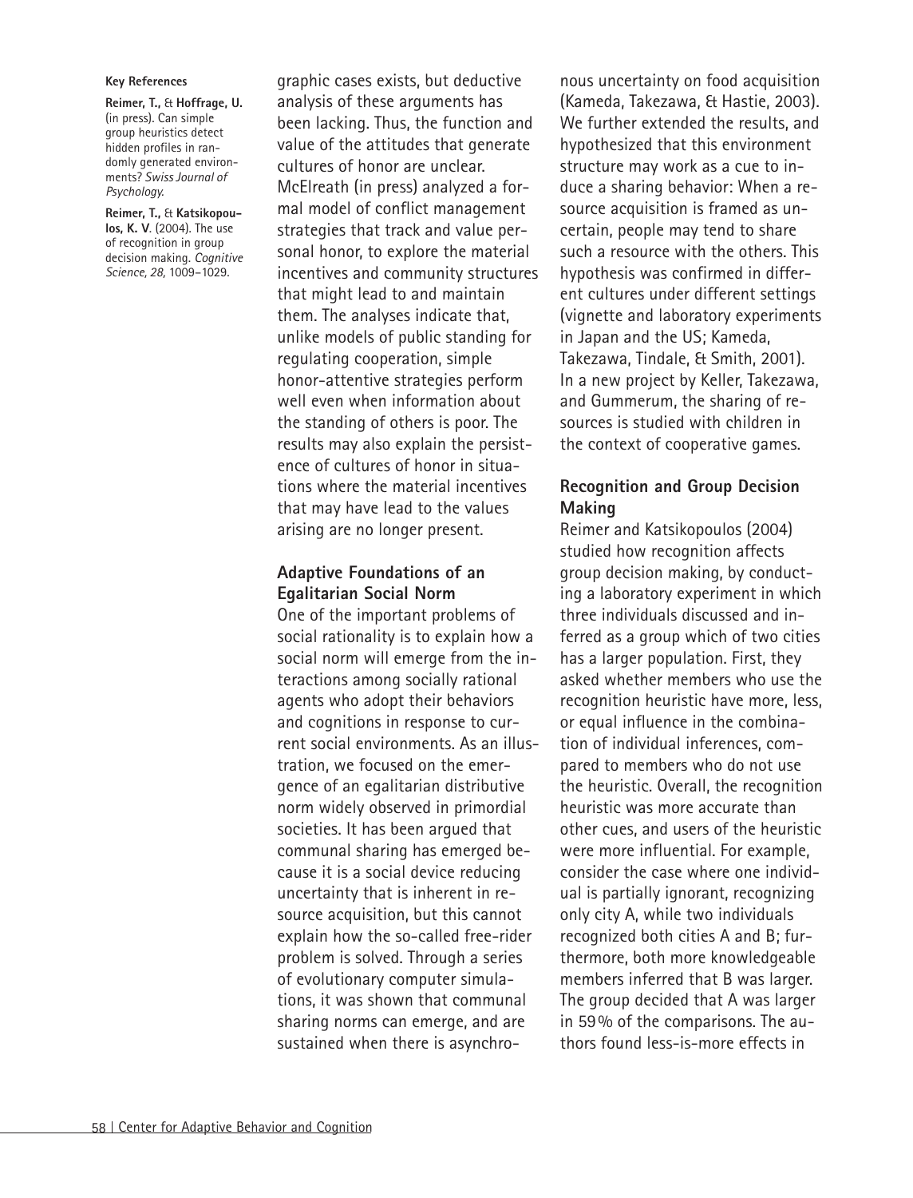**Key References**

**Reimer, T.,** & **Hoffrage, U.** (in press). Can simple group heuristics detect hidden profiles in randomly generated environments? *Swiss Journal of Psychology.*

**Reimer, T.,** & **Katsikopoulos, K. V**. (2004). The use of recognition in group decision making. *Cognitive Science, 28,* 1009–1029.

graphic cases exists, but deductive analysis of these arguments has been lacking. Thus, the function and value of the attitudes that generate cultures of honor are unclear. McElreath (in press) analyzed a formal model of conflict management strategies that track and value personal honor, to explore the material incentives and community structures that might lead to and maintain them. The analyses indicate that, unlike models of public standing for regulating cooperation, simple honor-attentive strategies perform well even when information about the standing of others is poor. The results may also explain the persistence of cultures of honor in situations where the material incentives that may have lead to the values arising are no longer present.

### Adaptive Foundations of an Egalitarian Social Norm

One of the important problems of social rationality is to explain how a social norm will emerge from the interactions among socially rational agents who adopt their behaviors and cognitions in response to current social environments. As an illustration, we focused on the emergence of an egalitarian distributive norm widely observed in primordial societies. It has been argued that communal sharing has emerged because it is a social device reducing uncertainty that is inherent in resource acquisition, but this cannot explain how the so-called free-rider problem is solved. Through a series of evolutionary computer simulations, it was shown that communal sharing norms can emerge, and are sustained when there is asynchronous uncertainty on food acquisition (Kameda, Takezawa, & Hastie, 2003). We further extended the results, and hypothesized that this environment structure may work as a cue to induce a sharing behavior: When a resource acquisition is framed as uncertain, people may tend to share such a resource with the others. This hypothesis was confirmed in different cultures under different settings (vignette and laboratory experiments in Japan and the US; Kameda, Takezawa, Tindale, & Smith, 2001). In a new project by Keller, Takezawa, and Gummerum, the sharing of resources is studied with children in the context of cooperative games.

### Recognition and Group Decision Making

Reimer and Katsikopoulos (2004) studied how recognition affects group decision making, by conducting a laboratory experiment in which three individuals discussed and inferred as a group which of two cities has a larger population. First, they asked whether members who use the recognition heuristic have more, less, or equal influence in the combination of individual inferences, compared to members who do not use the heuristic. Overall, the recognition heuristic was more accurate than other cues, and users of the heuristic were more influential. For example, consider the case where one individual is partially ignorant, recognizing only city A, while two individuals recognized both cities A and B; furthermore, both more knowledgeable members inferred that B was larger. The group decided that A was larger in 59% of the comparisons. The authors found less-is-more effects in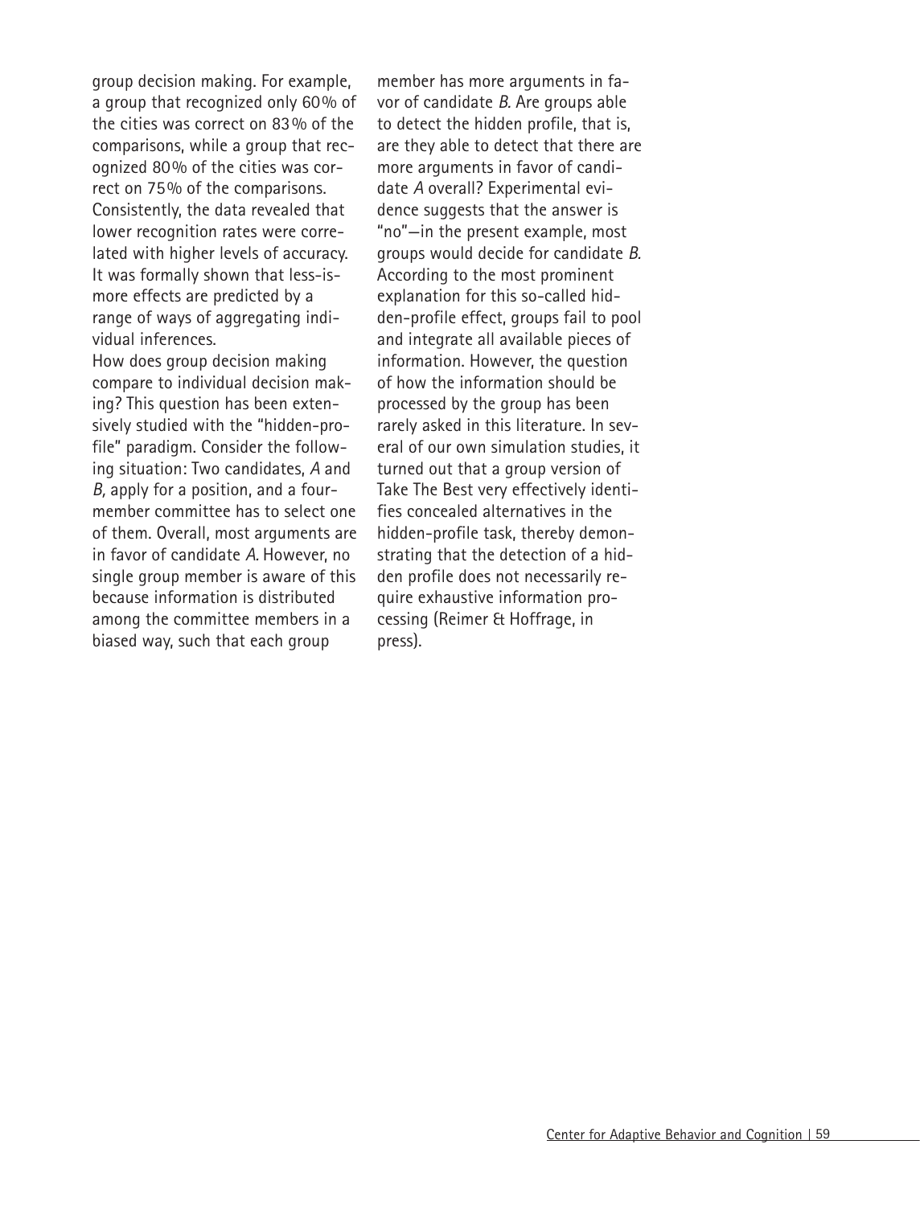group decision making. For example, a group that recognized only 60% of the cities was correct on 83% of the comparisons, while a group that recognized 80% of the cities was correct on 75% of the comparisons. Consistently, the data revealed that lower recognition rates were correlated with higher levels of accuracy. It was formally shown that less-is-more effects are predicted by a range of ways of aggregating individual inferences.

How does group decision making compare to individual decision making? This question has been extensively studied with the "hidden-profile" paradigm. Consider the following situation: Two candidates, *A* and *B*, apply for a position, and a four-member committee has to select one of them. Overall, most arguments are in favor of candidate *A*. However, no single group member is aware of this because information is distributed among the committee members in a biased way, such that each group member has more arguments in favor of candidate *B*. Are groups able to detect the hidden profile, that is, are they able to detect that there are more arguments in favor of candidate *A* overall? Experimental evidence suggests that the answer is "no"—in the present example, most groups would decide for candidate *B*. According to the most prominent explanation for this so-called hidden-profile effect, groups fail to pool and integrate all available pieces of information. However, the question of how the information should be processed by the group has been rarely asked in this literature. In several of our own simulation studies, it turned out that a group version of Take The Best very effectively identifies concealed alternatives in the hidden-profile task, thereby demonstrating that the detection of a hidden profile does not necessarily require exhaustive information processing (Reimer & Hoffrage, in press).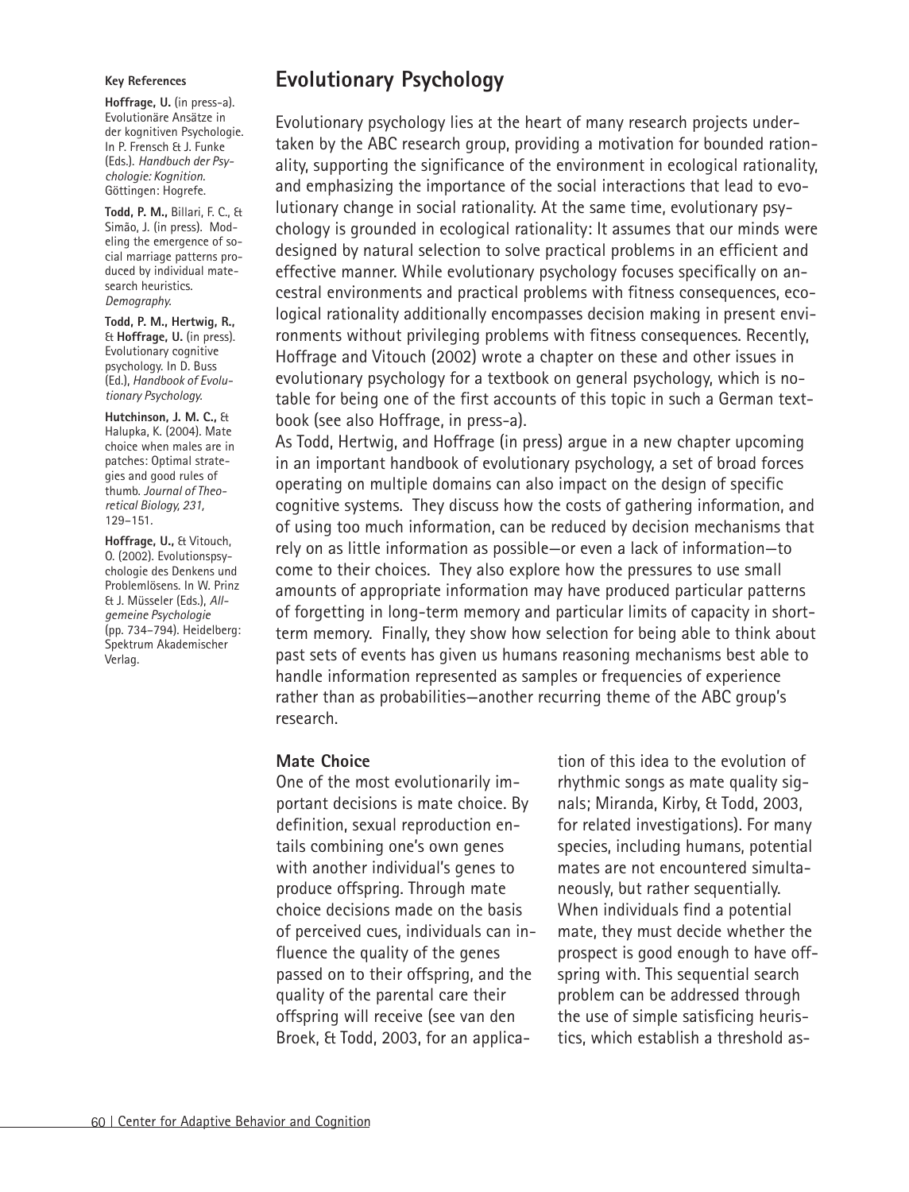## Evolutionary Psychology

Evolutionary psychology lies at the heart of many research projects undertaken by the ABC research group, providing a motivation for bounded rationality, supporting the significance of the environment in ecological rationality, and emphasizing the importance of the social interactions that lead to evolutionary change in social rationality. At the same time, evolutionary psychology is grounded in ecological rationality: It assumes that our minds were designed by natural selection to solve practical problems in an efficient and effective manner. While evolutionary psychology focuses specifically on ancestral environments and practical problems with fitness consequences, ecological rationality additionally encompasses decision making in present environments without privileging problems with fitness consequences. Recently, Hoffrage and Vitouch (2002) wrote a chapter on these and other issues in evolutionary psychology for a textbook on general psychology, which is notable for being one of the first accounts of this topic in such a German textbook (see also Hoffrage, in press-a).

As Todd, Hertwig, and Hoffrage (in press) argue in a new chapter upcoming in an important handbook of evolutionary psychology, a set of broad forces operating on multiple domains can also impact on the design of specific cognitive systems. They discuss how the costs of gathering information, and of using too much information, can be reduced by decision mechanisms that rely on as little information as possible—or even a lack of information—to come to their choices. They also explore how the pressures to use small amounts of appropriate information may have produced particular patterns of forgetting in long-term memory and particular limits of capacity in short-term memory. Finally, they show how selection for being able to think about past sets of events has given us humans reasoning mechanisms best able to handle information represented as samples or frequencies of experience rather than as probabilities—another recurring theme of the ABC group's research.

### Mate Choice

One of the most evolutionarily important decisions is mate choice. By definition, sexual reproduction entails combining one's own genes with another individual's genes to produce offspring. Through mate choice decisions made on the basis of perceived cues, individuals can influence the quality of the genes passed on to their offspring, and the quality of the parental care their offspring will receive (see van den Broek, & Todd, 2003, for an application of this idea to the evolution of rhythmic songs as mate quality signals; Miranda, Kirby, & Todd, 2003, for related investigations). For many species, including humans, potential mates are not encountered simultaneously, but rather sequentially. When individuals find a potential mate, they must decide whether the prospect is good enough to have offspring with. This sequential search problem can be addressed through the use of simple satisficing heuristics, which establish a threshold as-

**Key References**

**Hoffrage, U.** (in press-a). Evolutionäre Ansätze in der kognitiven Psychologie. In P. Frensch & J. Funke (Eds.). *Handbuch der Psychologie: Kognition.* Göttingen: Hogrefe.

**Todd, P. M.,** Billari, F. C., & Simão, J. (in press). Modeling the emergence of social marriage patterns produced by individual mate-search heuristics. *Demography.*

**Todd, P. M., Hertwig, R.,** & **Hoffrage, U.** (in press). Evolutionary cognitive psychology. In D. Buss (Ed.), *Handbook of Evolutionary Psychology.*

**Hutchinson, J. M. C.,** & Halupka, K. (2004). Mate choice when males are in patches: Optimal strategies and good rules of thumb. *Journal of Theoretical Biology, 231,* 129–151.

**Hoffrage, U.,** & Vitouch, O. (2002). Evolutionspsychologie des Denkens und Problemlösens. In W. Prinz & J. Müsseler (Eds.), *Allgemeine Psychologie* (pp. 734–794). Heidelberg: Spektrum Akademischer Verlag.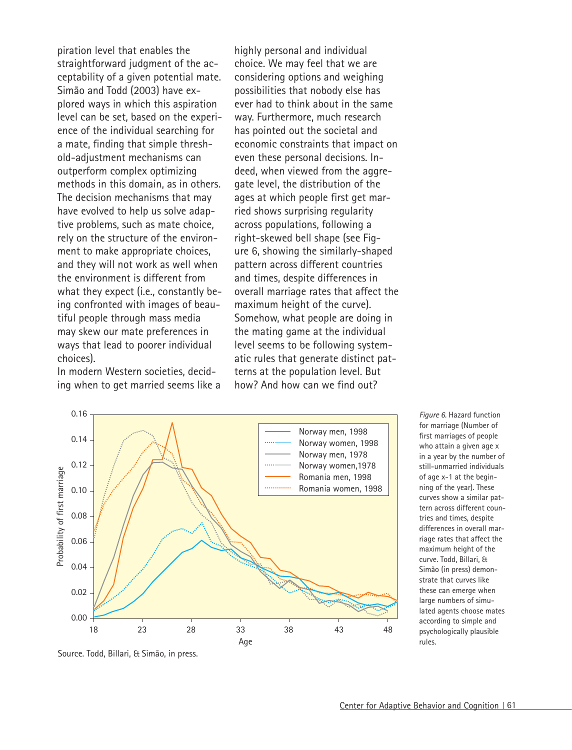piration level that enables the straightforward judgment of the acceptability of a given potential mate. Simão and Todd (2003) have explored ways in which this aspiration level can be set, based on the experience of the individual searching for a mate, finding that simple threshold-adjustment mechanisms can outperform complex optimizing methods in this domain, as in others. The decision mechanisms that may have evolved to help us solve adaptive problems, such as mate choice, rely on the structure of the environment to make appropriate choices, and they will not work as well when the environment is different from what they expect (i.e., constantly being confronted with images of beautiful people through mass media may skew our mate preferences in ways that lead to poorer individual choices).

In modern Western societies, deciding when to get married seems like a highly personal and individual choice. We may feel that we are considering options and weighing possibilities that nobody else has ever had to think about in the same way. Furthermore, much research has pointed out the societal and economic constraints that impact on even these personal decisions. Indeed, when viewed from the aggregate level, the distribution of the ages at which people first get married shows surprising regularity across populations, following a right-skewed bell shape (see Figure 6, showing the similarly-shaped pattern across different countries and times, despite differences in overall marriage rates that affect the maximum height of the curve). Somehow, what people are doing in the mating game at the individual level seems to be following systematic rules that generate distinct patterns at the population level. But how? And how can we find out?

Source. Todd, Billari, & Simão, in press.

*Figure 6.* Hazard function for marriage (Number of first marriages of people who attain a given age x in a year by the number of still-unmarried individuals of age x-1 at the beginning of the year). These curves show a similar pattern across different countries and times, despite differences in overall marriage rates that affect the maximum height of the curve. Todd, Billari, & Simão (in press) demonstrate that curves like these can emerge when large numbers of simulated agents choose mates according to simple and psychologically plausible rules.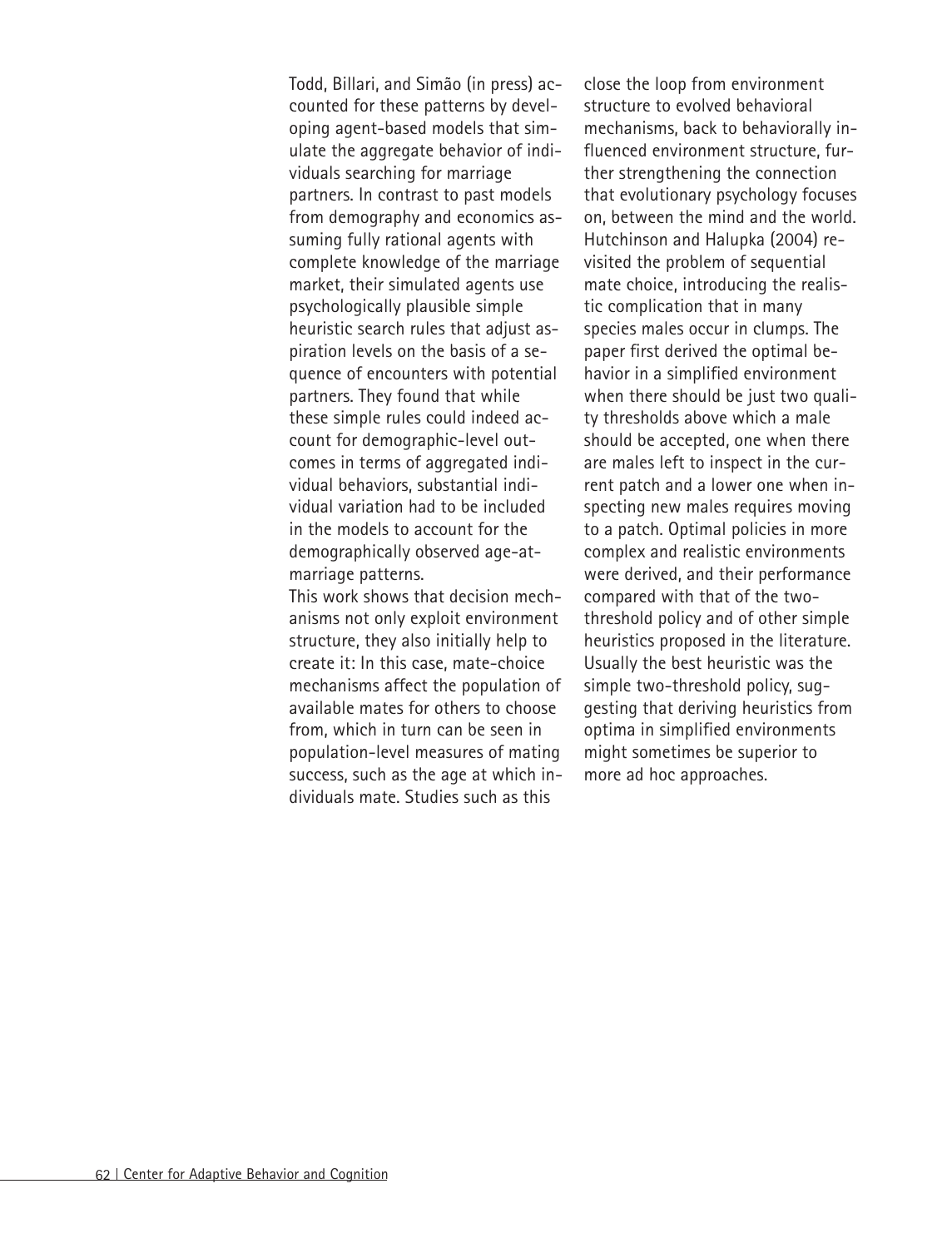Todd, Billari, and Simão (in press) accounted for these patterns by developing agent-based models that simulate the aggregate behavior of individuals searching for marriage partners. In contrast to past models from demography and economics assuming fully rational agents with complete knowledge of the marriage market, their simulated agents use psychologically plausible simple heuristic search rules that adjust aspiration levels on the basis of a sequence of encounters with potential partners. They found that while these simple rules could indeed account for demographic-level outcomes in terms of aggregated individual behaviors, substantial individual variation had to be included in the models to account for the demographically observed age-at-marriage patterns.

This work shows that decision mechanisms not only exploit environment structure, they also initially help to create it: In this case, mate-choice mechanisms affect the population of available mates for others to choose from, which in turn can be seen in population-level measures of mating success, such as the age at which individuals mate. Studies such as this close the loop from environment structure to evolved behavioral mechanisms, back to behaviorally influenced environment structure, further strengthening the connection that evolutionary psychology focuses on, between the mind and the world.

Hutchinson and Halupka (2004) revisited the problem of sequential mate choice, introducing the realistic complication that in many species males occur in clumps. The paper first derived the optimal behavior in a simplified environment when there should be just two quality thresholds above which a male should be accepted, one when there are males left to inspect in the current patch and a lower one when inspecting new males requires moving to a patch. Optimal policies in more complex and realistic environments were derived, and their performance compared with that of the two-threshold policy and of other simple heuristics proposed in the literature. Usually the best heuristic was the simple two-threshold policy, suggesting that deriving heuristics from optima in simplified environments might sometimes be superior to more ad hoc approaches.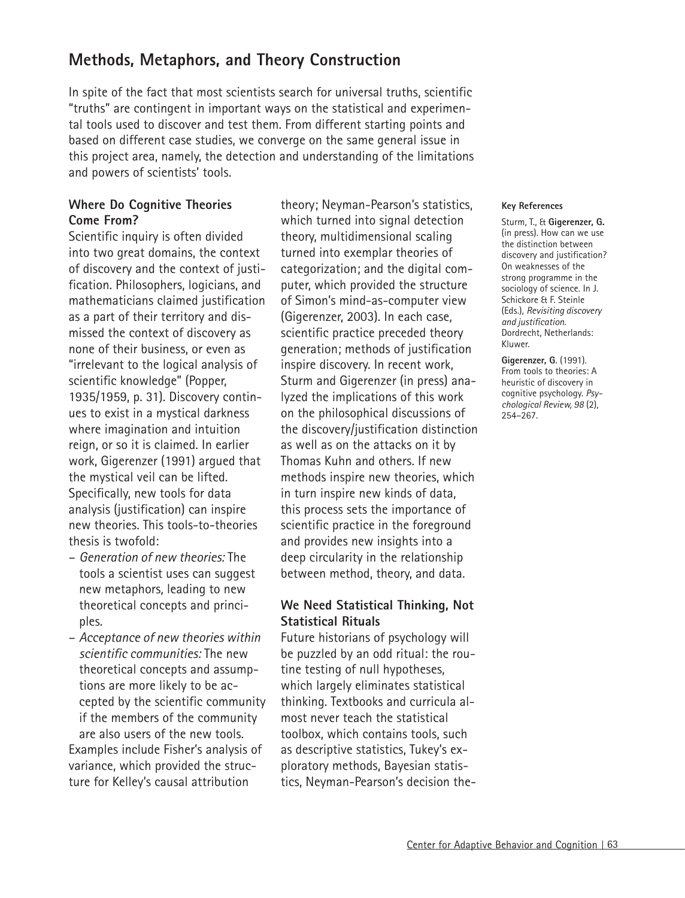# Methods, Metaphors, and Theory Construction

In spite of the fact that most scientists search for universal truths, scientific "truths" are contingent in important ways on the statistical and experimental tools used to discover and test them. From different starting points and based on different case studies, we converge on the same general issue in this project area, namely, the detection and understanding of the limitations and powers of scientists' tools.

## Where Do Cognitive Theories Come From?

Scientific inquiry is often divided into two great domains, the context of discovery and the context of justification. Philosophers, logicians, and mathematicians claimed justification as a part of their territory and dismissed the context of discovery as none of their business, or even as "irrelevant to the logical analysis of scientific knowledge" (Popper, 1935/1959, p. 31). Discovery continues to exist in a mystical darkness where imagination and intuition reign, or so it is claimed. In earlier work, Gigerenzer (1991) argued that the mystical veil can be lifted. Specifically, new tools for data analysis (justification) can inspire new theories. This tools-to-theories thesis is twofold:

- *Generation of new theories:* The tools a scientist uses can suggest new metaphors, leading to new theoretical concepts and principles.
- *Acceptance of new theories within scientific communities:* The new theoretical concepts and assumptions are more likely to be accepted by the scientific community if the members of the community are also users of the new tools.

Examples include Fisher's analysis of variance, which provided the structure for Kelley's causal attribution theory; Neyman-Pearson's statistics, which turned into signal detection theory, multidimensional scaling turned into exemplar theories of categorization; and the digital computer, which provided the structure of Simon's mind-as-computer view (Gigerenzer, 2003). In each case, scientific practice preceded theory generation; methods of justification inspire discovery. In recent work, Sturm and Gigerenzer (in press) analyzed the implications of this work on the philosophical discussions of the discovery/justification distinction as well as on the attacks on it by Thomas Kuhn and others. If new methods inspire new theories, which in turn inspire new kinds of data, this process sets the importance of scientific practice in the foreground and provides new insights into a deep circularity in the relationship between method, theory, and data.

## We Need Statistical Thinking, Not Statistical Rituals

Future historians of psychology will be puzzled by an odd ritual: the routine testing of null hypotheses, which largely eliminates statistical thinking. Textbooks and curricula almost never teach the statistical toolbox, which contains tools, such as descriptive statistics, Tukey's exploratory methods, Bayesian statistics, Neyman-Pearson's decision the-

**Key References**

Sturm, T., & **Gigerenzer, G.** (in press). How can we use the distinction between discovery and justification? On weaknesses of the strong programme in the sociology of science. In J. Schickore & F. Steinle (Eds.), *Revisiting discovery and justification.* Dordrecht, Netherlands: Kluwer.

**Gigerenzer, G.** (1991). From tools to theories: A heuristic of discovery in cognitive psychology. *Psychological Review, 98* (2), 254–267.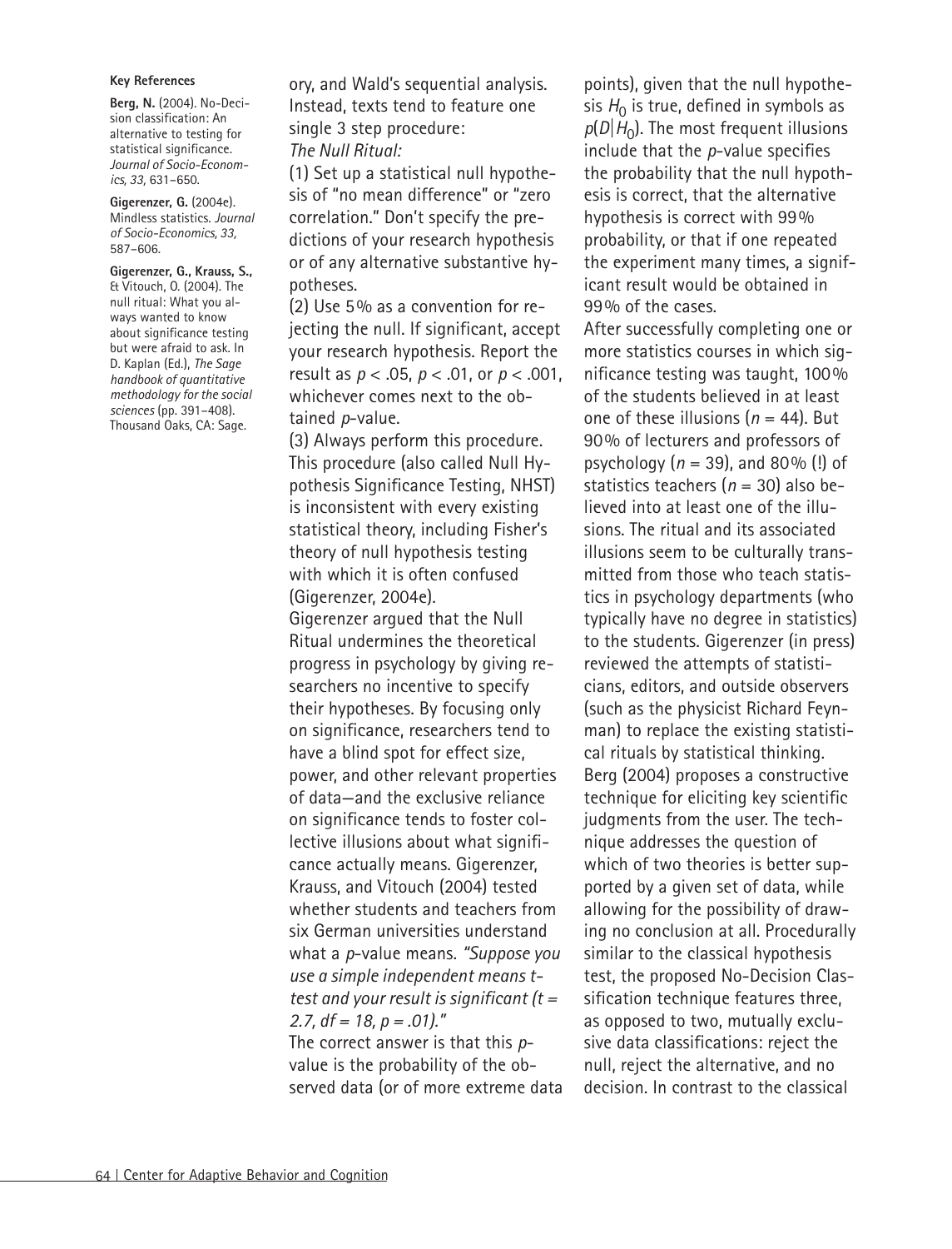#### Key References

**Berg, N.** (2004). No-Decision classification: An alternative to testing for statistical significance. *Journal of Socio-Economics, 33*, 631–650.

**Gigerenzer, G.** (2004e). Mindless statistics. *Journal of Socio-Economics, 33*, 587–606.

**Gigerenzer, G., Krauss, S.,** & Vitouch, O. (2004). The null ritual: What you always wanted to know about significance testing but were afraid to ask. In D. Kaplan (Ed.), *The Sage handbook of quantitative methodology for the social sciences* (pp. 391–408). Thousand Oaks, CA: Sage.

ory, and Wald's sequential analysis. Instead, texts tend to feature one single 3 step procedure:
*The Null Ritual:*

(1) Set up a statistical null hypothesis of "no mean difference" or "zero correlation." Don't specify the predictions of your research hypothesis or of any alternative substantive hypotheses.

(2) Use 5% as a convention for rejecting the null. If significant, accept your research hypothesis. Report the result as $p < .05$, $p < .01$, or $p < .001$, whichever comes next to the obtained $p$-value.

(3) Always perform this procedure.
This procedure (also called Null Hypothesis Significance Testing, NHST) is inconsistent with every existing statistical theory, including Fisher's theory of null hypothesis testing with which it is often confused (Gigerenzer, 2004e).

Gigerenzer argued that the Null Ritual undermines the theoretical progress in psychology by giving researchers no incentive to specify their hypotheses. By focusing only on significance, researchers tend to have a blind spot for effect size, power, and other relevant properties of data—and the exclusive reliance on significance tends to foster collective illusions about what significance actually means. Gigerenzer, Krauss, and Vitouch (2004) tested whether students and teachers from six German universities understand what a $p$-value means. *"Suppose you use a simple independent means t-test and your result is significant ($t = 2.7$, $df = 18$, $p = .01$)."*

The correct answer is that this $p$-value is the probability of the observed data (or of more extreme data points), given that the null hypothesis $H_0$ is true, defined in symbols as $p(D|H_0)$. The most frequent illusions include that the $p$-value specifies the probability that the null hypothesis is correct, that the alternative hypothesis is correct with 99% probability, or that if one repeated the experiment many times, a significant result would be obtained in 99% of the cases.

After successfully completing one or more statistics courses in which significance testing was taught, 100% of the students believed in at least one of these illusions ($n = 44$). But 90% of lecturers and professors of psychology ($n = 39$), and 80% (!) of statistics teachers ($n = 30$) also believed into at least one of the illusions. The ritual and its associated illusions seem to be culturally transmitted from those who teach statistics in psychology departments (who typically have no degree in statistics) to the students. Gigerenzer (in press) reviewed the attempts of statisticians, editors, and outside observers (such as the physicist Richard Feynman) to replace the existing statistical rituals by statistical thinking.

Berg (2004) proposes a constructive technique for eliciting key scientific judgments from the user. The technique addresses the question of which of two theories is better supported by a given set of data, while allowing for the possibility of drawing no conclusion at all. Procedurally similar to the classical hypothesis test, the proposed No-Decision Classification technique features three, as opposed to two, mutually exclusive data classifications: reject the null, reject the alternative, and no decision. In contrast to the classical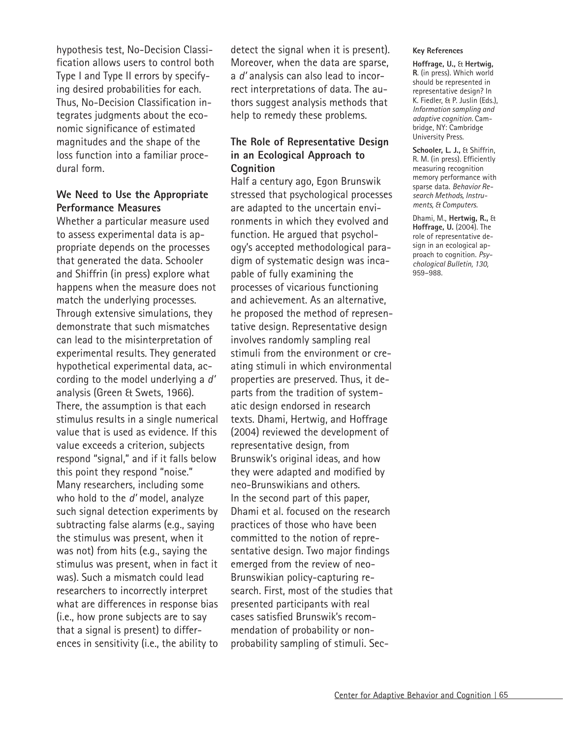hypothesis test, No-Decision Classification allows users to control both Type I and Type II errors by specifying desired probabilities for each. Thus, No-Decision Classification integrates judgments about the economic significance of estimated magnitudes and the shape of the loss function into a familiar procedural form.

### We Need to Use the Appropriate Performance Measures

Whether a particular measure used to assess experimental data is appropriate depends on the processes that generated the data. Schooler and Shiffrin (in press) explore what happens when the measure does not match the underlying processes. Through extensive simulations, they demonstrate that such mismatches can lead to the misinterpretation of experimental results. They generated hypothetical experimental data, according to the model underlying a *d'* analysis (Green & Swets, 1966). There, the assumption is that each stimulus results in a single numerical value that is used as evidence. If this value exceeds a criterion, subjects respond "signal," and if it falls below this point they respond "noise." Many researchers, including some who hold to the *d'* model, analyze such signal detection experiments by subtracting false alarms (e.g., saying the stimulus was present, when it was not) from hits (e.g., saying the stimulus was present, when in fact it was). Such a mismatch could lead researchers to incorrectly interpret what are differences in response bias (i.e., how prone subjects are to say that a signal is present) to differences in sensitivity (i.e., the ability to detect the signal when it is present). Moreover, when the data are sparse, a *d'* analysis can also lead to incorrect interpretations of data. The authors suggest analysis methods that help to remedy these problems.

### The Role of Representative Design in an Ecological Approach to Cognition

Half a century ago, Egon Brunswik stressed that psychological processes are adapted to the uncertain environments in which they evolved and function. He argued that psychology's accepted methodological paradigm of systematic design was incapable of fully examining the processes of vicarious functioning and achievement. As an alternative, he proposed the method of representative design. Representative design involves randomly sampling real stimuli from the environment or creating stimuli in which environmental properties are preserved. Thus, it departs from the tradition of systematic design endorsed in research texts. Dhami, Hertwig, and Hoffrage (2004) reviewed the development of representative design, from Brunswik's original ideas, and how they were adapted and modified by neo-Brunswikians and others. In the second part of this paper, Dhami et al. focused on the research practices of those who have been committed to the notion of representative design. Two major findings emerged from the review of neo-Brunswikian policy-capturing research. First, most of the studies that presented participants with real cases satisfied Brunswik's recommendation of probability or nonprobability sampling of stimuli. Sec-

#### Key References

**Hoffrage, U.,** & **Hertwig, R**. (in press). Which world should be represented in representative design? In K. Fiedler, & P. Juslin (Eds.), *Information sampling and adaptive cognition.* Cambridge, NY: Cambridge University Press.

**Schooler, L. J.,** & Shiffrin, R. M. (in press). Efficiently measuring recognition memory performance with sparse data. *Behavior Research Methods, Instruments, & Computers.*

Dhami, M., **Hertwig, R.,** & **Hoffrage, U.** (2004). The role of representative design in an ecological approach to cognition. *Psychological Bulletin, 130,* 959–988.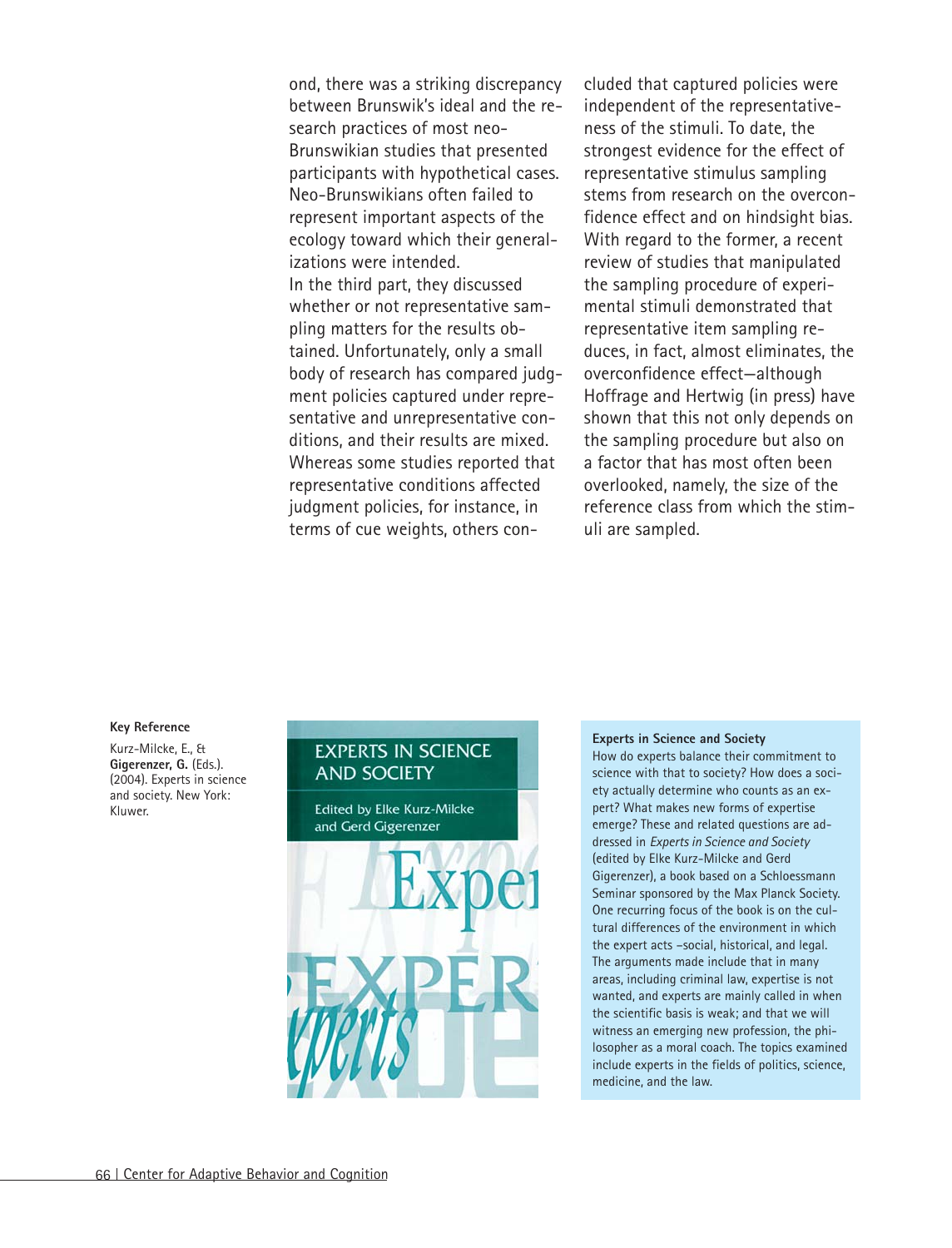ond, there was a striking discrepancy between Brunswik's ideal and the research practices of most neo-Brunswikian studies that presented participants with hypothetical cases. Neo-Brunswikians often failed to represent important aspects of the ecology toward which their generalizations were intended.

In the third part, they discussed whether or not representative sampling matters for the results obtained. Unfortunately, only a small body of research has compared judgment policies captured under representative and unrepresentative conditions, and their results are mixed. Whereas some studies reported that representative conditions affected judgment policies, for instance, in terms of cue weights, others concluded that captured policies were independent of the representativeness of the stimuli. To date, the strongest evidence for the effect of representative stimulus sampling stems from research on the overconfidence effect and on hindsight bias. With regard to the former, a recent review of studies that manipulated the sampling procedure of experimental stimuli demonstrated that representative item sampling reduces, in fact, almost eliminates, the overconfidence effect—although Hoffrage and Hertwig (in press) have shown that this not only depends on the sampling procedure but also on a factor that has most often been overlooked, namely, the size of the reference class from which the stimuli are sampled.

**Key Reference**

Kurz-Milcke, E., & **Gigerenzer, G.** (Eds.). (2004). Experts in science and society. New York: Kluwer.

EXPERTS IN SCIENCE AND SOCIETY

Edited by Elke Kurz-Milcke and Gerd Gigerenzer

**Experts in Science and Society**

How do experts balance their commitment to science with that to society? How does a society actually determine who counts as an expert? What makes new forms of expertise emerge? These and related questions are addressed in *Experts in Science and Society* (edited by Elke Kurz-Milcke and Gerd Gigerenzer), a book based on a Schloessmann Seminar sponsored by the Max Planck Society. One recurring focus of the book is on the cultural differences of the environment in which the expert acts –social, historical, and legal. The arguments made include that in many areas, including criminal law, expertise is not wanted, and experts are mainly called in when the scientific basis is weak; and that we will witness an emerging new profession, the philosopher as a moral coach. The topics examined include experts in the fields of politics, science, medicine, and the law.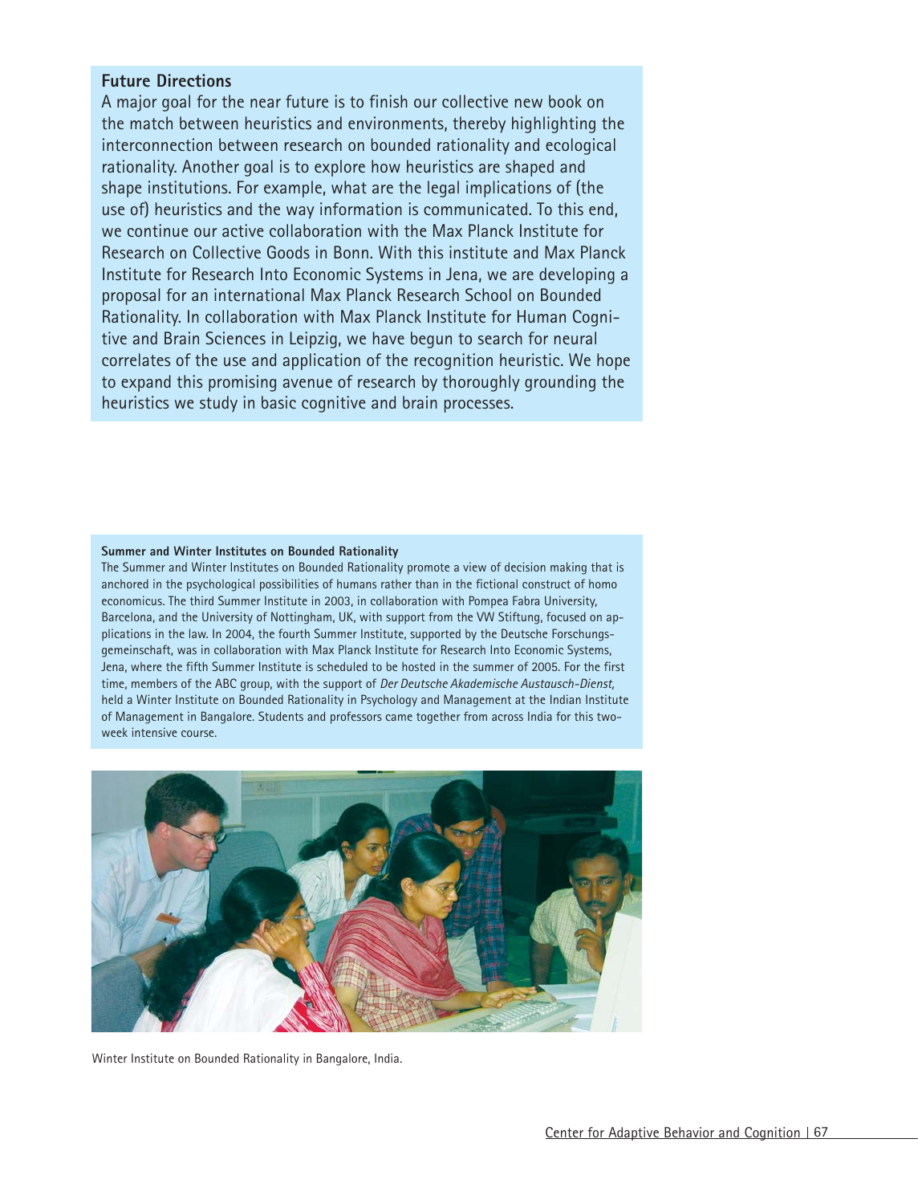### Future Directions

A major goal for the near future is to finish our collective new book on the match between heuristics and environments, thereby highlighting the interconnection between research on bounded rationality and ecological rationality. Another goal is to explore how heuristics are shaped and shape institutions. For example, what are the legal implications of (the use of) heuristics and the way information is communicated. To this end, we continue our active collaboration with the Max Planck Institute for Research on Collective Goods in Bonn. With this institute and Max Planck Institute for Research Into Economic Systems in Jena, we are developing a proposal for an international Max Planck Research School on Bounded Rationality. In collaboration with Max Planck Institute for Human Cognitive and Brain Sciences in Leipzig, we have begun to search for neural correlates of the use and application of the recognition heuristic. We hope to expand this promising avenue of research by thoroughly grounding the heuristics we study in basic cognitive and brain processes.

**Summer and Winter Institutes on Bounded Rationality**

The Summer and Winter Institutes on Bounded Rationality promote a view of decision making that is anchored in the psychological possibilities of humans rather than in the fictional construct of homo economicus. The third Summer Institute in 2003, in collaboration with Pompea Fabra University, Barcelona, and the University of Nottingham, UK, with support from the VW Stiftung, focused on applications in the law. In 2004, the fourth Summer Institute, supported by the Deutsche Forschungsgemeinschaft, was in collaboration with Max Planck Institute for Research Into Economic Systems, Jena, where the fifth Summer Institute is scheduled to be hosted in the summer of 2005. For the first time, members of the ABC group, with the support of *Der Deutsche Akademische Austausch-Dienst*, held a Winter Institute on Bounded Rationality in Psychology and Management at the Indian Institute of Management in Bangalore. Students and professors came together from across India for this two-week intensive course.

Winter Institute on Bounded Rationality in Bangalore, India.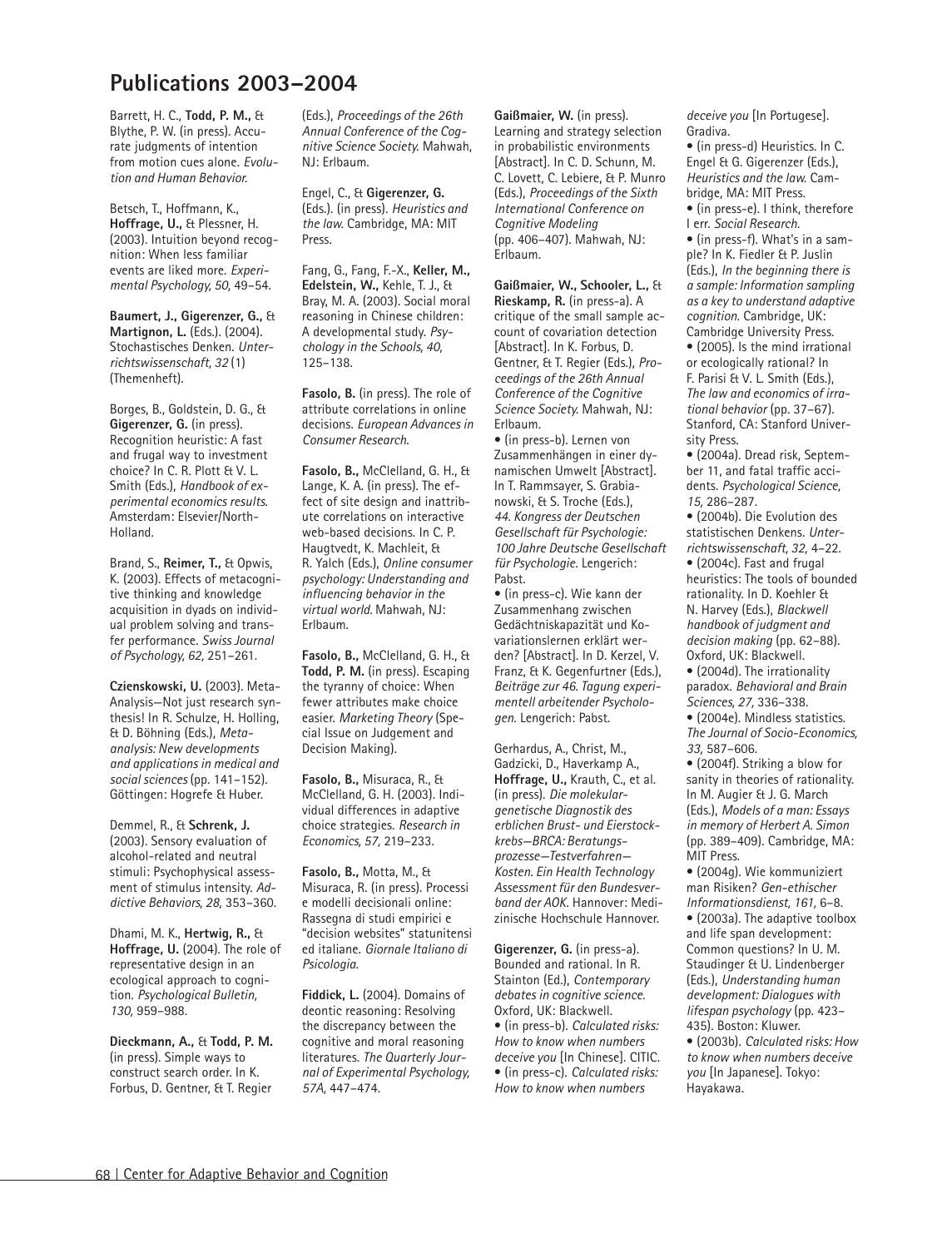# Publications 2003–2004

Barrett, H. C., **Todd, P. M.,** & Blythe, P. W. (in press). Accurate judgments of intention from motion cues alone. *Evolution and Human Behavior.*

Betsch, T., Hoffmann, K., **Hoffrage, U.,** & Plessner, H. (2003). Intuition beyond recognition: When less familiar events are liked more. *Experimental Psychology, 50,* 49–54.

**Baumert, J., Gigerenzer, G.,** & **Martignon, L.** (Eds.). (2004). Stochastisches Denken. *Unterrichtswissenschaft, 32* (1) (Themenheft).

Borges, B., Goldstein, D. G., & **Gigerenzer, G.** (in press). Recognition heuristic: A fast and frugal way to investment choice? In C. R. Plott & V. L. Smith (Eds.), *Handbook of experimental economics results.* Amsterdam: Elsevier/North-Holland.

Brand, S., **Reimer, T.,** & Opwis, K. (2003). Effects of metacognitive thinking and knowledge acquisition in dyads on individual problem solving and transfer performance. *Swiss Journal of Psychology, 62,* 251–261.

**Czienskowski, U.** (2003). Meta-Analysis—Not just research synthesis! In R. Schulze, H. Holling, & D. Böhning (Eds.), *Meta-analysis: New developments and applications in medical and social sciences* (pp. 141–152). Göttingen: Hogrefe & Huber.

Demmel, R., & **Schrenk, J.** (2003). Sensory evaluation of alcohol-related and neutral stimuli: Psychophysical assessment of stimulus intensity. *Addictive Behaviors, 28,* 353–360.

Dhami, M. K., **Hertwig, R.,** & **Hoffrage, U.** (2004). The role of representative design in an ecological approach to cognition. *Psychological Bulletin, 130,* 959–988.

**Dieckmann, A.,** & **Todd, P. M.** (in press). Simple ways to construct search order. In K. Forbus, D. Gentner, & T. Regier (Eds.), *Proceedings of the 26th Annual Conference of the Cognitive Science Society.* Mahwah, NJ: Erlbaum.

Engel, C., & **Gigerenzer, G.** (Eds.). (in press). *Heuristics and the law.* Cambridge, MA: MIT Press.

Fang, G., Fang, F.-X., **Keller, M., Edelstein, W.,** Kehle, T. J., & Bray, M. A. (2003). Social moral reasoning in Chinese children: A developmental study. *Psychology in the Schools, 40,* 125–138.

**Fasolo, B.** (in press). The role of attribute correlations in online decisions. *European Advances in Consumer Research.*

**Fasolo, B.,** McClelland, G. H., & Lange, K. A. (in press). The effect of site design and inattribute correlations on interactive web-based decisions. In C. P. Haugtvedt, K. Machleit, & R. Yalch (Eds.), *Online consumer psychology: Understanding and influencing behavior in the virtual world.* Mahwah, NJ: Erlbaum.

**Fasolo, B.,** McClelland, G. H., & **Todd, P. M.** (in press). Escaping the tyranny of choice: When fewer attributes make choice easier. *Marketing Theory* (Special Issue on Judgement and Decision Making).

**Fasolo, B.,** Misuraca, R., & McClelland, G. H. (2003). Individual differences in adaptive choice strategies. *Research in Economics, 57,* 219–233.

**Fasolo, B.,** Motta, M., & Misuraca, R. (in press). Processi e modelli decisionali online: Rassegna di studi empirici e "decision websites" statunitensi ed italiane. *Giornale Italiano di Psicologia.*

**Fiddick, L.** (2004). Domains of deontic reasoning: Resolving the discrepancy between the cognitive and moral reasoning literatures. *The Quarterly Journal of Experimental Psychology, 57A,* 447–474.

**Gaißmaier, W.** (in press). Learning and strategy selection in probabilistic environments [Abstract]. In C. D. Schunn, M. C. Lovett, C. Lebiere, & P. Munro (Eds.), *Proceedings of the Sixth International Conference on Cognitive Modeling* (pp. 406–407). Mahwah, NJ: Erlbaum.

**Gaißmaier, W., Schooler, L.,** & **Rieskamp, R.** (in press-a). A critique of the small sample account of covariation detection [Abstract]. In K. Forbus, D. Gentner, & T. Regier (Eds.), *Proceedings of the 26th Annual Conference of the Cognitive Science Society.* Mahwah, NJ: Erlbaum.

- (in press-b). Lernen von Zusammenhängen in einer dynamischen Umwelt [Abstract]. In T. Rammsayer, S. Grabianowski, & S. Troche (Eds.), *44. Kongress der Deutschen Gesellschaft für Psychologie: 100 Jahre Deutsche Gesellschaft für Psychologie.* Lengerich: Pabst.
- (in press-c). Wie kann der Zusammenhang zwischen Gedächtniskapazität und Kovariationslernen erklärt werden? [Abstract]. In D. Kerzel, V. Franz, & K. Gegenfurtner (Eds.), *Beiträge zur 46. Tagung experimentell arbeitender Psychologen.* Lengerich: Pabst.

Gerhardus, A., Christ, M., Gadzicki, D., Haverkamp A., **Hoffrage, U.,** Krauth, C., et al. (in press). *Die molekulargenetische Diagnostik des erblichen Brust- und Eierstockkrebs—BRCA: Beratungsprozesse—Testverfahren—Kosten. Ein Health Technology Assessment für den Bundesverband der AOK.* Hannover: Medizinische Hochschule Hannover.

**Gigerenzer, G.** (in press-a). Bounded and rational. In R. Stainton (Ed.), *Contemporary debates in cognitive science.* Oxford, UK: Blackwell.

- (in press-b). *Calculated risks: How to know when numbers deceive you* [In Chinese]. CITIC.
- (in press-c). *Calculated risks: How to know when numbers deceive you* [In Portugese]. Gradiva.
- (in press-d) Heuristics. In C. Engel & G. Gigerenzer (Eds.), *Heuristics and the law.* Cambridge, MA: MIT Press.
- (in press-e). I think, therefore I err. *Social Research.*
- (in press-f). What's in a sample? In K. Fiedler & P. Juslin (Eds.), *In the beginning there is a sample: Information sampling as a key to understand adaptive cognition.* Cambridge, UK: Cambridge University Press.
- (2005). Is the mind irrational or ecologically rational? In F. Parisi & V. L. Smith (Eds.), *The law and economics of irrational behavior* (pp. 37–67). Stanford, CA: Stanford University Press.
- (2004a). Dread risk, September 11, and fatal traffic accidents. *Psychological Science, 15,* 286–287.
- (2004b). Die Evolution des statistischen Denkens. *Unterrichtswissenschaft, 32,* 4–22.
- (2004c). Fast and frugal heuristics: The tools of bounded rationality. In D. Koehler & N. Harvey (Eds.), *Blackwell handbook of judgment and decision making* (pp. 62–88). Oxford, UK: Blackwell.
- (2004d). The irrationality paradox. *Behavioral and Brain Sciences, 27,* 336–338.
- (2004e). Mindless statistics. *The Journal of Socio-Economics, 33,* 587–606.
- (2004f). Striking a blow for sanity in theories of rationality. In M. Augier & J. G. March (Eds.), *Models of a man: Essays in memory of Herbert A. Simon* (pp. 389–409). Cambridge, MA: MIT Press.
- (2004g). Wie kommuniziert man Risiken? *Gen-ethischer Informationsdienst, 161,* 6–8.
- (2003a). The adaptive toolbox and life span development: Common questions? In U. M. Staudinger & U. Lindenberger (Eds.), *Understanding human development: Dialogues with lifespan psychology* (pp. 423–435). Boston: Kluwer.
- (2003b). *Calculated risks: How to know when numbers deceive you* [In Japanese]. Tokyo: Hayakawa.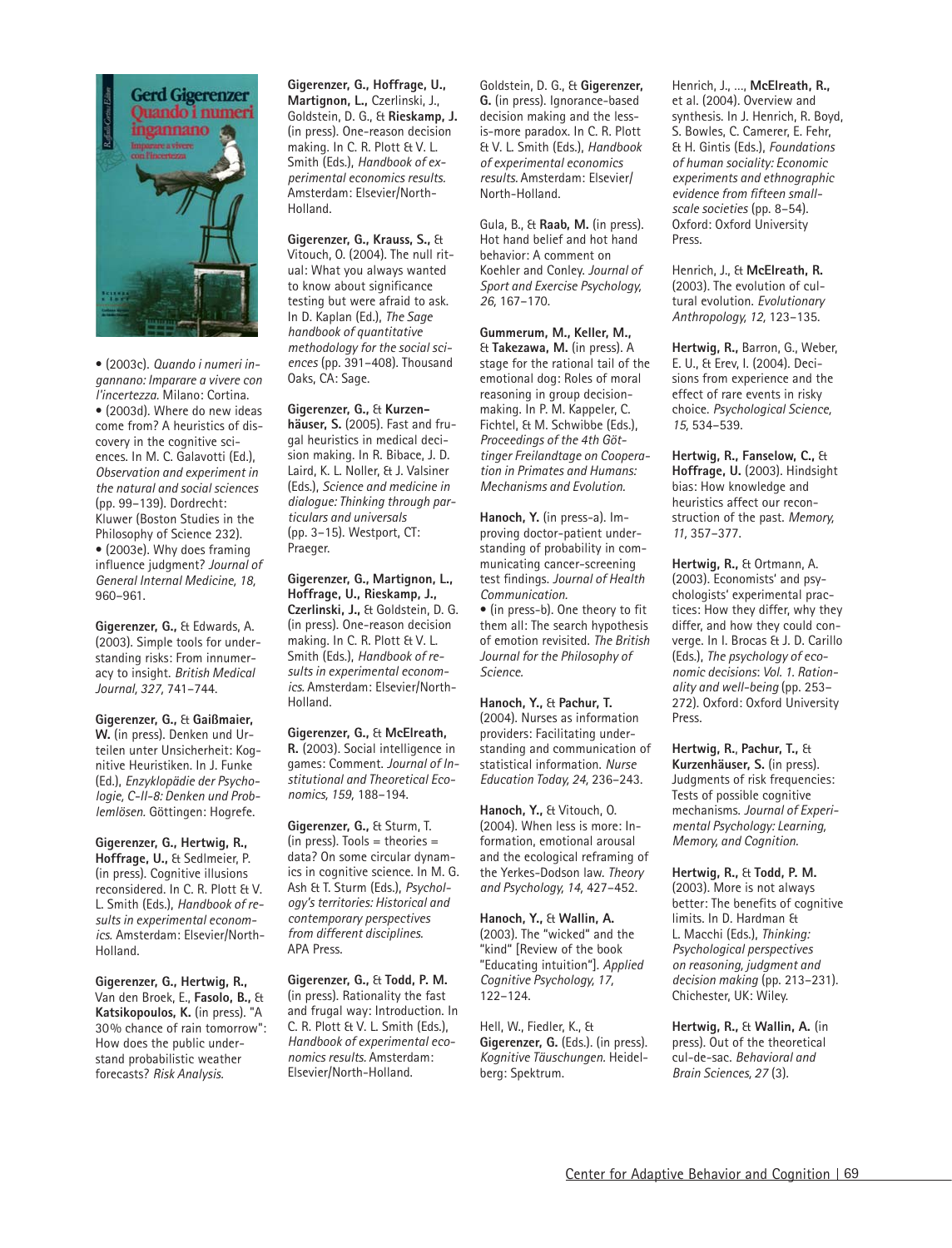• (2003c). *Quando i numeri ingannano: Imparare a vivere con l'incertezza.* Milano: Cortina.
• (2003d). Where do new ideas come from? A heuristics of discovery in the cognitive sciences. In M. C. Galavotti (Ed.), *Observation and experiment in the natural and social sciences* (pp. 99–139). Dordrecht: Kluwer (Boston Studies in the Philosophy of Science 232).
• (2003e). Why does framing influence judgment? *Journal of General Internal Medicine, 18,* 960–961.

**Gigerenzer, G.,** & Edwards, A. (2003). Simple tools for understanding risks: From innumeracy to insight. *British Medical Journal, 327,* 741–744.

**Gigerenzer, G.,** & **Gaißmaier, W.** (in press). Denken und Urteilen unter Unsicherheit: Kognitive Heuristiken. In J. Funke (Ed.), *Enzyklopädie der Psychologie, C-II-8: Denken und Problemlösen.* Göttingen: Hogrefe.

**Gigerenzer, G., Hertwig, R., Hoffrage, U.,** & Sedlmeier, P. (in press). Cognitive illusions reconsidered. In C. R. Plott & V. L. Smith (Eds.), *Handbook of results in experimental economics.* Amsterdam: Elsevier/North-Holland.

**Gigerenzer, G., Hertwig, R.,** Van den Broek, E., **Fasolo, B.,** & **Katsikopoulos, K.** (in press). "A 30% chance of rain tomorrow": How does the public understand probabilistic weather forecasts? *Risk Analysis.*

**Gigerenzer, G., Hoffrage, U., Martignon, L.,** Czerlinski, J., Goldstein, D. G., & **Rieskamp, J.** (in press). One-reason decision making. In C. R. Plott & V. L. Smith (Eds.), *Handbook of experimental economics results.* Amsterdam: Elsevier/North-Holland.

**Gigerenzer, G., Krauss, S.,** & Vitouch, O. (2004). The null ritual: What you always wanted to know about significance testing but were afraid to ask. In D. Kaplan (Ed.), *The Sage handbook of quantitative methodology for the social sciences* (pp. 391–408). Thousand Oaks, CA: Sage.

**Gigerenzer, G.,** & **Kurzenhäuser, S.** (2005). Fast and frugal heuristics in medical decision making. In R. Bibace, J. D. Laird, K. L. Noller, & J. Valsiner (Eds.), *Science and medicine in dialogue: Thinking through particulars and universals* (pp. 3–15). Westport, CT: Praeger.

**Gigerenzer, G., Martignon, L., Hoffrage, U., Rieskamp, J., Czerlinski, J.,** & Goldstein, D. G. (in press). One-reason decision making. In C. R. Plott & V. L. Smith (Eds.), *Handbook of results in experimental economics.* Amsterdam: Elsevier/North-Holland.

**Gigerenzer, G.,** & **McElreath, R.** (2003). Social intelligence in games: Comment. *Journal of Institutional and Theoretical Economics, 159,* 188–194.

**Gigerenzer, G.,** & Sturm, T. (in press). Tools = theories = data? On some circular dynamics in cognitive science. In M. G. Ash & T. Sturm (Eds.), *Psychology's territories: Historical and contemporary perspectives from different disciplines.* APA Press.

**Gigerenzer, G.,** & **Todd, P. M.** (in press). Rationality the fast and frugal way: Introduction. In C. R. Plott & V. L. Smith (Eds.), *Handbook of experimental economics results.* Amsterdam: Elsevier/North-Holland.

Goldstein, D. G., & **Gigerenzer, G.** (in press). Ignorance-based decision making and the less-is-more paradox. In C. R. Plott & V. L. Smith (Eds.), *Handbook of experimental economics results.* Amsterdam: Elsevier/North-Holland.

Gula, B., & **Raab, M.** (in press). Hot hand belief and hot hand behavior: A comment on Koehler and Conley. *Journal of Sport and Exercise Psychology, 26,* 167–170.

**Gummerum, M., Keller, M.,** & **Takezawa, M.** (in press). A stage for the rational tail of the emotional dog: Roles of moral reasoning in group decision-making. In P. M. Kappeler, C. Fichtel, & M. Schwibbe (Eds.), *Proceedings of the 4th Göttinger Freilandtage on Cooperation in Primates and Humans: Mechanisms and Evolution.*

**Hanoch, Y.** (in press-a). Improving doctor-patient understanding of probability in communicating cancer-screening test findings. *Journal of Health Communication.*
• (in press-b). One theory to fit them all: The search hypothesis of emotion revisited. *The British Journal for the Philosophy of Science.*

**Hanoch, Y.,** & **Pachur, T.** (2004). Nurses as information providers: Facilitating understanding and communication of statistical information. *Nurse Education Today, 24,* 236–243.

**Hanoch, Y.,** & Vitouch, O. (2004). When less is more: Information, emotional arousal and the ecological reframing of the Yerkes-Dodson law. *Theory and Psychology, 14,* 427–452.

**Hanoch, Y.,** & **Wallin, A.** (2003). The "wicked" and the "kind" [Review of the book "Educating intuition"]. *Applied Cognitive Psychology, 17,* 122–124.

Hell, W., Fiedler, K., & **Gigerenzer, G.** (Eds.). (in press). *Kognitive Täuschungen.* Heidelberg: Spektrum.

Henrich, J., ..., **McElreath, R.,** et al. (2004). Overview and synthesis. In J. Henrich, R. Boyd, S. Bowles, C. Camerer, E. Fehr, & H. Gintis (Eds.), *Foundations of human sociality: Economic experiments and ethnographic evidence from fifteen small-scale societies* (pp. 8–54). Oxford: Oxford University Press.

Henrich, J., & **McElreath, R.** (2003). The evolution of cultural evolution. *Evolutionary Anthropology, 12,* 123–135.

**Hertwig, R.,** Barron, G., Weber, E. U., & Erev, I. (2004). Decisions from experience and the effect of rare events in risky choice. *Psychological Science, 15,* 534–539.

**Hertwig, R., Fanselow, C.,** & **Hoffrage, U.** (2003). Hindsight bias: How knowledge and heuristics affect our reconstruction of the past. *Memory, 11,* 357–377.

**Hertwig, R.,** & Ortmann, A. (2003). Economists' and psychologists' experimental practices: How they differ, why they differ, and how they could converge. In I. Brocas & J. D. Carillo (Eds.), *The psychology of economic decisions: Vol. 1. Rationality and well-being* (pp. 253–272). Oxford: Oxford University Press.

**Hertwig, R., Pachur, T.,** & **Kurzenhäuser, S.** (in press). Judgments of risk frequencies: Tests of possible cognitive mechanisms. *Journal of Experimental Psychology: Learning, Memory, and Cognition.*

**Hertwig, R.,** & **Todd, P. M.** (2003). More is not always better: The benefits of cognitive limits. In D. Hardman & L. Macchi (Eds.), *Thinking: Psychological perspectives on reasoning, judgment and decision making* (pp. 213–231). Chichester, UK: Wiley.

**Hertwig, R.,** & **Wallin, A.** (in press). Out of the theoretical cul-de-sac. *Behavioral and Brain Sciences, 27* (3).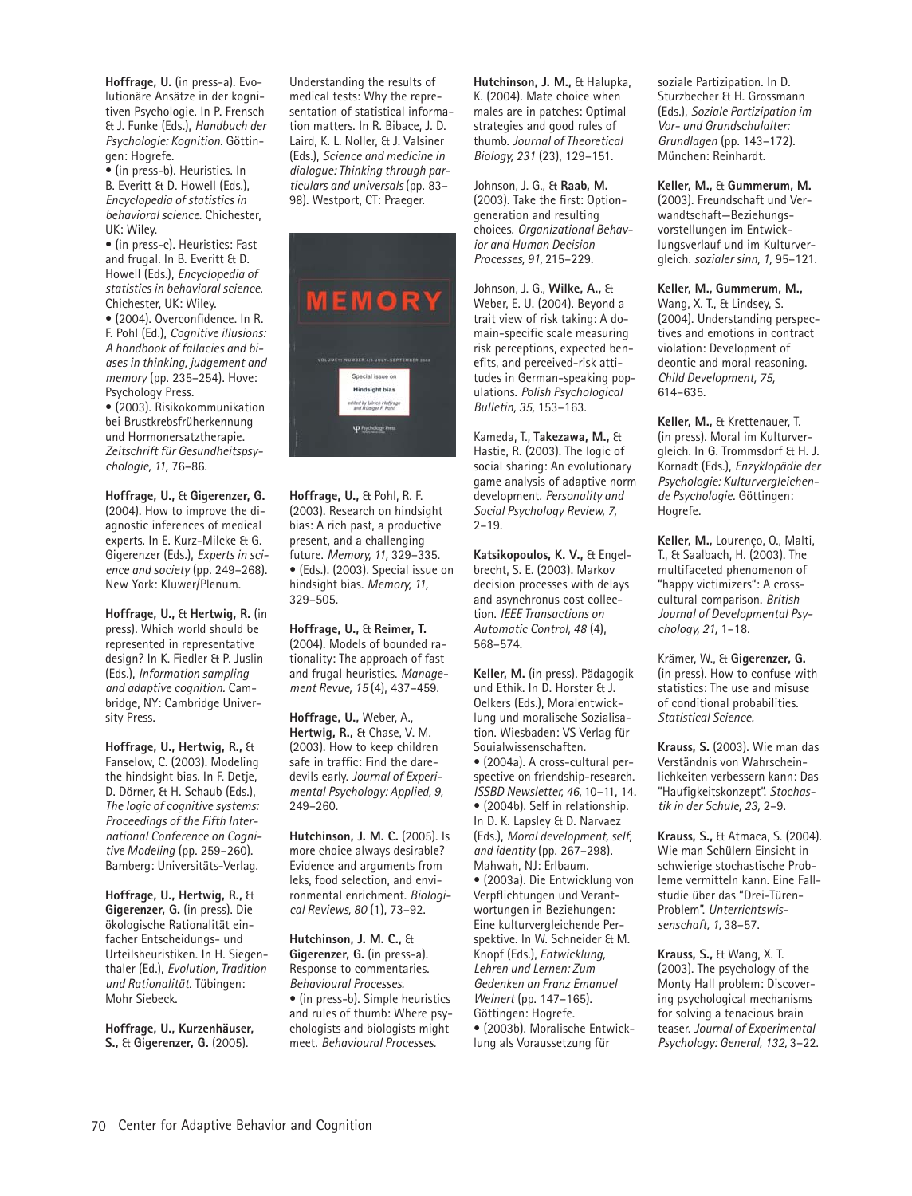**Hoffrage, U.** (in press-a). Evolutionäre Ansätze in der kognitiven Psychologie. In P. Frensch & J. Funke (Eds.), *Handbuch der Psychologie: Kognition.* Göttingen: Hogrefe.

• (in press-b). Heuristics. In B. Everitt & D. Howell (Eds.), *Encyclopedia of statistics in behavioral science.* Chichester, UK: Wiley.

• (in press-c). Heuristics: Fast and frugal. In B. Everitt & D. Howell (Eds.), *Encyclopedia of statistics in behavioral science.* Chichester, UK: Wiley.

• (2004). Overconfidence. In R. F. Pohl (Ed.), *Cognitive illusions: A handbook of fallacies and biases in thinking, judgement and memory* (pp. 235–254). Hove: Psychology Press.

• (2003). Risikokommunikation bei Brustkrebsfrüherkennung und Hormonersatztherapie. *Zeitschrift für Gesundheitspsychologie, 11,* 76–86.

**Hoffrage, U.,** & **Gigerenzer, G.** (2004). How to improve the diagnostic inferences of medical experts. In E. Kurz-Milcke & G. Gigerenzer (Eds.), *Experts in science and society* (pp. 249–268). New York: Kluwer/Plenum.

**Hoffrage, U.,** & **Hertwig, R.** (in press). Which world should be represented in representative design? In K. Fiedler & P. Juslin (Eds.), *Information sampling and adaptive cognition.* Cambridge, NY: Cambridge University Press.

**Hoffrage, U., Hertwig, R.,** & Fanselow, C. (2003). Modeling the hindsight bias. In F. Detje, D. Dörner, & H. Schaub (Eds.), *The logic of cognitive systems: Proceedings of the Fifth International Conference on Cognitive Modeling* (pp. 259–260). Bamberg: Universitäts-Verlag.

**Hoffrage, U., Hertwig, R.,** & **Gigerenzer, G.** (in press). Die ökologische Rationalität einfacher Entscheidungs- und Urteilsheuristiken. In H. Siegenthaler (Ed.), *Evolution, Tradition und Rationalität.* Tübingen: Mohr Siebeck.

**Hoffrage, U., Kurzenhäuser, S.,** & **Gigerenzer, G.** (2005). Understanding the results of medical tests: Why the representation of statistical information matters. In R. Bibace, J. D. Laird, K. L. Noller, & J. Valsiner (Eds.), *Science and medicine in dialogue: Thinking through particulars and universals* (pp. 83–98). Westport, CT: Praeger.

**Hoffrage, U.,** & Pohl, R. F. (2003). Research on hindsight bias: A rich past, a productive present, and a challenging future. *Memory, 11,* 329–335.

• (Eds.). (2003). Special issue on hindsight bias. *Memory, 11,* 329–505.

**Hoffrage, U.,** & **Reimer, T.** (2004). Models of bounded rationality: The approach of fast and frugal heuristics. *Management Revue, 15* (4), 437–459.

**Hoffrage, U.,** Weber, A., **Hertwig, R.,** & Chase, V. M. (2003). How to keep children safe in traffic: Find the daredevils early. *Journal of Experimental Psychology: Applied, 9,* 249–260.

**Hutchinson, J. M. C.** (2005). Is more choice always desirable? Evidence and arguments from leks, food selection, and environmental enrichment. *Biological Reviews, 80* (1), 73–92.

**Hutchinson, J. M. C.,** & **Gigerenzer, G.** (in press-a). Response to commentaries. *Behavioural Processes.*

• (in press-b). Simple heuristics and rules of thumb: Where psychologists and biologists might meet. *Behavioural Processes.*

**Hutchinson, J. M.,** & Halupka, K. (2004). Mate choice when males are in patches: Optimal strategies and good rules of thumb. *Journal of Theoretical Biology, 231* (23), 129–151.

Johnson, J. G., & **Raab, M.** (2003). Take the first: Option-generation and resulting choices. *Organizational Behavior and Human Decision Processes, 91,* 215–229.

Johnson, J. G., **Wilke, A.,** & Weber, E. U. (2004). Beyond a trait view of risk taking: A domain-specific scale measuring risk perceptions, expected benefits, and perceived-risk attitudes in German-speaking populations. *Polish Psychological Bulletin, 35,* 153–163.

Kameda, T., **Takezawa, M.,** & Hastie, R. (2003). The logic of social sharing: An evolutionary game analysis of adaptive norm development. *Personality and Social Psychology Review, 7,* 2–19.

**Katsikopoulos, K. V.,** & Engelbrecht, S. E. (2003). Markov decision processes with delays and asynchronous cost collection. *IEEE Transactions on Automatic Control, 48* (4), 568–574.

**Keller, M.** (in press). Pädagogik und Ethik. In D. Horster & J. Oelkers (Eds.), Moralentwicklung und moralische Sozialisation. Wiesbaden: VS Verlag für Souialwissenschaften.

• (2004a). A cross-cultural perspective on friendship-research. *ISSBD Newsletter, 46,* 10–11, 14.

• (2004b). Self in relationship. In D. K. Lapsley & D. Narvaez (Eds.), *Moral development, self, and identity* (pp. 267–298). Mahwah, NJ: Erlbaum.

• (2003a). Die Entwicklung von Verpflichtungen und Verantwortungen in Beziehungen: Eine kulturvergleichende Perspektive. In W. Schneider & M. Knopf (Eds.), *Entwicklung, Lehren und Lernen: Zum Gedenken an Franz Emanuel Weinert* (pp. 147–165). Göttingen: Hogrefe.

• (2003b). Moralische Entwicklung als Voraussetzung für soziale Partizipation. In D. Sturzbecher & H. Grossmann (Eds.), *Soziale Partizipation im Vor- und Grundschulalter: Grundlagen* (pp. 143–172). München: Reinhardt.

**Keller, M.,** & **Gummerum, M.** (2003). Freundschaft und Verwandtschaft—Beziehungsvorstellungen im Entwicklungsverlauf und im Kulturvergleich. *sozialer sinn, 1,* 95–121.

**Keller, M., Gummerum, M.,** Wang, X. T., & Lindsey, S. (2004). Understanding perspectives and emotions in contract violation: Development of deontic and moral reasoning. *Child Development, 75,* 614–635.

**Keller, M.,** & Krettenauer, T. (in press). Moral im Kulturvergleich. In G. Trommsdorf & H. J. Kornadt (Eds.), *Enzyklopädie der Psychologie: Kulturvergleichende Psychologie.* Göttingen: Hogrefe.

**Keller, M.,** Lourenço, O., Malti, T., & Saalbach, H. (2003). The multifaceted phenomenon of "happy victimizers": A cross-cultural comparison. *British Journal of Developmental Psychology, 21,* 1–18.

Krämer, W., & **Gigerenzer, G.** (in press). How to confuse with statistics: The use and misuse of conditional probabilities. *Statistical Science.*

**Krauss, S.** (2003). Wie man das Verständnis von Wahrscheinlichkeiten verbessern kann: Das "Haufigkeitskonzept". *Stochastik in der Schule, 23,* 2–9.

**Krauss, S.,** & Atmaca, S. (2004). Wie man Schülern Einsicht in schwierige stochastische Probleme vermitteln kann. Eine Fallstudie über das "Drei-Türen-Problem". *Unterrichtswissenschaft, 1,* 38–57.

**Krauss, S.,** & Wang, X. T. (2003). The psychology of the Monty Hall problem: Discovering psychological mechanisms for solving a tenacious brain teaser. *Journal of Experimental Psychology: General, 132,* 3–22.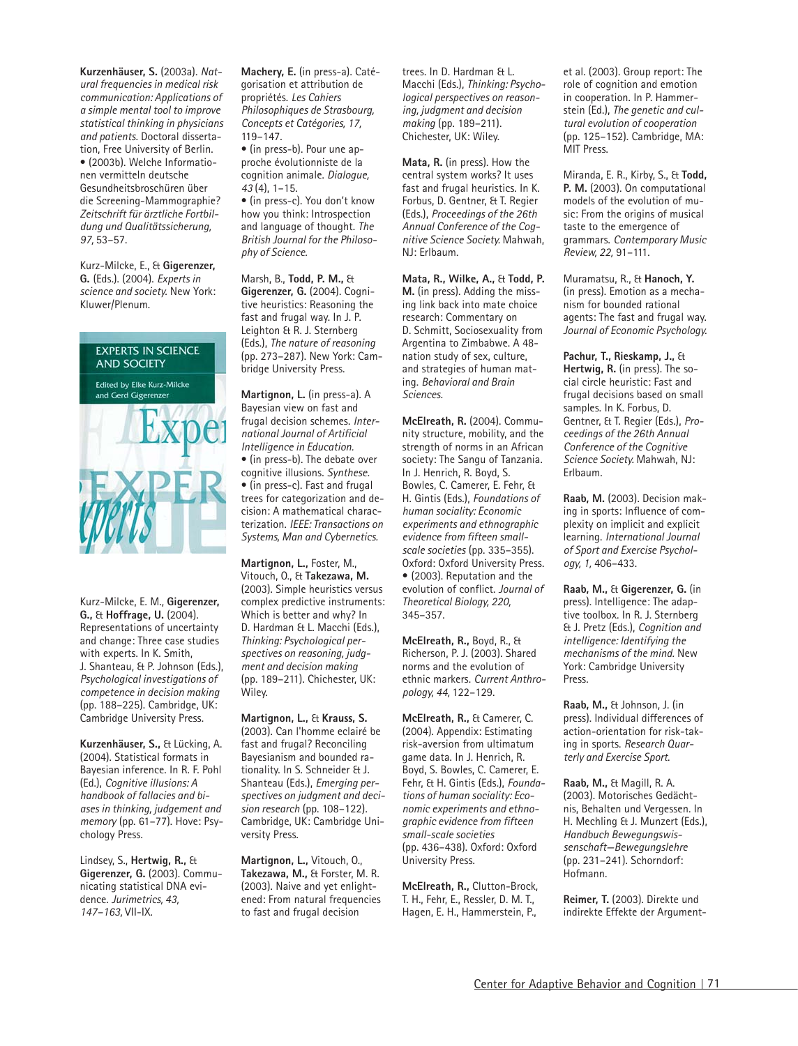**Kurzenhäuser, S.** (2003a). *Natural frequencies in medical risk communication: Applications of a simple mental tool to improve statistical thinking in physicians and patients.* Doctoral dissertation, Free University of Berlin.
• (2003b). Welche Informationen vermitteln deutsche Gesundheitsbroschüren über die Screening-Mammographie? *Zeitschrift für ärztliche Fortbildung und Qualitätssicherung, 97,* 53–57.

Kurz-Milcke, E., & **Gigerenzer, G.** (Eds.). (2004). *Experts in science and society.* New York: Kluwer/Plenum.

Kurz-Milcke, E. M., **Gigerenzer, G.,** & **Hoffrage, U.** (2004). Representations of uncertainty and change: Three case studies with experts. In K. Smith, J. Shanteau, & P. Johnson (Eds.), *Psychological investigations of competence in decision making* (pp. 188–225). Cambridge, UK: Cambridge University Press.

**Kurzenhäuser, S.,** & Lücking, A. (2004). Statistical formats in Bayesian inference. In R. F. Pohl (Ed.), *Cognitive illusions: A handbook of fallacies and biases in thinking, judgement and memory* (pp. 61–77). Hove: Psychology Press.

Lindsey, S., **Hertwig, R.,** & **Gigerenzer, G.** (2003). Communicating statistical DNA evidence. *Jurimetrics, 43, 147–163,* VII-IX.

**Machery, E.** (in press-a). Catégorisation et attribution de propriétés. *Les Cahiers Philosophiques de Strasbourg, Concepts et Catégories, 17,* 119–147.
• (in press-b). Pour une approche évolutionniste de la cognition animale. *Dialogue, 43* (4), 1–15.
• (in press-c). You don't know how you think: Introspection and language of thought. *The British Journal for the Philosophy of Science.*

Marsh, B., **Todd, P. M.,** & **Gigerenzer, G.** (2004). Cognitive heuristics: Reasoning the fast and frugal way. In J. P. Leighton & R. J. Sternberg (Eds.), *The nature of reasoning* (pp. 273–287). New York: Cambridge University Press.

**Martignon, L.** (in press-a). A Bayesian view on fast and frugal decision schemes. *International Journal of Artificial Intelligence in Education.*
• (in press-b). The debate over cognitive illusions. *Synthese.*
• (in press-c). Fast and frugal trees for categorization and decision: A mathematical characterization. *IEEE: Transactions on Systems, Man and Cybernetics.*

**Martignon, L.,** Foster, M., Vitouch, O., & **Takezawa, M.** (2003). Simple heuristics versus complex predictive instruments: Which is better and why? In D. Hardman & L. Macchi (Eds.), *Thinking: Psychological perspectives on reasoning, judgment and decision making* (pp. 189–211). Chichester, UK: Wiley.

**Martignon, L.,** & **Krauss, S.** (2003). Can l'homme eclairé be fast and frugal? Reconciling Bayesianism and bounded rationality. In S. Schneider & J. Shanteau (Eds.), *Emerging perspectives on judgment and decision research* (pp. 108–122). Cambridge, UK: Cambridge University Press.

**Martignon, L.,** Vitouch, O., **Takezawa, M.,** & Forster, M. R. (2003). Naive and yet enlightened: From natural frequencies to fast and frugal decision trees. In D. Hardman & L. Macchi (Eds.), *Thinking: Psychological perspectives on reasoning, judgment and decision making* (pp. 189–211). Chichester, UK: Wiley.

**Mata, R.** (in press). How the central system works? It uses fast and frugal heuristics. In K. Forbus, D. Gentner, & T. Regier (Eds.), *Proceedings of the 26th Annual Conference of the Cognitive Science Society.* Mahwah, NJ: Erlbaum.

**Mata, R., Wilke, A.,** & **Todd, P. M.** (in press). Adding the missing link back into mate choice research: Commentary on D. Schmitt, Sociosexuality from Argentina to Zimbabwe. A 48-nation study of sex, culture, and strategies of human mating. *Behavioral and Brain Sciences.*

**McElreath, R.** (2004). Community structure, mobility, and the strength of norms in an African society: The Sangu of Tanzania. In J. Henrich, R. Boyd, S. Bowles, C. Camerer, E. Fehr, & H. Gintis (Eds.), *Foundations of human sociality: Economic experiments and ethnographic evidence from fifteen small-scale societies* (pp. 335–355). Oxford: Oxford University Press.
• (2003). Reputation and the evolution of conflict. *Journal of Theoretical Biology, 220,* 345–357.

**McElreath, R.,** Boyd, R., & Richerson, P. J. (2003). Shared norms and the evolution of ethnic markers. *Current Anthropology, 44,* 122–129.

**McElreath, R.,** & Camerer, C. (2004). Appendix: Estimating risk-aversion from ultimatum game data. In J. Henrich, R. Boyd, S. Bowles, C. Camerer, E. Fehr, & H. Gintis (Eds.), *Foundations of human sociality: Economic experiments and ethnographic evidence from fifteen small-scale societies* (pp. 436–438). Oxford: Oxford University Press.

**McElreath, R.,** Clutton-Brock, T. H., Fehr, E., Ressler, D. M. T., Hagen, E. H., Hammerstein, P., et al. (2003). Group report: The role of cognition and emotion in cooperation. In P. Hammerstein (Ed.), *The genetic and cultural evolution of cooperation* (pp. 125–152). Cambridge, MA: MIT Press.

Miranda, E. R., Kirby, S., & **Todd, P. M.** (2003). On computational models of the evolution of music: From the origins of musical taste to the emergence of grammars. *Contemporary Music Review, 22,* 91–111.

Muramatsu, R., & **Hanoch, Y.** (in press). Emotion as a mechanism for bounded rational agents: The fast and frugal way. *Journal of Economic Psychology.*

**Pachur, T., Rieskamp, J.,** & **Hertwig, R.** (in press). The social circle heuristic: Fast and frugal decisions based on small samples. In K. Forbus, D. Gentner, & T. Regier (Eds.), *Proceedings of the 26th Annual Conference of the Cognitive Science Society.* Mahwah, NJ: Erlbaum.

**Raab, M.** (2003). Decision making in sports: Influence of complexity on implicit and explicit learning. *International Journal of Sport and Exercise Psychology, 1,* 406–433.

**Raab, M.,** & **Gigerenzer, G.** (in press). Intelligence: The adaptive toolbox. In R. J. Sternberg & J. Pretz (Eds.), *Cognition and intelligence: Identifying the mechanisms of the mind.* New York: Cambridge University Press.

**Raab, M.,** & Johnson, J. (in press). Individual differences of action-orientation for risk-taking in sports. *Research Quarterly and Exercise Sport.*

**Raab, M.,** & Magill, R. A. (2003). Motorisches Gedächtnis, Behalten und Vergessen. In H. Mechling & J. Munzert (Eds.), *Handbuch Bewegungswissenschaft—Bewegungslehre* (pp. 231–241). Schorndorf: Hofmann.

**Reimer, T.** (2003). Direkte und indirekte Effekte der Argument-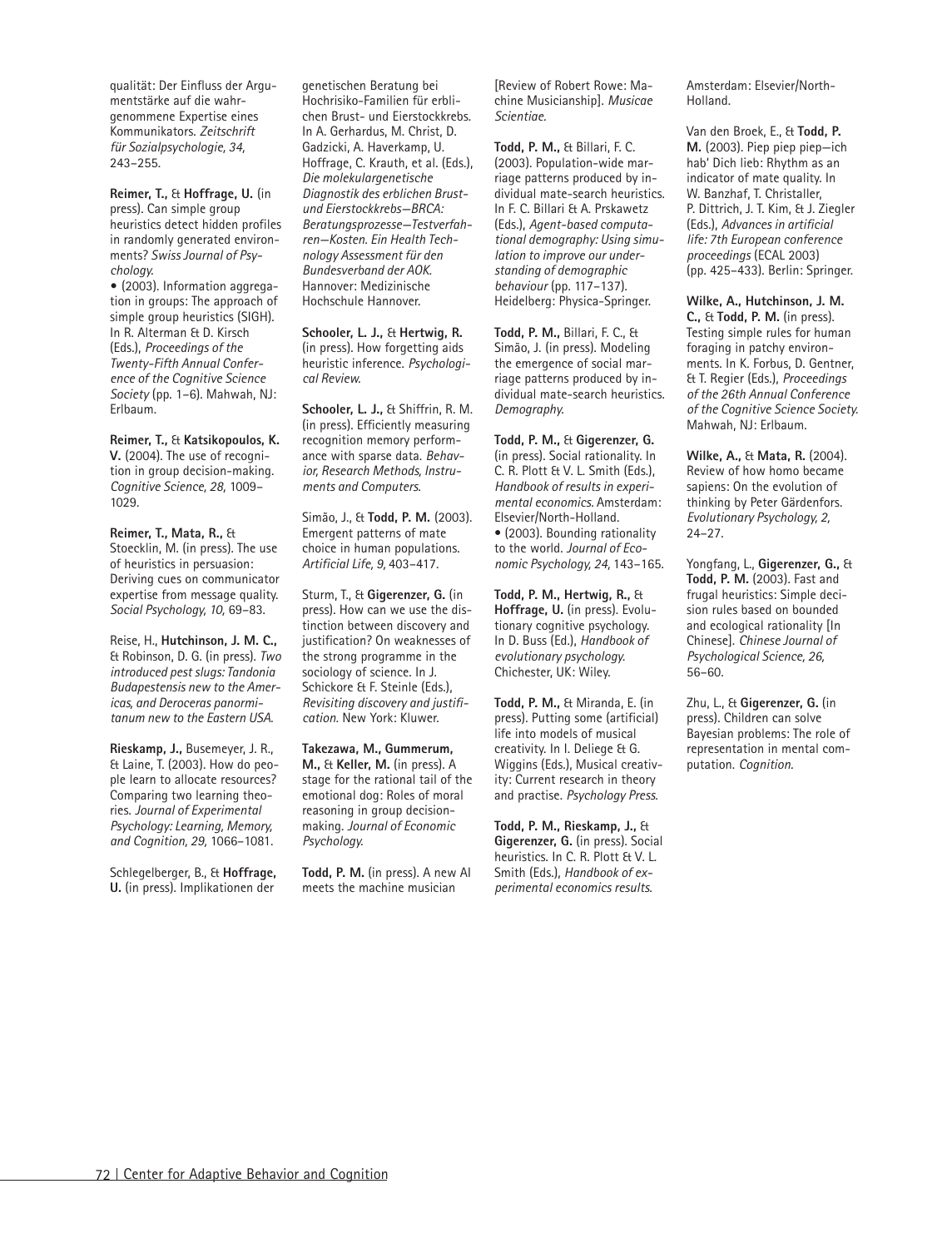qualität: Der Einfluss der Argumentstärke auf die wahrgenommene Expertise eines Kommunikators. *Zeitschrift für Sozialpsychologie, 34,* 243–255.

**Reimer, T.,** & **Hoffrage, U.** (in press). Can simple group heuristics detect hidden profiles in randomly generated environments? *Swiss Journal of Psychology.*

• (2003). Information aggregation in groups: The approach of simple group heuristics (SIGH). In R. Alterman & D. Kirsch (Eds.), *Proceedings of the Twenty-Fifth Annual Conference of the Cognitive Science Society* (pp. 1–6). Mahwah, NJ: Erlbaum.

**Reimer, T.,** & **Katsikopoulos, K. V.** (2004). The use of recognition in group decision-making. *Cognitive Science, 28,* 1009–1029.

**Reimer, T., Mata, R.,** & Stoecklin, M. (in press). The use of heuristics in persuasion: Deriving cues on communicator expertise from message quality. *Social Psychology, 10,* 69–83.

Reise, H., **Hutchinson, J. M. C.,** & Robinson, D. G. (in press). *Two introduced pest slugs: Tandonia Budapestensis new to the Americas, and Deroceras panormitanum new to the Eastern USA.*

**Rieskamp, J.,** Busemeyer, J. R., & Laine, T. (2003). How do people learn to allocate resources? Comparing two learning theories. *Journal of Experimental Psychology: Learning, Memory, and Cognition, 29,* 1066–1081.

Schlegelberger, B., & **Hoffrage, U.** (in press). Implikationen der genetischen Beratung bei Hochrisiko-Familien für erblichen Brust- und Eierstockkrebs. In A. Gerhardus, M. Christ, D. Gadzicki, A. Haverkamp, U. Hoffrage, C. Krauth, et al. (Eds.), *Die molekulargenetische Diagnostik des erblichen Brust- und Eierstockkrebs—BRCA: Beratungsprozesse—Testverfahren—Kosten. Ein Health Technology Assessment für den Bundesverband der AOK.* Hannover: Medizinische Hochschule Hannover.

**Schooler, L. J.,** & **Hertwig, R.** (in press). How forgetting aids heuristic inference. *Psychological Review.*

**Schooler, L. J.,** & Shiffrin, R. M. (in press). Efficiently measuring recognition memory performance with sparse data. *Behavior, Research Methods, Instruments and Computers.*

Simão, J., & **Todd, P. M.** (2003). Emergent patterns of mate choice in human populations. *Artificial Life, 9,* 403–417.

Sturm, T., & **Gigerenzer, G.** (in press). How can we use the distinction between discovery and justification? On weaknesses of the strong programme in the sociology of science. In J. Schickore & F. Steinle (Eds.), *Revisiting discovery and justification.* New York: Kluwer.

**Takezawa, M., Gummerum, M.,** & **Keller, M.** (in press). A stage for the rational tail of the emotional dog: Roles of moral reasoning in group decision-making. *Journal of Economic Psychology.*

**Todd, P. M.** (in press). A new AI meets the machine musician [Review of Robert Rowe: Machine Musicianship]. *Musicae Scientiae.*

**Todd, P. M.,** & Billari, F. C. (2003). Population-wide marriage patterns produced by individual mate-search heuristics. In F. C. Billari & A. Prskawetz (Eds.), *Agent-based computational demography: Using simulation to improve our understanding of demographic behaviour* (pp. 117–137). Heidelberg: Physica-Springer.

**Todd, P. M.,** Billari, F. C., & Simão, J. (in press). Modeling the emergence of social marriage patterns produced by individual mate-search heuristics. *Demography.*

**Todd, P. M.,** & **Gigerenzer, G.** (in press). Social rationality. In C. R. Plott & V. L. Smith (Eds.), *Handbook of results in experimental economics.* Amsterdam: Elsevier/North-Holland.

• (2003). Bounding rationality to the world. *Journal of Economic Psychology, 24,* 143–165.

**Todd, P. M., Hertwig, R.,** & **Hoffrage, U.** (in press). Evolutionary cognitive psychology. In D. Buss (Ed.), *Handbook of evolutionary psychology.* Chichester, UK: Wiley.

**Todd, P. M.,** & Miranda, E. (in press). Putting some (artificial) life into models of musical creativity. In I. Deliege & G. Wiggins (Eds.), Musical creativity: Current research in theory and practise. *Psychology Press.*

**Todd, P. M., Rieskamp, J.,** & **Gigerenzer, G.** (in press). Social heuristics. In C. R. Plott & V. L. Smith (Eds.), *Handbook of experimental economics results.* Amsterdam: Elsevier/North-Holland.

Van den Broek, E., & **Todd, P. M.** (2003). Piep piep piep—ich hab' Dich lieb: Rhythm as an indicator of mate quality. In W. Banzhaf, T. Christaller, P. Dittrich, J. T. Kim, & J. Ziegler (Eds.), *Advances in artificial life: 7th European conference proceedings* (ECAL 2003) (pp. 425–433). Berlin: Springer.

**Wilke, A., Hutchinson, J. M. C.,** & **Todd, P. M.** (in press). Testing simple rules for human foraging in patchy environments. In K. Forbus, D. Gentner, & T. Regier (Eds.), *Proceedings of the 26th Annual Conference of the Cognitive Science Society.* Mahwah, NJ: Erlbaum.

**Wilke, A.,** & **Mata, R.** (2004). Review of how homo became sapiens: On the evolution of thinking by Peter Gärdenfors. *Evolutionary Psychology, 2,* 24–27.

Yongfang, L., **Gigerenzer, G.,** & **Todd, P. M.** (2003). Fast and frugal heuristics: Simple decision rules based on bounded and ecological rationality [In Chinese]. *Chinese Journal of Psychological Science, 26,* 56–60.

Zhu, L., & **Gigerenzer, G.** (in press). Children can solve Bayesian problems: The role of representation in mental computation. *Cognition.*